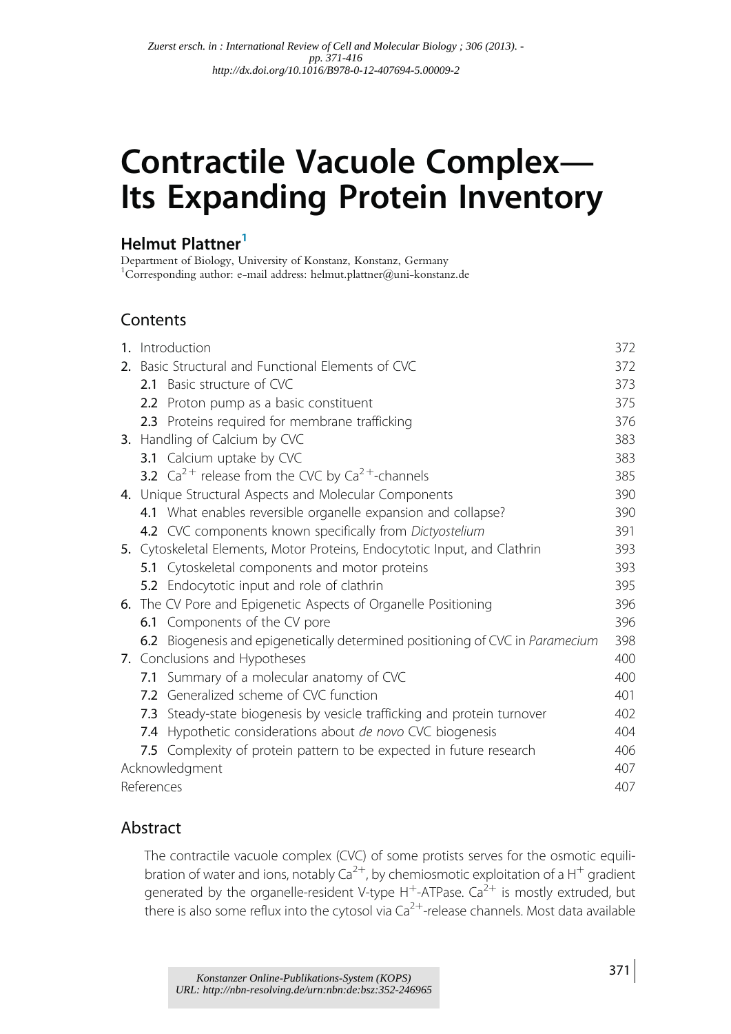*Zuerst ersch. in : International Review of Cell and Molecular Biology ; 306 (2013). - pp. 371-416*
*http://dx.doi.org/10.1016/B978-0-12-407694-5.00009-2*

# Contractile Vacuole Complex—Its Expanding Protein Inventory

**Helmut Plattner**[1]

Department of Biology, University of Konstanz, Konstanz, Germany
[1]Corresponding author: e-mail address: helmut.plattner@uni-konstanz.de

## Contents

| | |
|---|---|
| **1.** Introduction | 372 |
| **2.** Basic Structural and Functional Elements of CVC | 372 |
| **2.1** Basic structure of CVC | 373 |
| **2.2** Proton pump as a basic constituent | 375 |
| **2.3** Proteins required for membrane trafficking | 376 |
| **3.** Handling of Calcium by CVC | 383 |
| **3.1** Calcium uptake by CVC | 383 |
| **3.2** $Ca^{2+}$ release from the CVC by $Ca^{2+}$-channels | 385 |
| **4.** Unique Structural Aspects and Molecular Components | 390 |
| **4.1** What enables reversible organelle expansion and collapse? | 390 |
| **4.2** CVC components known specifically from *Dictyostelium* | 391 |
| **5.** Cytoskeletal Elements, Motor Proteins, Endocytotic Input, and Clathrin | 393 |
| **5.1** Cytoskeletal components and motor proteins | 393 |
| **5.2** Endocytotic input and role of clathrin | 395 |
| **6.** The CV Pore and Epigenetic Aspects of Organelle Positioning | 396 |
| **6.1** Components of the CV pore | 396 |
| **6.2** Biogenesis and epigenetically determined positioning of CVC in *Paramecium* | 398 |
| **7.** Conclusions and Hypotheses | 400 |
| **7.1** Summary of a molecular anatomy of CVC | 400 |
| **7.2** Generalized scheme of CVC function | 401 |
| **7.3** Steady-state biogenesis by vesicle trafficking and protein turnover | 402 |
| **7.4** Hypothetic considerations about *de novo* CVC biogenesis | 404 |
| **7.5** Complexity of protein pattern to be expected in future research | 406 |
| Acknowledgment | 407 |
| References | 407 |

## Abstract

The contractile vacuole complex (CVC) of some protists serves for the osmotic equilibration of water and ions, notably $Ca^{2+}$, by chemiosmotic exploitation of a $H^+$ gradient generated by the organelle-resident V-type $H^+$-ATPase. $Ca^{2+}$ is mostly extruded, but there is also some reflux into the cytosol via $Ca^{2+}$-release channels. Most data available

*Konstanzer Online-Publikations-System (KOPS)*
*URL: http://nbn-resolving.de/urn:nbn:de:bsz:352-246965*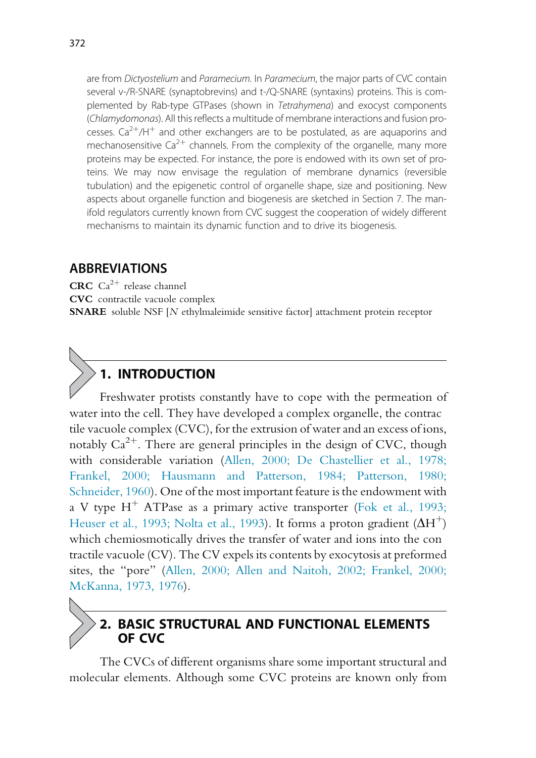are from *Dictyostelium* and *Paramecium*. In *Paramecium*, the major parts of CVC contain several v-/R-SNARE (synaptobrevins) and t-/Q-SNARE (syntaxins) proteins. This is complemented by Rab-type GTPases (shown in *Tetrahymena*) and exocyst components (*Chlamydomonas*). All this reflects a multitude of membrane interactions and fusion processes. $Ca^{2+}/H^{+}$ and other exchangers are to be postulated, as are aquaporins and mechanosensitive $Ca^{2+}$ channels. From the complexity of the organelle, many more proteins may be expected. For instance, the pore is endowed with its own set of proteins. We may now envisage the regulation of membrane dynamics (reversible tubulation) and the epigenetic control of organelle shape, size and positioning. New aspects about organelle function and biogenesis are sketched in Section 7. The manifold regulators currently known from CVC suggest the cooperation of widely different mechanisms to maintain its dynamic function and to drive its biogenesis.

## ABBREVIATIONS

**CRC** $Ca^{2+}$ release channel
**CVC** contractile vacuole complex
**SNARE** soluble NSF [*N* ethylmaleimide sensitive factor] attachment protein receptor

## 1. INTRODUCTION

Freshwater protists constantly have to cope with the permeation of water into the cell. They have developed a complex organelle, the contractile vacuole complex (CVC), for the extrusion of water and an excess of ions, notably $Ca^{2+}$. There are general principles in the design of CVC, though with considerable variation (Allen, 2000; De Chastellier et al., 1978; Frankel, 2000; Hausmann and Patterson, 1984; Patterson, 1980; Schneider, 1960). One of the most important feature is the endowment with a V type $H^{+}$ ATPase as a primary active transporter (Fok et al., 1993; Heuser et al., 1993; Nolta et al., 1993). It forms a proton gradient ($\Delta H^{+}$) which chemiosmotically drives the transfer of water and ions into the contractile vacuole (CV). The CV expels its contents by exocytosis at preformed sites, the "pore" (Allen, 2000; Allen and Naitoh, 2002; Frankel, 2000; McKanna, 1973, 1976).

## 2. BASIC STRUCTURAL AND FUNCTIONAL ELEMENTS OF CVC

The CVCs of different organisms share some important structural and molecular elements. Although some CVC proteins are known only from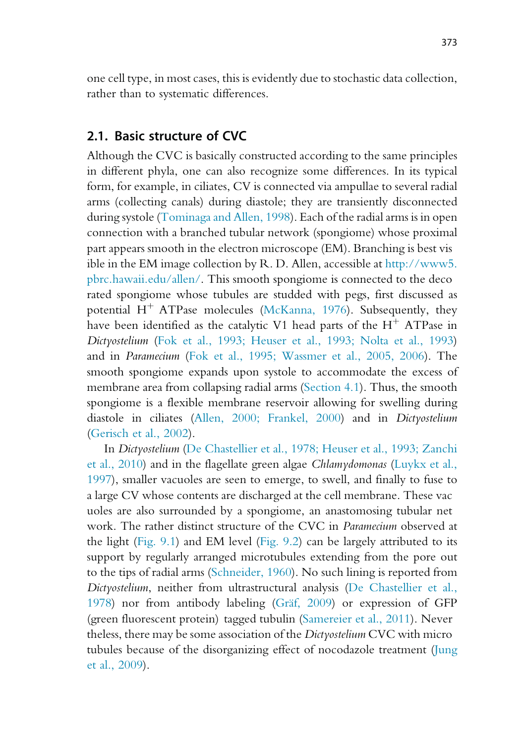one cell type, in most cases, this is evidently due to stochastic data collection, rather than to systematic differences.

## 2.1. Basic structure of CVC

Although the CVC is basically constructed according to the same principles in different phyla, one can also recognize some differences. In its typical form, for example, in ciliates, CV is connected via ampullae to several radial arms (collecting canals) during diastole; they are transiently disconnected during systole (Tominaga and Allen, 1998). Each of the radial arms is in open connection with a branched tubular network (spongiome) whose proximal part appears smooth in the electron microscope (EM). Branching is best visible in the EM image collection by R. D. Allen, accessible at http://www5.pbrc.hawaii.edu/allen/. This smooth spongiome is connected to the decorated spongiome whose tubules are studded with pegs, first discussed as potential $H^+$ ATPase molecules (McKanna, 1976). Subsequently, they have been identified as the catalytic V1 head parts of the $H^+$ ATPase in *Dictyostelium* (Fok et al., 1993; Heuser et al., 1993; Nolta et al., 1993) and in *Paramecium* (Fok et al., 1995; Wassmer et al., 2005, 2006). The smooth spongiome expands upon systole to accommodate the excess of membrane area from collapsing radial arms (Section 4.1). Thus, the smooth spongiome is a flexible membrane reservoir allowing for swelling during diastole in ciliates (Allen, 2000; Frankel, 2000) and in *Dictyostelium* (Gerisch et al., 2002).

In *Dictyostelium* (De Chastellier et al., 1978; Heuser et al., 1993; Zanchi et al., 2010) and in the flagellate green algae *Chlamydomonas* (Luykx et al., 1997), smaller vacuoles are seen to emerge, to swell, and finally to fuse to a large CV whose contents are discharged at the cell membrane. These vacuoles are also surrounded by a spongiome, an anastomosing tubular network. The rather distinct structure of the CVC in *Paramecium* observed at the light (Fig. 9.1) and EM level (Fig. 9.2) can be largely attributed to its support by regularly arranged microtubules extending from the pore out to the tips of radial arms (Schneider, 1960). No such lining is reported from *Dictyostelium*, neither from ultrastructural analysis (De Chastellier et al., 1978) nor from antibody labeling (Gräf, 2009) or expression of GFP (green fluorescent protein) tagged tubulin (Samereier et al., 2011). Nevertheless, there may be some association of the *Dictyostelium* CVC with microtubules because of the disorganizing effect of nocodazole treatment (Jung et al., 2009).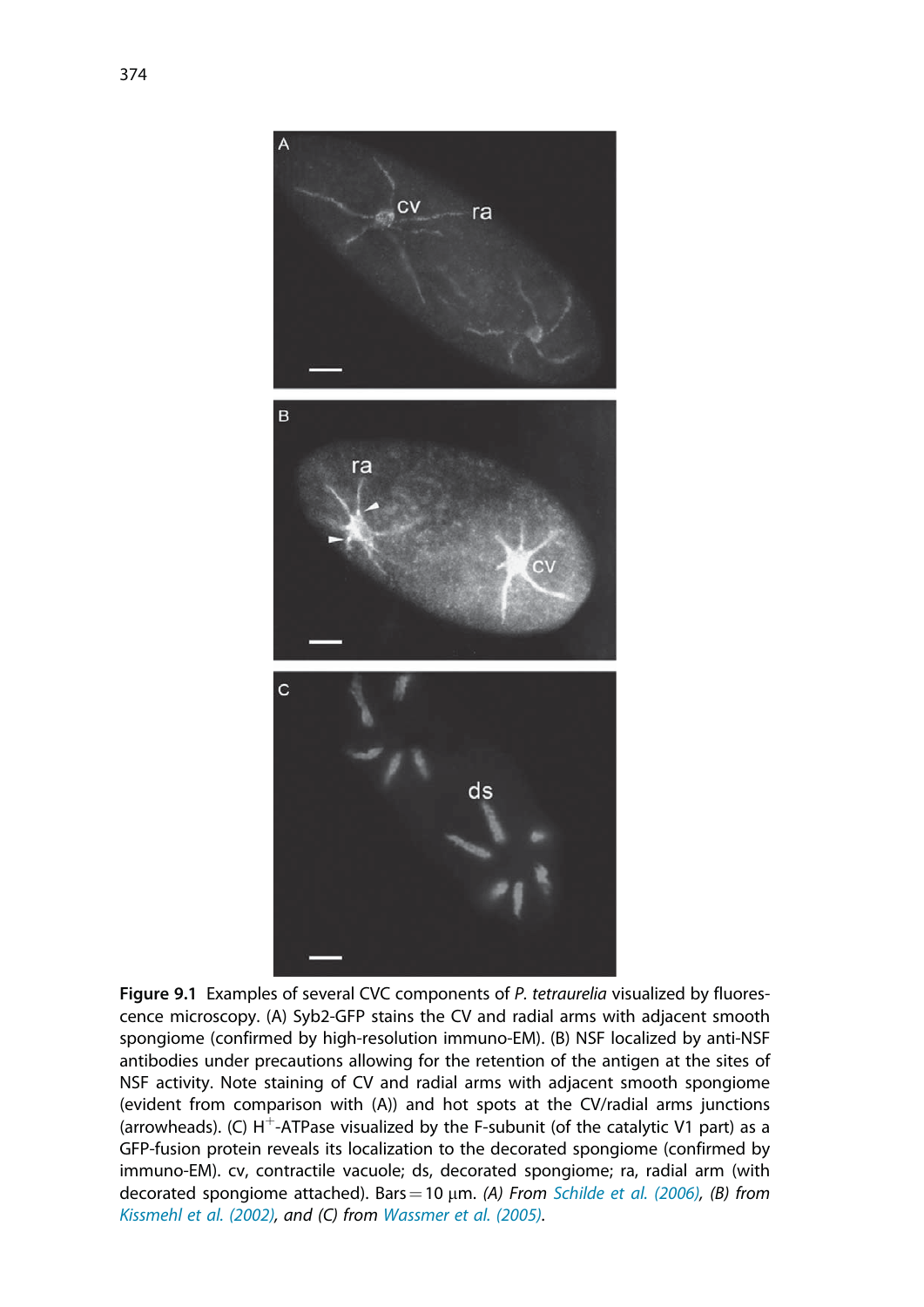**Figure 9.1** Examples of several CVC components of *P. tetraurelia* visualized by fluorescence microscopy. (A) Syb2-GFP stains the CV and radial arms with adjacent smooth spongiome (confirmed by high-resolution immuno-EM). (B) NSF localized by anti-NSF antibodies under precautions allowing for the retention of the antigen at the sites of NSF activity. Note staining of CV and radial arms with adjacent smooth spongiome (evident from comparison with (A)) and hot spots at the CV/radial arms junctions (arrowheads). (C) $H^+$-ATPase visualized by the F-subunit (of the catalytic V1 part) as a GFP-fusion protein reveals its localization to the decorated spongiome (confirmed by immuno-EM). cv, contractile vacuole; ds, decorated spongiome; ra, radial arm (with decorated spongiome attached). Bars = 10 μm. *(A) From Schilde et al. (2006), (B) from Kissmehl et al. (2002), and (C) from Wassmer et al. (2005).*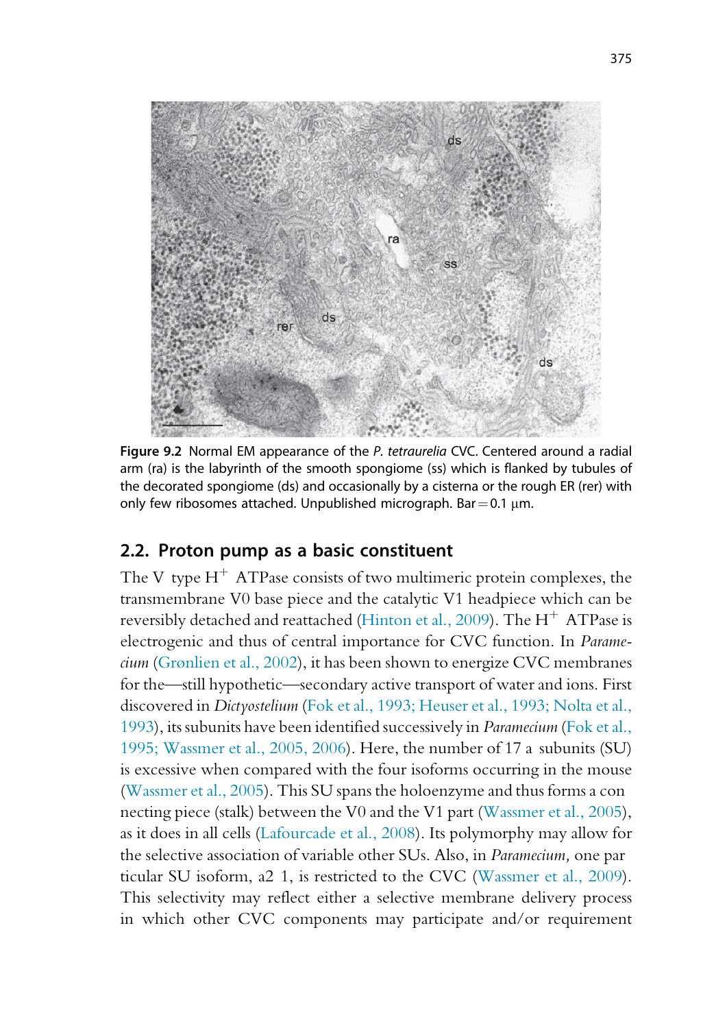Figure 9.2 Normal EM appearance of the *P. tetraurelia* CVC. Centered around a radial arm (ra) is the labyrinth of the smooth spongiome (ss) which is flanked by tubules of the decorated spongiome (ds) and occasionally by a cisterna or the rough ER (rer) with only few ribosomes attached. Unpublished micrograph. Bar = 0.1 μm.

## 2.2. Proton pump as a basic constituent

The V type $H^+$ ATPase consists of two multimeric protein complexes, the transmembrane V0 base piece and the catalytic V1 headpiece which can be reversibly detached and reattached (Hinton et al., 2009). The $H^+$ ATPase is electrogenic and thus of central importance for CVC function. In *Paramecium* (Grønlien et al., 2002), it has been shown to energize CVC membranes for the—still hypothetic—secondary active transport of water and ions. First discovered in *Dictyostelium* (Fok et al., 1993; Heuser et al., 1993; Nolta et al., 1993), its subunits have been identified successively in *Paramecium* (Fok et al., 1995; Wassmer et al., 2005, 2006). Here, the number of 17 a subunits (SU) is excessive when compared with the four isoforms occurring in the mouse (Wassmer et al., 2005). This SU spans the holoenzyme and thus forms a connecting piece (stalk) between the V0 and the V1 part (Wassmer et al., 2005), as it does in all cells (Lafourcade et al., 2008). Its polymorphy may allow for the selective association of variable other SUs. Also, in *Paramecium,* one particular SU isoform, a2 1, is restricted to the CVC (Wassmer et al., 2009). This selectivity may reflect either a selective membrane delivery process in which other CVC components may participate and/or requirement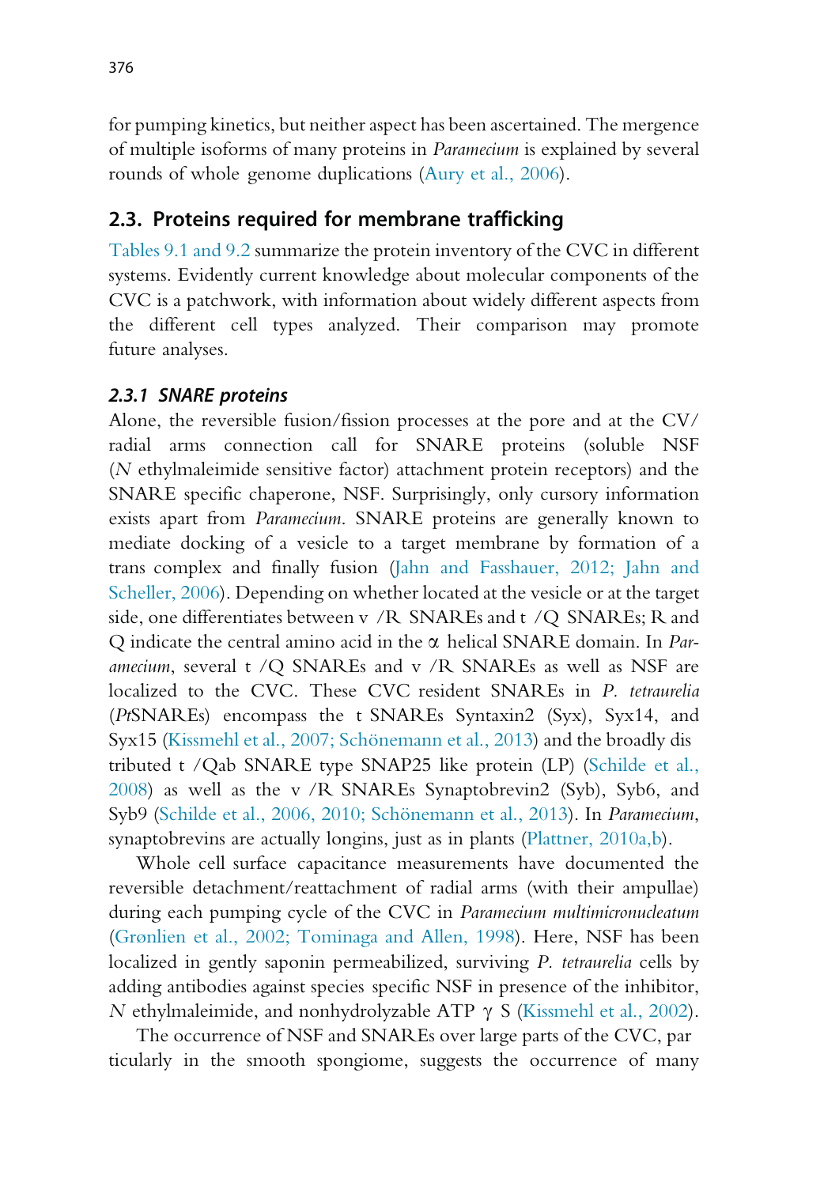for pumping kinetics, but neither aspect has been ascertained. The mergence of multiple isoforms of many proteins in *Paramecium* is explained by several rounds of whole genome duplications (Aury et al., 2006).

## 2.3. Proteins required for membrane trafficking

Tables 9.1 and 9.2 summarize the protein inventory of the CVC in different systems. Evidently current knowledge about molecular components of the CVC is a patchwork, with information about widely different aspects from the different cell types analyzed. Their comparison may promote future analyses.

### *2.3.1 SNARE proteins*

Alone, the reversible fusion/fission processes at the pore and at the CV/radial arms connection call for SNARE proteins (soluble NSF (*N* ethylmaleimide sensitive factor) attachment protein receptors) and the SNARE specific chaperone, NSF. Surprisingly, only cursory information exists apart from *Paramecium*. SNARE proteins are generally known to mediate docking of a vesicle to a target membrane by formation of a trans complex and finally fusion (Jahn and Fasshauer, 2012; Jahn and Scheller, 2006). Depending on whether located at the vesicle or at the target side, one differentiates between v /R SNAREs and t /Q SNAREs; R and Q indicate the central amino acid in the α helical SNARE domain. In *Paramecium*, several t /Q SNAREs and v /R SNAREs as well as NSF are localized to the CVC. These CVC resident SNAREs in *P. tetraurelia* (*Pt*SNAREs) encompass the t SNAREs Syntaxin2 (Syx), Syx14, and Syx15 (Kissmehl et al., 2007; Schönemann et al., 2013) and the broadly distributed t /Qab SNARE type SNAP25 like protein (LP) (Schilde et al., 2008) as well as the v /R SNAREs Synaptobrevin2 (Syb), Syb6, and Syb9 (Schilde et al., 2006, 2010; Schönemann et al., 2013). In *Paramecium*, synaptobrevins are actually longins, just as in plants (Plattner, 2010a,b).

Whole cell surface capacitance measurements have documented the reversible detachment/reattachment of radial arms (with their ampullae) during each pumping cycle of the CVC in *Paramecium multimicronucleatum* (Grønlien et al., 2002; Tominaga and Allen, 1998). Here, NSF has been localized in gently saponin permeabilized, surviving *P. tetraurelia* cells by adding antibodies against species specific NSF in presence of the inhibitor, *N* ethylmaleimide, and nonhydrolyzable ATP γ S (Kissmehl et al., 2002).

The occurrence of NSF and SNAREs over large parts of the CVC, particularly in the smooth spongiome, suggests the occurrence of many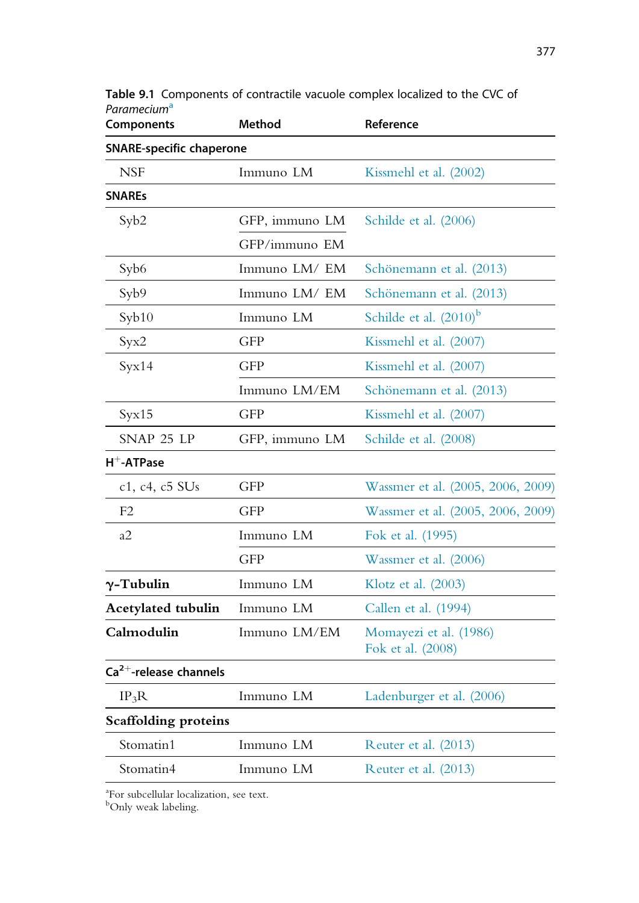**Table 9.1** Components of contractile vacuole complex localized to the CVC of *Paramecium*[a]

| Components | Method | Reference |
|---|---|---|
| **SNARE-specific chaperone** | | |
| NSF | Immuno LM | Kissmehl et al. (2002) |
| **SNAREs** | | |
| Syb2 | GFP, immuno LM | Schilde et al. (2006) |
| | GFP/immuno EM | |
| Syb6 | Immuno LM/ EM | Schönemann et al. (2013) |
| Syb9 | Immuno LM/ EM | Schönemann et al. (2013) |
| Syb10 | Immuno LM | Schilde et al. (2010)[b] |
| Syx2 | GFP | Kissmehl et al. (2007) |
| Syx14 | GFP | Kissmehl et al. (2007) |
| | Immuno LM/EM | Schönemann et al. (2013) |
| Syx15 | GFP | Kissmehl et al. (2007) |
| SNAP 25 LP | GFP, immuno LM | Schilde et al. (2008) |
| **$H^+$-ATPase** | | |
| c1, c4, c5 SUs | GFP | Wassmer et al. (2005, 2006, 2009) |
| F2 | GFP | Wassmer et al. (2005, 2006, 2009) |
| a2 | Immuno LM | Fok et al. (1995) |
| | GFP | Wassmer et al. (2006) |
| **γ-Tubulin** | Immuno LM | Klotz et al. (2003) |
| **Acetylated tubulin** | Immuno LM | Callen et al. (1994) |
| **Calmodulin** | Immuno LM/EM | Momayezi et al. (1986)<br>Fok et al. (2008) |
| **$Ca^{2+}$-release channels** | | |
| $IP_3R$ | Immuno LM | Ladenburger et al. (2006) |
| **Scaffolding proteins** | | |
| Stomatin1 | Immuno LM | Reuter et al. (2013) |
| Stomatin4 | Immuno LM | Reuter et al. (2013) |

[a]For subcellular localization, see text.
[b]Only weak labeling.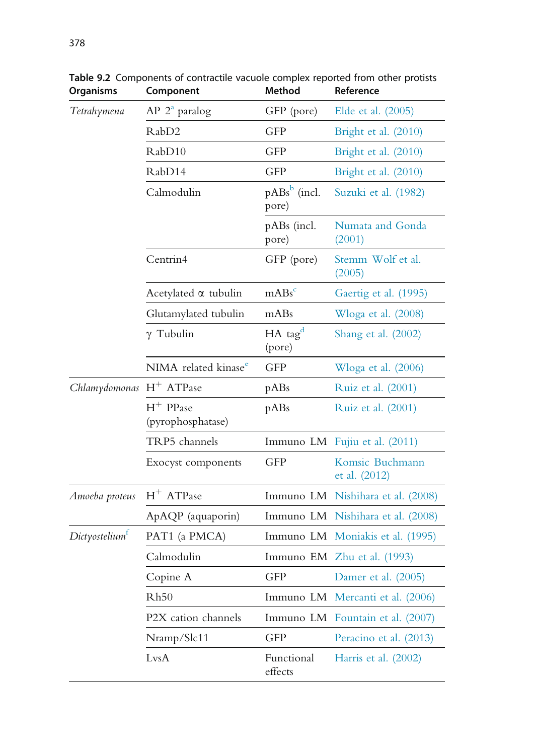**Table 9.2** Components of contractile vacuole complex reported from other protists

| Organisms | Component | Method | Reference |
|---|---|---|---|
| *Tetrahymena* | AP 2[a] paralog | GFP (pore) | Elde et al. (2005) |
| | RabD2 | GFP | Bright et al. (2010) |
| | RabD10 | GFP | Bright et al. (2010) |
| | RabD14 | GFP | Bright et al. (2010) |
| | Calmodulin | pABs[b] (incl. pore) | Suzuki et al. (1982) |
| | | pABs (incl. pore) | Numata and Gonda (2001) |
| | Centrin4 | GFP (pore) | Stemm Wolf et al. (2005) |
| | Acetylated α tubulin | mABs[c] | Gaertig et al. (1995) |
| | Glutamylated tubulin | mABs | Wloga et al. (2008) |
| | γ Tubulin | HA tag[d] (pore) | Shang et al. (2002) |
| | NIMA related kinase[e] | GFP | Wloga et al. (2006) |
| *Chlamydomonas* | $H^+$ ATPase | pABs | Ruiz et al. (2001) |
| | $H^+$ PPase (pyrophosphatase) | pABs | Ruiz et al. (2001) |
| | TRP5 channels | Immuno LM | Fujiu et al. (2011) |
| | Exocyst components | GFP | Komsic Buchmann et al. (2012) |
| *Amoeba proteus* | $H^+$ ATPase | Immuno LM | Nishihara et al. (2008) |
| | ApAQP (aquaporin) | Immuno LM | Nishihara et al. (2008) |
| *Dictyostelium*[f] | PAT1 (a PMCA) | Immuno LM | Moniakis et al. (1995) |
| | Calmodulin | Immuno EM | Zhu et al. (1993) |
| | Copine A | GFP | Damer et al. (2005) |
| | Rh50 | Immuno LM | Mercanti et al. (2006) |
| | P2X cation channels | Immuno LM | Fountain et al. (2007) |
| | Nramp/Slc11 | GFP | Peracino et al. (2013) |
| | LvsA | Functional effects | Harris et al. (2002) |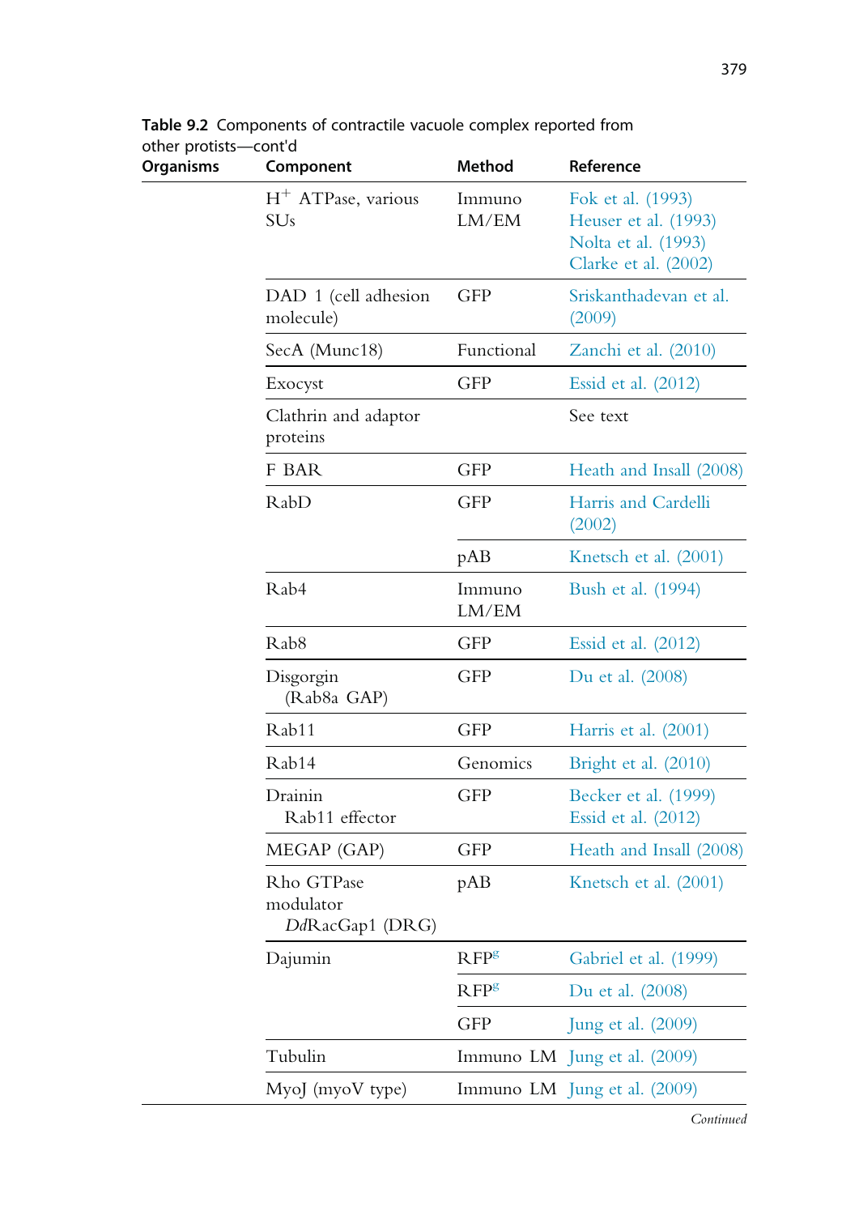**Table 9.2** Components of contractile vacuole complex reported from other protists—cont'd

| Organisms | Component | Method | Reference |
|---|---|---|---|
| | $H^+$ ATPase, various SUs | Immuno LM/EM | Fok et al. (1993) Heuser et al. (1993) Nolta et al. (1993) Clarke et al. (2002) |
| | DAD 1 (cell adhesion molecule) | GFP | Sriskanthadevan et al. (2009) |
| | SecA (Munc18) | Functional | Zanchi et al. (2010) |
| | Exocyst | GFP | Essid et al. (2012) |
| | Clathrin and adaptor proteins | | See text |
| | F BAR | GFP | Heath and Insall (2008) |
| | RabD | GFP | Harris and Cardelli (2002) |
| | | pAB | Knetsch et al. (2001) |
| | Rab4 | Immuno LM/EM | Bush et al. (1994) |
| | Rab8 | GFP | Essid et al. (2012) |
| | Disgorgin (Rab8a GAP) | GFP | Du et al. (2008) |
| | Rab11 | GFP | Harris et al. (2001) |
| | Rab14 | Genomics | Bright et al. (2010) |
| | Drainin Rab11 effector | GFP | Becker et al. (1999) Essid et al. (2012) |
| | MEGAP (GAP) | GFP | Heath and Insall (2008) |
| | Rho GTPase modulator *Dd*RacGap1 (DRG) | pAB | Knetsch et al. (2001) |
| | Dajumin | RFP[g] | Gabriel et al. (1999) |
| | | RFP[g] | Du et al. (2008) |
| | | GFP | Jung et al. (2009) |
| | Tubulin | Immuno LM | Jung et al. (2009) |
| | MyoJ (myoV type) | Immuno LM | Jung et al. (2009) |

*Continued*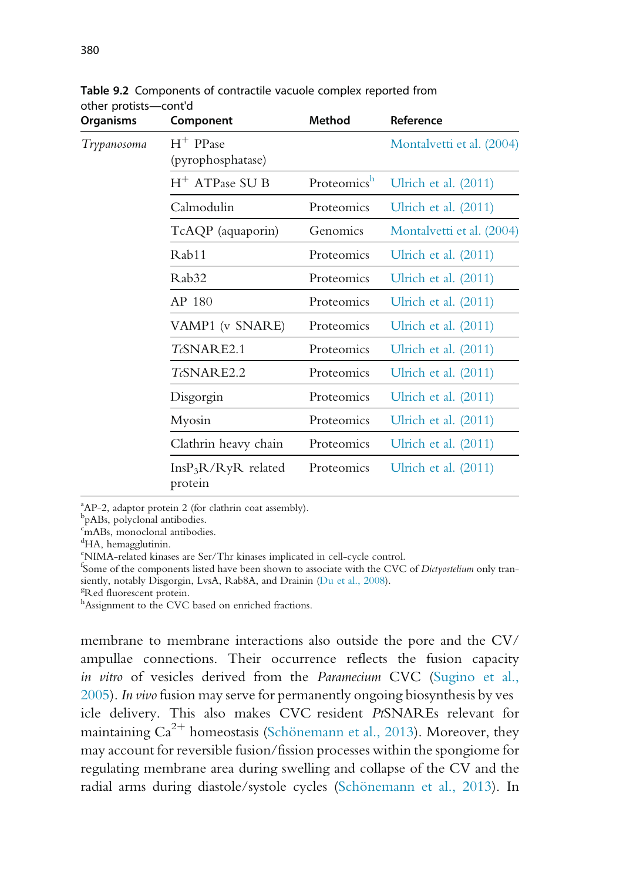**Table 9.2** Components of contractile vacuole complex reported from other protists—cont'd

| Organisms | Component | Method | Reference |
|---|---|---|---|
| *Trypanosoma* | $H^+$ PPase (pyrophosphatase) | | Montalvetti et al. (2004) |
| | $H^+$ ATPase SU B | Proteomics[h] | Ulrich et al. (2011) |
| | Calmodulin | Proteomics | Ulrich et al. (2011) |
| | TcAQP (aquaporin) | Genomics | Montalvetti et al. (2004) |
| | Rab11 | Proteomics | Ulrich et al. (2011) |
| | Rab32 | Proteomics | Ulrich et al. (2011) |
| | AP 180 | Proteomics | Ulrich et al. (2011) |
| | VAMP1 (v SNARE) | Proteomics | Ulrich et al. (2011) |
| | *Tc*SNARE2.1 | Proteomics | Ulrich et al. (2011) |
| | *Tc*SNARE2.2 | Proteomics | Ulrich et al. (2011) |
| | Disgorgin | Proteomics | Ulrich et al. (2011) |
| | Myosin | Proteomics | Ulrich et al. (2011) |
| | Clathrin heavy chain | Proteomics | Ulrich et al. (2011) |
| | $InsP_3R$/RyR related protein | Proteomics | Ulrich et al. (2011) |

[a]AP-2, adaptor protein 2 (for clathrin coat assembly).
[b]pABs, polyclonal antibodies.
[c]mABs, monoclonal antibodies.
[d]HA, hemagglutinin.
[e]NIMA-related kinases are Ser/Thr kinases implicated in cell-cycle control.
[f]Some of the components listed have been shown to associate with the CVC of *Dictyostelium* only transiently, notably Disgorgin, LvsA, Rab8A, and Drainin (Du et al., 2008).
[g]Red fluorescent protein.
[h]Assignment to the CVC based on enriched fractions.

membrane to membrane interactions also outside the pore and the CV/ampullae connections. Their occurrence reflects the fusion capacity *in vitro* of vesicles derived from the *Paramecium* CVC (Sugino et al., 2005). *In vivo* fusion may serve for permanently ongoing biosynthesis by vesicle delivery. This also makes CVC resident *Pt*SNAREs relevant for maintaining $Ca^{2+}$ homeostasis (Schönemann et al., 2013). Moreover, they may account for reversible fusion/fission processes within the spongiome for regulating membrane area during swelling and collapse of the CV and the radial arms during diastole/systole cycles (Schönemann et al., 2013). In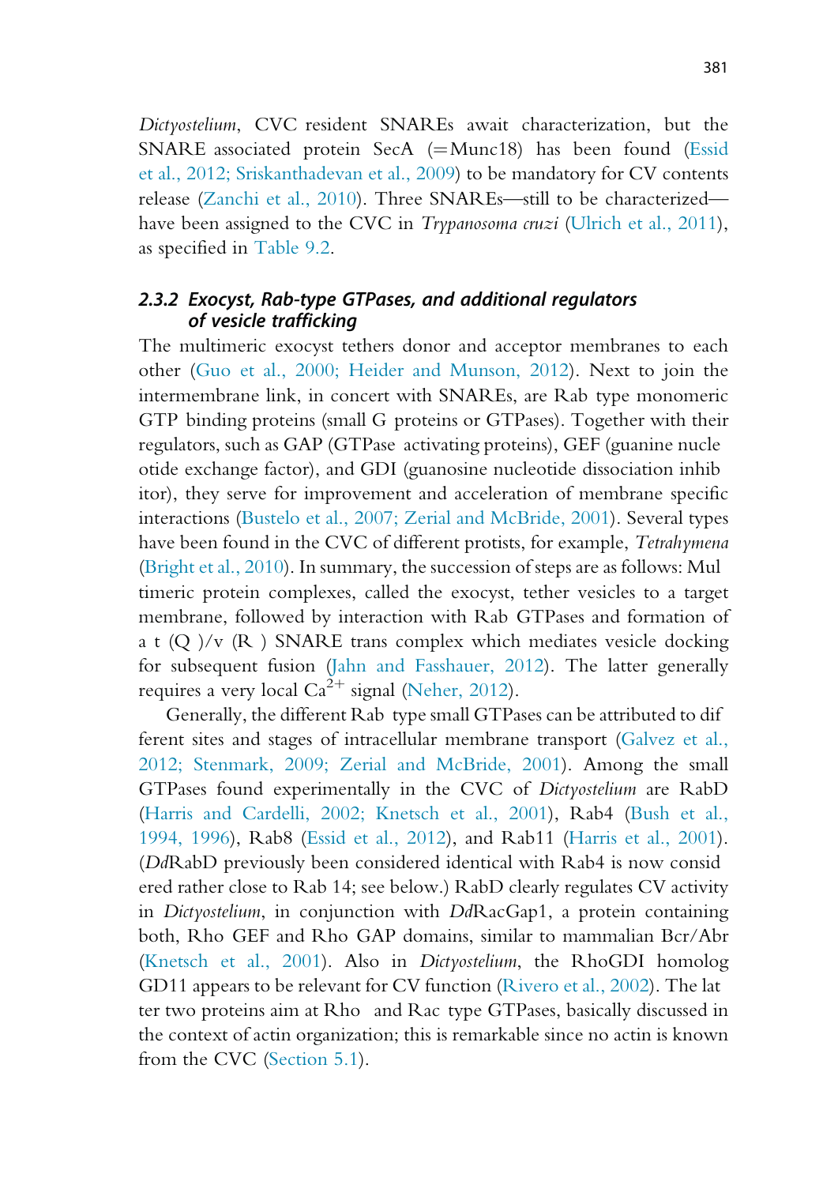*Dictyostelium*, CVC resident SNAREs await characterization, but the SNARE associated protein SecA (=Munc18) has been found (Essid et al., 2012; Sriskanthadevan et al., 2009) to be mandatory for CV contents release (Zanchi et al., 2010). Three SNAREs—still to be characterized—have been assigned to the CVC in *Trypanosoma cruzi* (Ulrich et al., 2011), as specified in Table 9.2.

### 2.3.2 Exocyst, Rab-type GTPases, and additional regulators of vesicle trafficking

The multimeric exocyst tethers donor and acceptor membranes to each other (Guo et al., 2000; Heider and Munson, 2012). Next to join the intermembrane link, in concert with SNAREs, are Rab type monomeric GTP binding proteins (small G proteins or GTPases). Together with their regulators, such as GAP (GTPase activating proteins), GEF (guanine nucleotide exchange factor), and GDI (guanosine nucleotide dissociation inhibitor), they serve for improvement and acceleration of membrane specific interactions (Bustelo et al., 2007; Zerial and McBride, 2001). Several types have been found in the CVC of different protists, for example, *Tetrahymena* (Bright et al., 2010). In summary, the succession of steps are as follows: Multimeric protein complexes, called the exocyst, tether vesicles to a target membrane, followed by interaction with Rab GTPases and formation of a t (Q )/v (R ) SNARE trans complex which mediates vesicle docking for subsequent fusion (Jahn and Fasshauer, 2012). The latter generally requires a very local $Ca^{2+}$ signal (Neher, 2012).

Generally, the different Rab type small GTPases can be attributed to different sites and stages of intracellular membrane transport (Galvez et al., 2012; Stenmark, 2009; Zerial and McBride, 2001). Among the small GTPases found experimentally in the CVC of *Dictyostelium* are RabD (Harris and Cardelli, 2002; Knetsch et al., 2001), Rab4 (Bush et al., 1994, 1996), Rab8 (Essid et al., 2012), and Rab11 (Harris et al., 2001). (*Dd*RabD previously been considered identical with Rab4 is now considered rather close to Rab 14; see below.) RabD clearly regulates CV activity in *Dictyostelium*, in conjunction with *Dd*RacGap1, a protein containing both, Rho GEF and Rho GAP domains, similar to mammalian Bcr/Abr (Knetsch et al., 2001). Also in *Dictyostelium*, the RhoGDI homolog GD11 appears to be relevant for CV function (Rivero et al., 2002). The latter two proteins aim at Rho and Rac type GTPases, basically discussed in the context of actin organization; this is remarkable since no actin is known from the CVC (Section 5.1).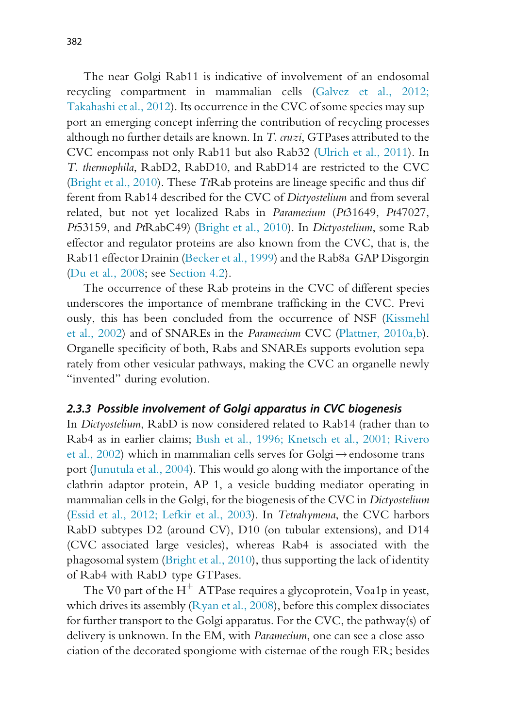The near Golgi Rab11 is indicative of involvement of an endosomal recycling compartment in mammalian cells (Galvez et al., 2012; Takahashi et al., 2012). Its occurrence in the CVC of some species may support an emerging concept inferring the contribution of recycling processes although no further details are known. In *T. cruzi*, GTPases attributed to the CVC encompass not only Rab11 but also Rab32 (Ulrich et al., 2011). In *T. thermophila*, RabD2, RabD10, and RabD14 are restricted to the CVC (Bright et al., 2010). These *Tt*Rab proteins are lineage specific and thus different from Rab14 described for the CVC of *Dictyostelium* and from several related, but not yet localized Rabs in *Paramecium* (*Pt*31649, *Pt*47027, *Pt*53159, and *Pt*RabC49) (Bright et al., 2010). In *Dictyostelium*, some Rab effector and regulator proteins are also known from the CVC, that is, the Rab11 effector Drainin (Becker et al., 1999) and the Rab8a GAP Disgorgin (Du et al., 2008; see Section 4.2).

The occurrence of these Rab proteins in the CVC of different species underscores the importance of membrane trafficking in the CVC. Previously, this has been concluded from the occurrence of NSF (Kissmehl et al., 2002) and of SNAREs in the *Paramecium* CVC (Plattner, 2010a,b). Organelle specificity of both, Rabs and SNAREs supports evolution separately from other vesicular pathways, making the CVC an organelle newly "invented" during evolution.

### *2.3.3 Possible involvement of Golgi apparatus in CVC biogenesis*

In *Dictyostelium*, RabD is now considered related to Rab14 (rather than to Rab4 as in earlier claims; Bush et al., 1996; Knetsch et al., 2001; Rivero et al., 2002) which in mammalian cells serves for Golgi → endosome transport (Junutula et al., 2004). This would go along with the importance of the clathrin adaptor protein, AP 1, a vesicle budding mediator operating in mammalian cells in the Golgi, for the biogenesis of the CVC in *Dictyostelium* (Essid et al., 2012; Lefkir et al., 2003). In *Tetrahymena*, the CVC harbors RabD subtypes D2 (around CV), D10 (on tubular extensions), and D14 (CVC associated large vesicles), whereas Rab4 is associated with the phagosomal system (Bright et al., 2010), thus supporting the lack of identity of Rab4 with RabD type GTPases.

The V0 part of the $H^+$ ATPase requires a glycoprotein, Voa1p in yeast, which drives its assembly (Ryan et al., 2008), before this complex dissociates for further transport to the Golgi apparatus. For the CVC, the pathway(s) of delivery is unknown. In the EM, with *Paramecium*, one can see a close association of the decorated spongiome with cisternae of the rough ER; besides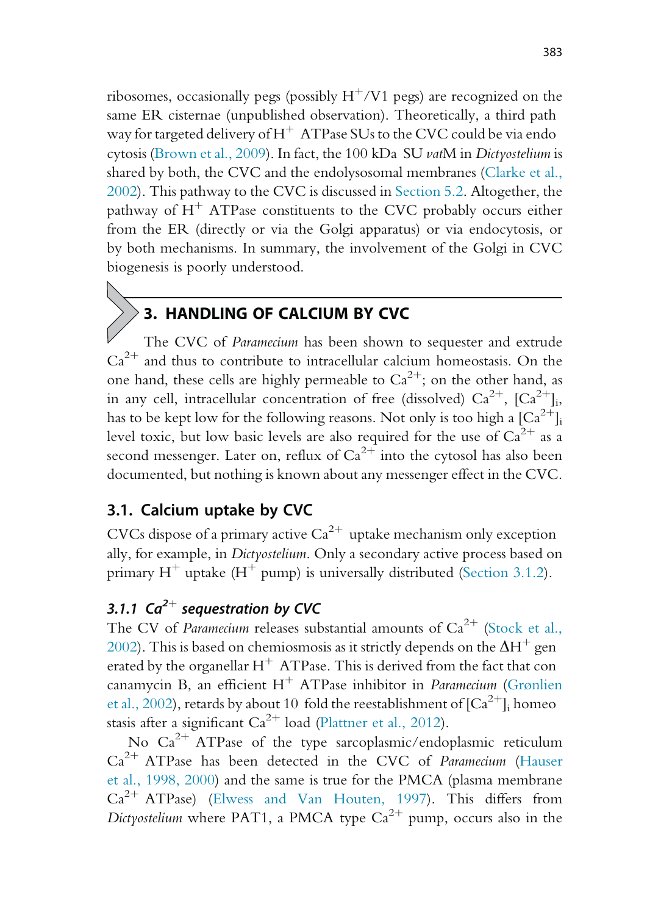ribosomes, occasionally pegs (possibly $H^+$/V1 pegs) are recognized on the same ER cisternae (unpublished observation). Theoretically, a third path way for targeted delivery of $H^+$ ATPase SUs to the CVC could be via endo cytosis (Brown et al., 2009). In fact, the 100 kDa SU *vat*M in *Dictyostelium* is shared by both, the CVC and the endolysosomal membranes (Clarke et al., 2002). This pathway to the CVC is discussed in Section 5.2. Altogether, the pathway of $H^+$ ATPase constituents to the CVC probably occurs either from the ER (directly or via the Golgi apparatus) or via endocytosis, or by both mechanisms. In summary, the involvement of the Golgi in CVC biogenesis is poorly understood.

## 3. HANDLING OF CALCIUM BY CVC

The CVC of *Paramecium* has been shown to sequester and extrude $Ca^{2+}$ and thus to contribute to intracellular calcium homeostasis. On the one hand, these cells are highly permeable to $Ca^{2+}$; on the other hand, as in any cell, intracellular concentration of free (dissolved) $Ca^{2+}$, $[Ca^{2+}]_i$, has to be kept low for the following reasons. Not only is too high a $[Ca^{2+}]_i$ level toxic, but low basic levels are also required for the use of $Ca^{2+}$ as a second messenger. Later on, reflux of $Ca^{2+}$ into the cytosol has also been documented, but nothing is known about any messenger effect in the CVC.

### 3.1. Calcium uptake by CVC

CVCs dispose of a primary active $Ca^{2+}$ uptake mechanism only exception ally, for example, in *Dictyostelium*. Only a secondary active process based on primary $H^+$ uptake ($H^+$ pump) is universally distributed (Section 3.1.2).

#### *3.1.1 $Ca^{2+}$ sequestration by CVC*

The CV of *Paramecium* releases substantial amounts of $Ca^{2+}$ (Stock et al., 2002). This is based on chemiosmosis as it strictly depends on the $\Delta H^+$ gen erated by the organellar $H^+$ ATPase. This is derived from the fact that con canamycin B, an efficient $H^+$ ATPase inhibitor in *Paramecium* (Grønlien et al., 2002), retards by about 10 fold the reestablishment of $[Ca^{2+}]_i$ homeo stasis after a significant $Ca^{2+}$ load (Plattner et al., 2012).

No $Ca^{2+}$ ATPase of the type sarcoplasmic/endoplasmic reticulum $Ca^{2+}$ ATPase has been detected in the CVC of *Paramecium* (Hauser et al., 1998, 2000) and the same is true for the PMCA (plasma membrane $Ca^{2+}$ ATPase) (Elwess and Van Houten, 1997). This differs from *Dictyostelium* where PAT1, a PMCA type $Ca^{2+}$ pump, occurs also in the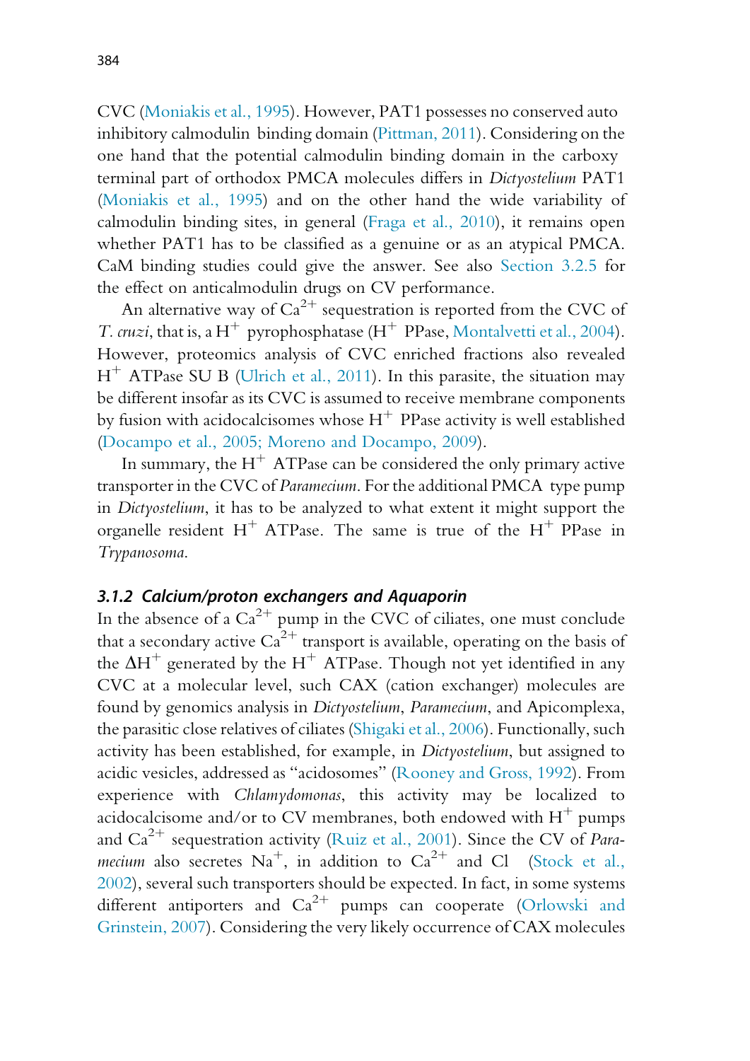CVC (Moniakis et al., 1995). However, PAT1 possesses no conserved auto inhibitory calmodulin binding domain (Pittman, 2011). Considering on the one hand that the potential calmodulin binding domain in the carboxy terminal part of orthodox PMCA molecules differs in *Dictyostelium* PAT1 (Moniakis et al., 1995) and on the other hand the wide variability of calmodulin binding sites, in general (Fraga et al., 2010), it remains open whether PAT1 has to be classified as a genuine or as an atypical PMCA. CaM binding studies could give the answer. See also Section 3.2.5 for the effect on anticalmodulin drugs on CV performance.

An alternative way of $Ca^{2+}$ sequestration is reported from the CVC of *T. cruzi*, that is, a $H^{+}$ pyrophosphatase ($H^{+}$ PPase, Montalvetti et al., 2004). However, proteomics analysis of CVC enriched fractions also revealed $H^{+}$ ATPase SU B (Ulrich et al., 2011). In this parasite, the situation may be different insofar as its CVC is assumed to receive membrane components by fusion with acidocalcisomes whose $H^{+}$ PPase activity is well established (Docampo et al., 2005; Moreno and Docampo, 2009).

In summary, the $H^{+}$ ATPase can be considered the only primary active transporter in the CVC of *Paramecium*. For the additional PMCA type pump in *Dictyostelium*, it has to be analyzed to what extent it might support the organelle resident $H^{+}$ ATPase. The same is true of the $H^{+}$ PPase in *Trypanosoma*.

### *3.1.2 Calcium/proton exchangers and Aquaporin*

In the absence of a $Ca^{2+}$ pump in the CVC of ciliates, one must conclude that a secondary active $Ca^{2+}$ transport is available, operating on the basis of the $\Delta H^{+}$ generated by the $H^{+}$ ATPase. Though not yet identified in any CVC at a molecular level, such CAX (cation exchanger) molecules are found by genomics analysis in *Dictyostelium*, *Paramecium*, and Apicomplexa, the parasitic close relatives of ciliates (Shigaki et al., 2006). Functionally, such activity has been established, for example, in *Dictyostelium*, but assigned to acidic vesicles, addressed as "acidosomes" (Rooney and Gross, 1992). From experience with *Chlamydomonas*, this activity may be localized to acidocalcisome and/or to CV membranes, both endowed with $H^{+}$ pumps and $Ca^{2+}$ sequestration activity (Ruiz et al., 2001). Since the CV of *Paramecium* also secretes $Na^{+}$, in addition to $Ca^{2+}$ and Cl (Stock et al., 2002), several such transporters should be expected. In fact, in some systems different antiporters and $Ca^{2+}$ pumps can cooperate (Orlowski and Grinstein, 2007). Considering the very likely occurrence of CAX molecules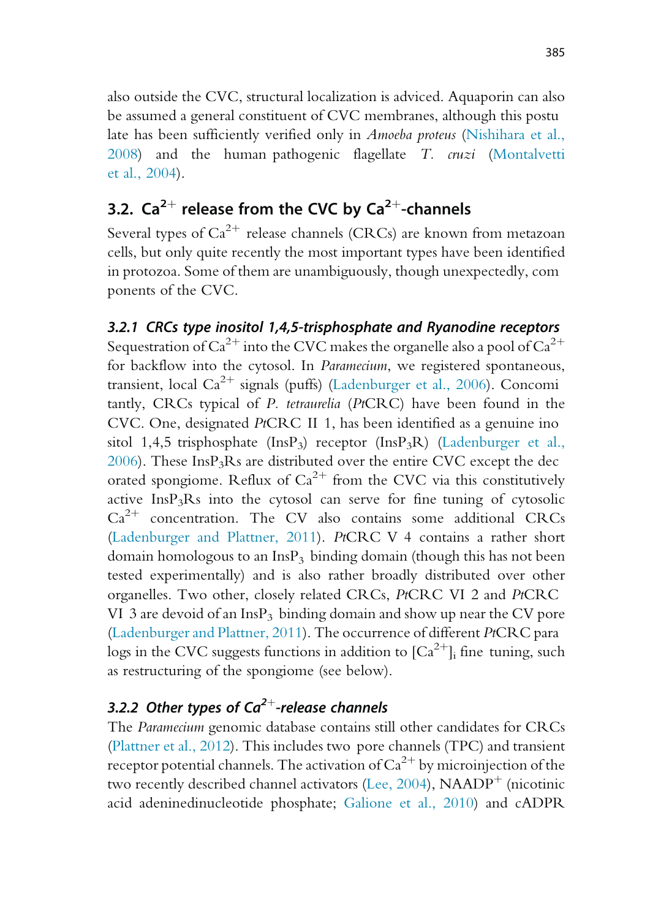also outside the CVC, structural localization is adviced. Aquaporin can also be assumed a general constituent of CVC membranes, although this postulate has been sufficiently verified only in *Amoeba proteus* (Nishihara et al., 2008) and the human pathogenic flagellate *T. cruzi* (Montalvetti et al., 2004).

## 3.2. $Ca^{2+}$ release from the CVC by $Ca^{2+}$-channels

Several types of $Ca^{2+}$ release channels (CRCs) are known from metazoan cells, but only quite recently the most important types have been identified in protozoa. Some of them are unambiguously, though unexpectedly, components of the CVC.

### 3.2.1 CRCs type inositol 1,4,5-trisphosphate and Ryanodine receptors

Sequestration of $Ca^{2+}$ into the CVC makes the organelle also a pool of $Ca^{2+}$ for backflow into the cytosol. In *Paramecium*, we registered spontaneous, transient, local $Ca^{2+}$ signals (puffs) (Ladenburger et al., 2006). Concomitantly, CRCs typical of *P. tetraurelia* (*Pt*CRC) have been found in the CVC. One, designated *Pt*CRC II 1, has been identified as a genuine inositol 1,4,5 trisphosphate ($InsP_3$) receptor ($InsP_3R$) (Ladenburger et al., 2006). These $InsP_3Rs$ are distributed over the entire CVC except the decorated spongiome. Reflux of $Ca^{2+}$ from the CVC via this constitutively active $InsP_3Rs$ into the cytosol can serve for fine tuning of cytosolic $Ca^{2+}$ concentration. The CV also contains some additional CRCs (Ladenburger and Plattner, 2011). *Pt*CRC V 4 contains a rather short domain homologous to an $InsP_3$ binding domain (though this has not been tested experimentally) and is also rather broadly distributed over other organelles. Two other, closely related CRCs, *Pt*CRC VI 2 and *Pt*CRC VI 3 are devoid of an $InsP_3$ binding domain and show up near the CV pore (Ladenburger and Plattner, 2011). The occurrence of different *Pt*CRC paralogs in the CVC suggests functions in addition to $[Ca^{2+}]_i$ fine tuning, such as restructuring of the spongiome (see below).

### 3.2.2 Other types of $Ca^{2+}$-release channels

The *Paramecium* genomic database contains still other candidates for CRCs (Plattner et al., 2012). This includes two pore channels (TPC) and transient receptor potential channels. The activation of $Ca^{2+}$ by microinjection of the two recently described channel activators (Lee, 2004), $NAADP^+$ (nicotinic acid adeninedinucleotide phosphate; Galione et al., 2010) and cADPR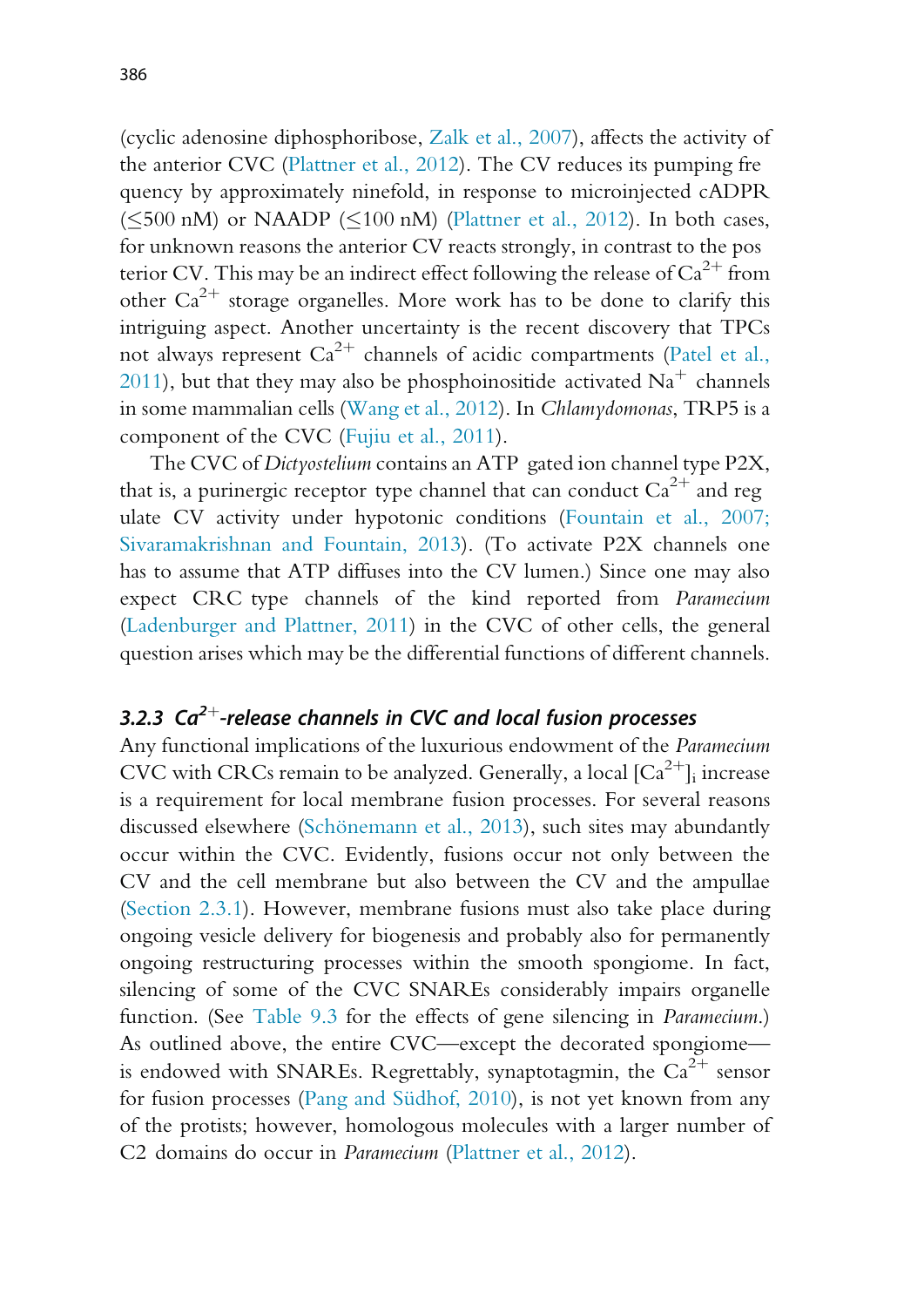(cyclic adenosine diphosphoribose, Zalk et al., 2007), affects the activity of the anterior CVC (Plattner et al., 2012). The CV reduces its pumping frequency by approximately ninefold, in response to microinjected cADPR ($\leq$500 nM) or NAADP ($\leq$100 nM) (Plattner et al., 2012). In both cases, for unknown reasons the anterior CV reacts strongly, in contrast to the posterior CV. This may be an indirect effect following the release of $Ca^{2+}$ from other $Ca^{2+}$ storage organelles. More work has to be done to clarify this intriguing aspect. Another uncertainty is the recent discovery that TPCs not always represent $Ca^{2+}$ channels of acidic compartments (Patel et al., 2011), but that they may also be phosphoinositide activated $Na^{+}$ channels in some mammalian cells (Wang et al., 2012). In *Chlamydomonas*, TRP5 is a component of the CVC (Fujiu et al., 2011).

The CVC of *Dictyostelium* contains an ATP gated ion channel type P2X, that is, a purinergic receptor type channel that can conduct $Ca^{2+}$ and regulate CV activity under hypotonic conditions (Fountain et al., 2007; Sivaramakrishnan and Fountain, 2013). (To activate P2X channels one has to assume that ATP diffuses into the CV lumen.) Since one may also expect CRC type channels of the kind reported from *Paramecium* (Ladenburger and Plattner, 2011) in the CVC of other cells, the general question arises which may be the differential functions of different channels.

### 3.2.3 $Ca^{2+}$-release channels in CVC and local fusion processes

Any functional implications of the luxurious endowment of the *Paramecium* CVC with CRCs remain to be analyzed. Generally, a local $[Ca^{2+}]_i$ increase is a requirement for local membrane fusion processes. For several reasons discussed elsewhere (Schönemann et al., 2013), such sites may abundantly occur within the CVC. Evidently, fusions occur not only between the CV and the cell membrane but also between the CV and the ampullae (Section 2.3.1). However, membrane fusions must also take place during ongoing vesicle delivery for biogenesis and probably also for permanently ongoing restructuring processes within the smooth spongiome. In fact, silencing of some of the CVC SNAREs considerably impairs organelle function. (See Table 9.3 for the effects of gene silencing in *Paramecium*.) As outlined above, the entire CVC—except the decorated spongiome—is endowed with SNAREs. Regrettably, synaptotagmin, the $Ca^{2+}$ sensor for fusion processes (Pang and Südhof, 2010), is not yet known from any of the protists; however, homologous molecules with a larger number of C2 domains do occur in *Paramecium* (Plattner et al., 2012).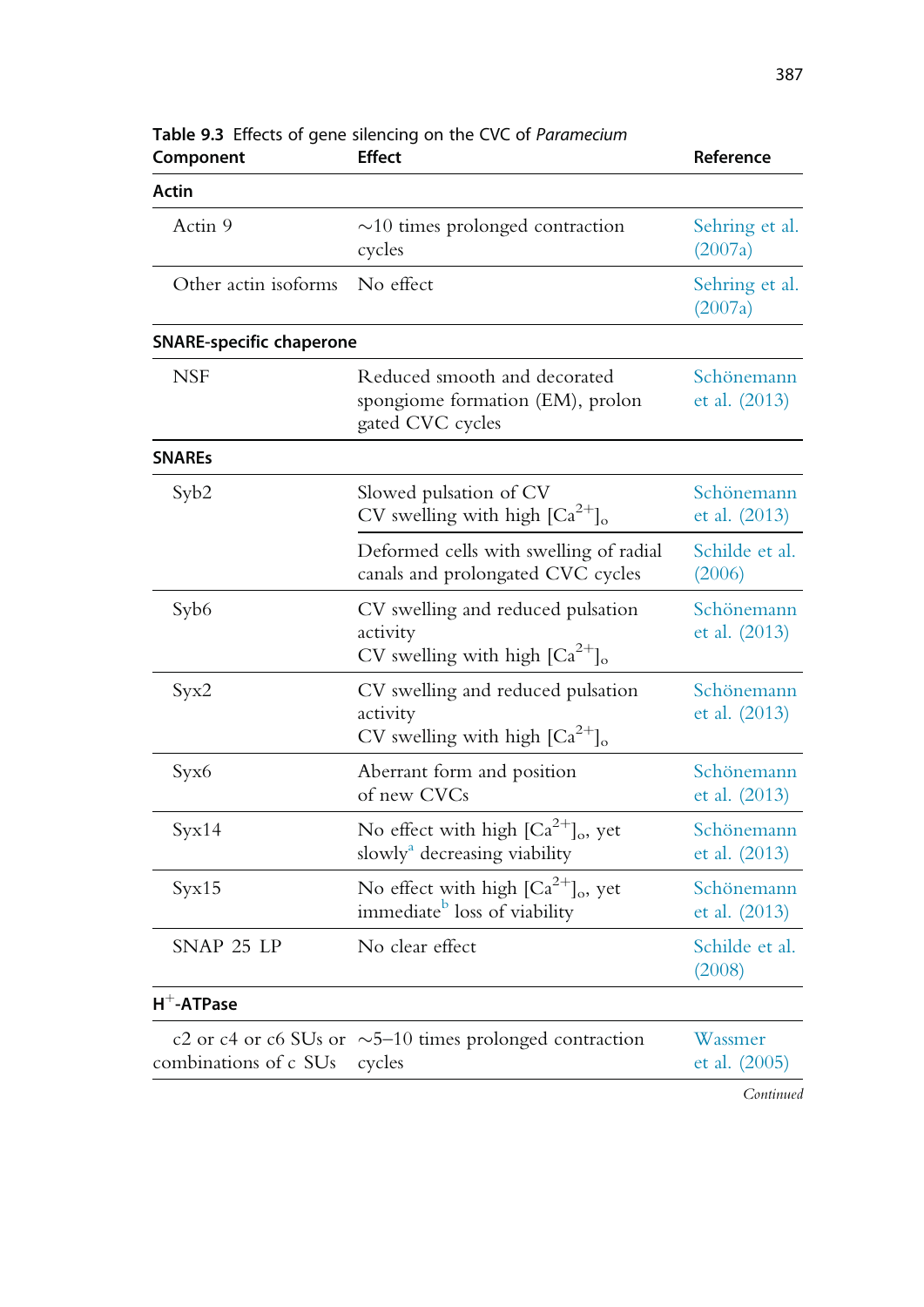**Table 9.3** Effects of gene silencing on the CVC of *Paramecium*

| Component | Effect | Reference |
|---|---|---|
| **Actin** | | |
| Actin 9 | ~10 times prolonged contraction cycles | Sehring et al. (2007a) |
| Other actin isoforms | No effect | Sehring et al. (2007a) |
| **SNARE-specific chaperone** | | |
| NSF | Reduced smooth and decorated spongiome formation (EM), prolongated CVC cycles | Schönemann et al. (2013) |
| **SNAREs** | | |
| Syb2 | Slowed pulsation of CV<br>CV swelling with high $[Ca^{2+}]_o$ | Schönemann et al. (2013) |
| | Deformed cells with swelling of radial canals and prolongated CVC cycles | Schilde et al. (2006) |
| Syb6 | CV swelling and reduced pulsation activity<br>CV swelling with high $[Ca^{2+}]_o$ | Schönemann et al. (2013) |
| Syx2 | CV swelling and reduced pulsation activity<br>CV swelling with high $[Ca^{2+}]_o$ | Schönemann et al. (2013) |
| Syx6 | Aberrant form and position of new CVCs | Schönemann et al. (2013) |
| Syx14 | No effect with high $[Ca^{2+}]_o$, yet slowly[a] decreasing viability | Schönemann et al. (2013) |
| Syx15 | No effect with high $[Ca^{2+}]_o$, yet immediate[b] loss of viability | Schönemann et al. (2013) |
| SNAP 25 LP | No clear effect | Schilde et al. (2008) |
| **$H^+$-ATPase** | | |
| c2 or c4 or c6 SUs or combinations of c SUs | ~5–10 times prolonged contraction cycles | Wassmer et al. (2005) |

*Continued*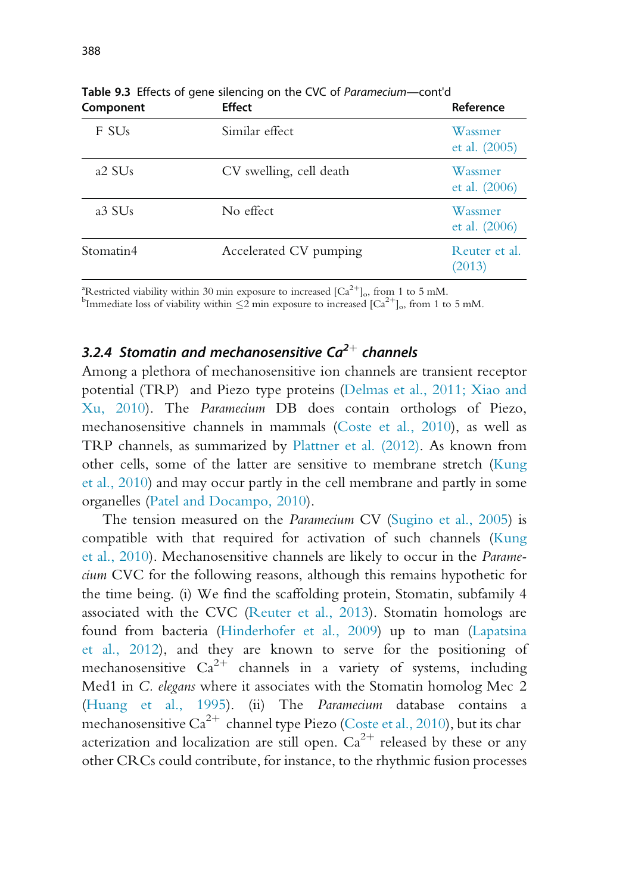**Table 9.3** Effects of gene silencing on the CVC of *Paramecium*—cont'd

| Component | Effect | Reference |
|---|---|---|
| F SUs | Similar effect | Wassmer et al. (2005) |
| a2 SUs | CV swelling, cell death | Wassmer et al. (2006) |
| a3 SUs | No effect | Wassmer et al. (2006) |
| Stomatin4 | Accelerated CV pumping | Reuter et al. (2013) |

[a]Restricted viability within 30 min exposure to increased $[Ca^{2+}]_o$, from 1 to 5 mM.
[b]Immediate loss of viability within ≤2 min exposure to increased $[Ca^{2+}]_o$, from 1 to 5 mM.

### 3.2.4 Stomatin and mechanosensitive $Ca^{2+}$ channels

Among a plethora of mechanosensitive ion channels are transient receptor potential (TRP) and Piezo type proteins (Delmas et al., 2011; Xiao and Xu, 2010). The *Paramecium* DB does contain orthologs of Piezo, mechanosensitive channels in mammals (Coste et al., 2010), as well as TRP channels, as summarized by Plattner et al. (2012). As known from other cells, some of the latter are sensitive to membrane stretch (Kung et al., 2010) and may occur partly in the cell membrane and partly in some organelles (Patel and Docampo, 2010).

The tension measured on the *Paramecium* CV (Sugino et al., 2005) is compatible with that required for activation of such channels (Kung et al., 2010). Mechanosensitive channels are likely to occur in the *Paramecium* CVC for the following reasons, although this remains hypothetic for the time being. (i) We find the scaffolding protein, Stomatin, subfamily 4 associated with the CVC (Reuter et al., 2013). Stomatin homologs are found from bacteria (Hinderhofer et al., 2009) up to man (Lapatsina et al., 2012), and they are known to serve for the positioning of mechanosensitive $Ca^{2+}$ channels in a variety of systems, including Med1 in *C. elegans* where it associates with the Stomatin homolog Mec 2 (Huang et al., 1995). (ii) The *Paramecium* database contains a mechanosensitive $Ca^{2+}$ channel type Piezo (Coste et al., 2010), but its characterization and localization are still open. $Ca^{2+}$ released by these or any other CRCs could contribute, for instance, to the rhythmic fusion processes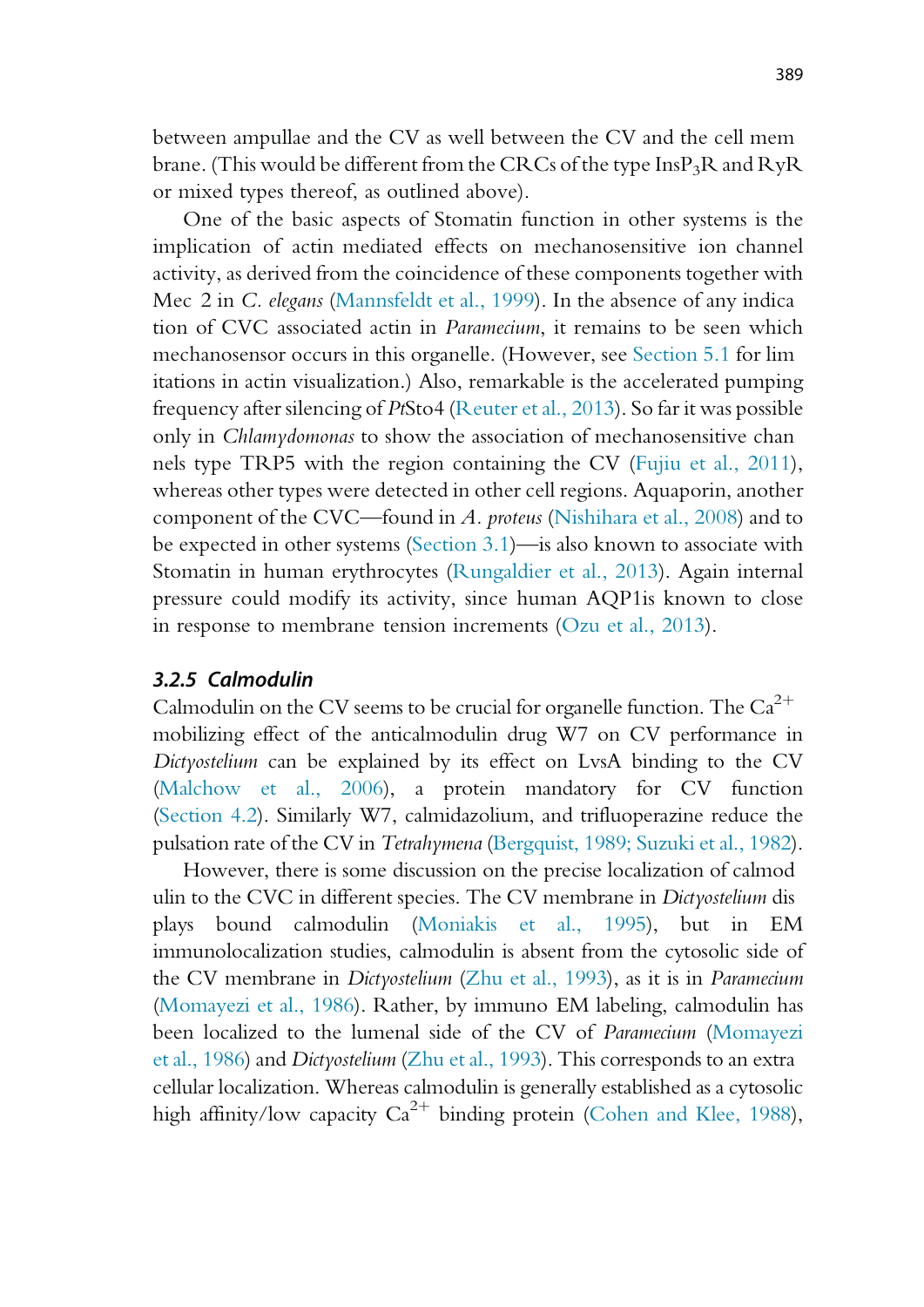between ampullae and the CV as well between the CV and the cell membrane. (This would be different from the CRCs of the type $InsP_3R$ and RyR or mixed types thereof, as outlined above).

One of the basic aspects of Stomatin function in other systems is the implication of actin mediated effects on mechanosensitive ion channel activity, as derived from the coincidence of these components together with Mec 2 in *C. elegans* (Mannsfeldt et al., 1999). In the absence of any indication of CVC associated actin in *Paramecium*, it remains to be seen which mechanosensor occurs in this organelle. (However, see Section 5.1 for limitations in actin visualization.) Also, remarkable is the accelerated pumping frequency after silencing of *Pt*Sto4 (Reuter et al., 2013). So far it was possible only in *Chlamydomonas* to show the association of mechanosensitive channels type TRP5 with the region containing the CV (Fujiu et al., 2011), whereas other types were detected in other cell regions. Aquaporin, another component of the CVC—found in *A. proteus* (Nishihara et al., 2008) and to be expected in other systems (Section 3.1)—is also known to associate with Stomatin in human erythrocytes (Rungaldier et al., 2013). Again internal pressure could modify its activity, since human AQP1is known to close in response to membrane tension increments (Ozu et al., 2013).

### 3.2.5 Calmodulin

Calmodulin on the CV seems to be crucial for organelle function. The $Ca^{2+}$ mobilizing effect of the anticalmodulin drug W7 on CV performance in *Dictyostelium* can be explained by its effect on LvsA binding to the CV (Malchow et al., 2006), a protein mandatory for CV function (Section 4.2). Similarly W7, calmidazolium, and trifluoperazine reduce the pulsation rate of the CV in *Tetrahymena* (Bergquist, 1989; Suzuki et al., 1982).

However, there is some discussion on the precise localization of calmodulin to the CVC in different species. The CV membrane in *Dictyostelium* displays bound calmodulin (Moniakis et al., 1995), but in EM immunolocalization studies, calmodulin is absent from the cytosolic side of the CV membrane in *Dictyostelium* (Zhu et al., 1993), as it is in *Paramecium* (Momayezi et al., 1986). Rather, by immuno EM labeling, calmodulin has been localized to the lumenal side of the CV of *Paramecium* (Momayezi et al., 1986) and *Dictyostelium* (Zhu et al., 1993). This corresponds to an extracellular localization. Whereas calmodulin is generally established as a cytosolic high affinity/low capacity $Ca^{2+}$ binding protein (Cohen and Klee, 1988),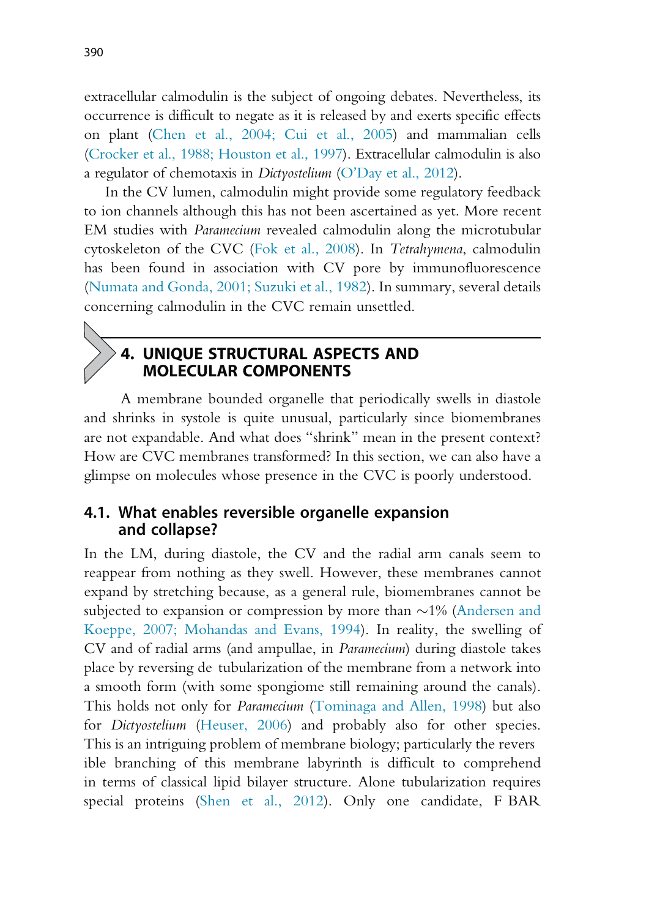extracellular calmodulin is the subject of ongoing debates. Nevertheless, its occurrence is difficult to negate as it is released by and exerts specific effects on plant (Chen et al., 2004; Cui et al., 2005) and mammalian cells (Crocker et al., 1988; Houston et al., 1997). Extracellular calmodulin is also a regulator of chemotaxis in *Dictyostelium* (O'Day et al., 2012).

In the CV lumen, calmodulin might provide some regulatory feedback to ion channels although this has not been ascertained as yet. More recent EM studies with *Paramecium* revealed calmodulin along the microtubular cytoskeleton of the CVC (Fok et al., 2008). In *Tetrahymena*, calmodulin has been found in association with CV pore by immunofluorescence (Numata and Gonda, 2001; Suzuki et al., 1982). In summary, several details concerning calmodulin in the CVC remain unsettled.

## 4. UNIQUE STRUCTURAL ASPECTS AND MOLECULAR COMPONENTS

A membrane bounded organelle that periodically swells in diastole and shrinks in systole is quite unusual, particularly since biomembranes are not expandable. And what does "shrink" mean in the present context? How are CVC membranes transformed? In this section, we can also have a glimpse on molecules whose presence in the CVC is poorly understood.

### 4.1. What enables reversible organelle expansion and collapse?

In the LM, during diastole, the CV and the radial arm canals seem to reappear from nothing as they swell. However, these membranes cannot expand by stretching because, as a general rule, biomembranes cannot be subjected to expansion or compression by more than ~1% (Andersen and Koeppe, 2007; Mohandas and Evans, 1994). In reality, the swelling of CV and of radial arms (and ampullae, in *Paramecium*) during diastole takes place by reversing de tubularization of the membrane from a network into a smooth form (with some spongiome still remaining around the canals). This holds not only for *Paramecium* (Tominaga and Allen, 1998) but also for *Dictyostelium* (Heuser, 2006) and probably also for other species. This is an intriguing problem of membrane biology; particularly the revers ible branching of this membrane labyrinth is difficult to comprehend in terms of classical lipid bilayer structure. Alone tubularization requires special proteins (Shen et al., 2012). Only one candidate, F BAR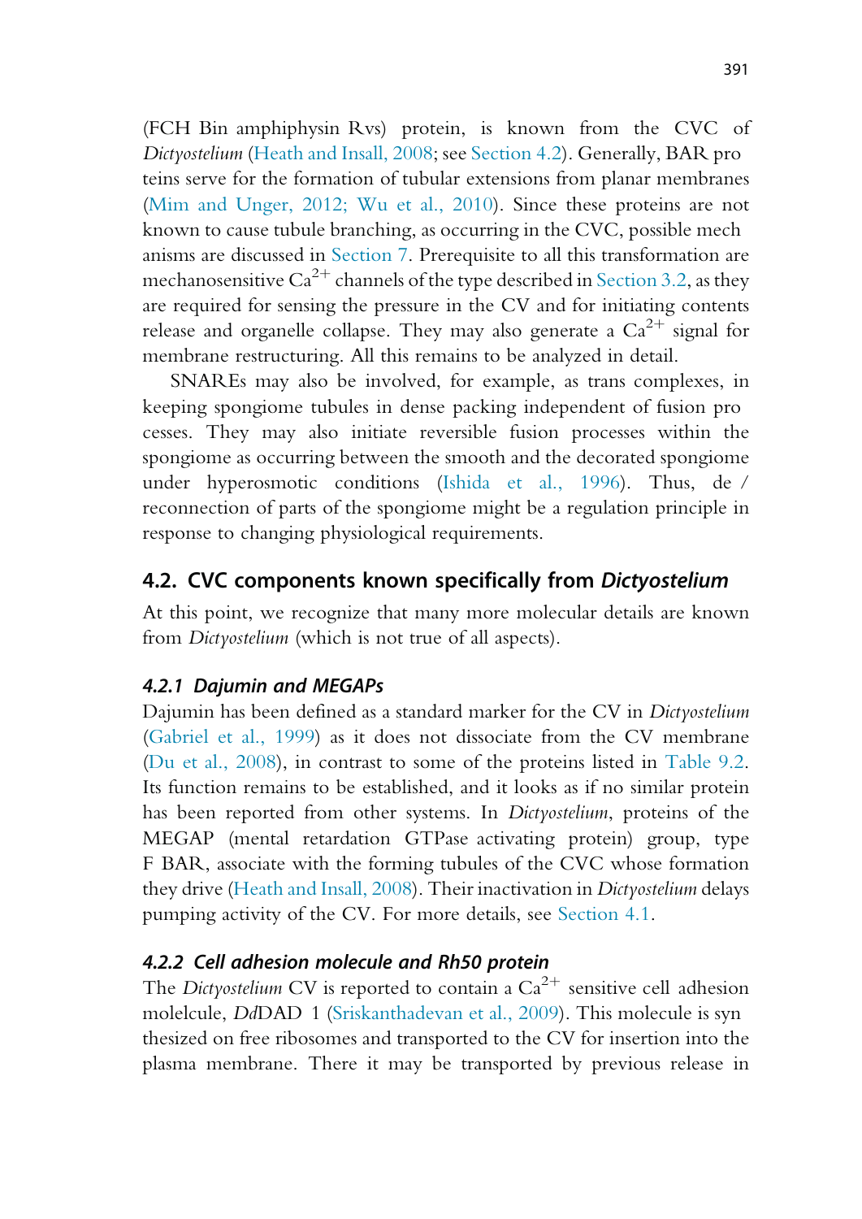(FCH Bin amphiphysin Rvs) protein, is known from the CVC of *Dictyostelium* (Heath and Insall, 2008; see Section 4.2). Generally, BAR proteins serve for the formation of tubular extensions from planar membranes (Mim and Unger, 2012; Wu et al., 2010). Since these proteins are not known to cause tubule branching, as occurring in the CVC, possible mechanisms are discussed in Section 7. Prerequisite to all this transformation are mechanosensitive $Ca^{2+}$ channels of the type described in Section 3.2, as they are required for sensing the pressure in the CV and for initiating contents release and organelle collapse. They may also generate a $Ca^{2+}$ signal for membrane restructuring. All this remains to be analyzed in detail.

SNAREs may also be involved, for example, as trans complexes, in keeping spongiome tubules in dense packing independent of fusion processes. They may also initiate reversible fusion processes within the spongiome as occurring between the smooth and the decorated spongiome under hyperosmotic conditions (Ishida et al., 1996). Thus, de-/reconnection of parts of the spongiome might be a regulation principle in response to changing physiological requirements.

## 4.2. CVC components known specifically from *Dictyostelium*

At this point, we recognize that many more molecular details are known from *Dictyostelium* (which is not true of all aspects).

### 4.2.1 Dajumin and MEGAPs

Dajumin has been defined as a standard marker for the CV in *Dictyostelium* (Gabriel et al., 1999) as it does not dissociate from the CV membrane (Du et al., 2008), in contrast to some of the proteins listed in Table 9.2. Its function remains to be established, and it looks as if no similar protein has been reported from other systems. In *Dictyostelium*, proteins of the MEGAP (mental retardation GTPase activating protein) group, type F-BAR, associate with the forming tubules of the CVC whose formation they drive (Heath and Insall, 2008). Their inactivation in *Dictyostelium* delays pumping activity of the CV. For more details, see Section 4.1.

### 4.2.2 Cell adhesion molecule and Rh50 protein

The *Dictyostelium* CV is reported to contain a $Ca^{2+}$-sensitive cell adhesion molelcule, *Dd*DAD-1 (Sriskanthadevan et al., 2009). This molecule is synthesized on free ribosomes and transported to the CV for insertion into the plasma membrane. There it may be transported by previous release in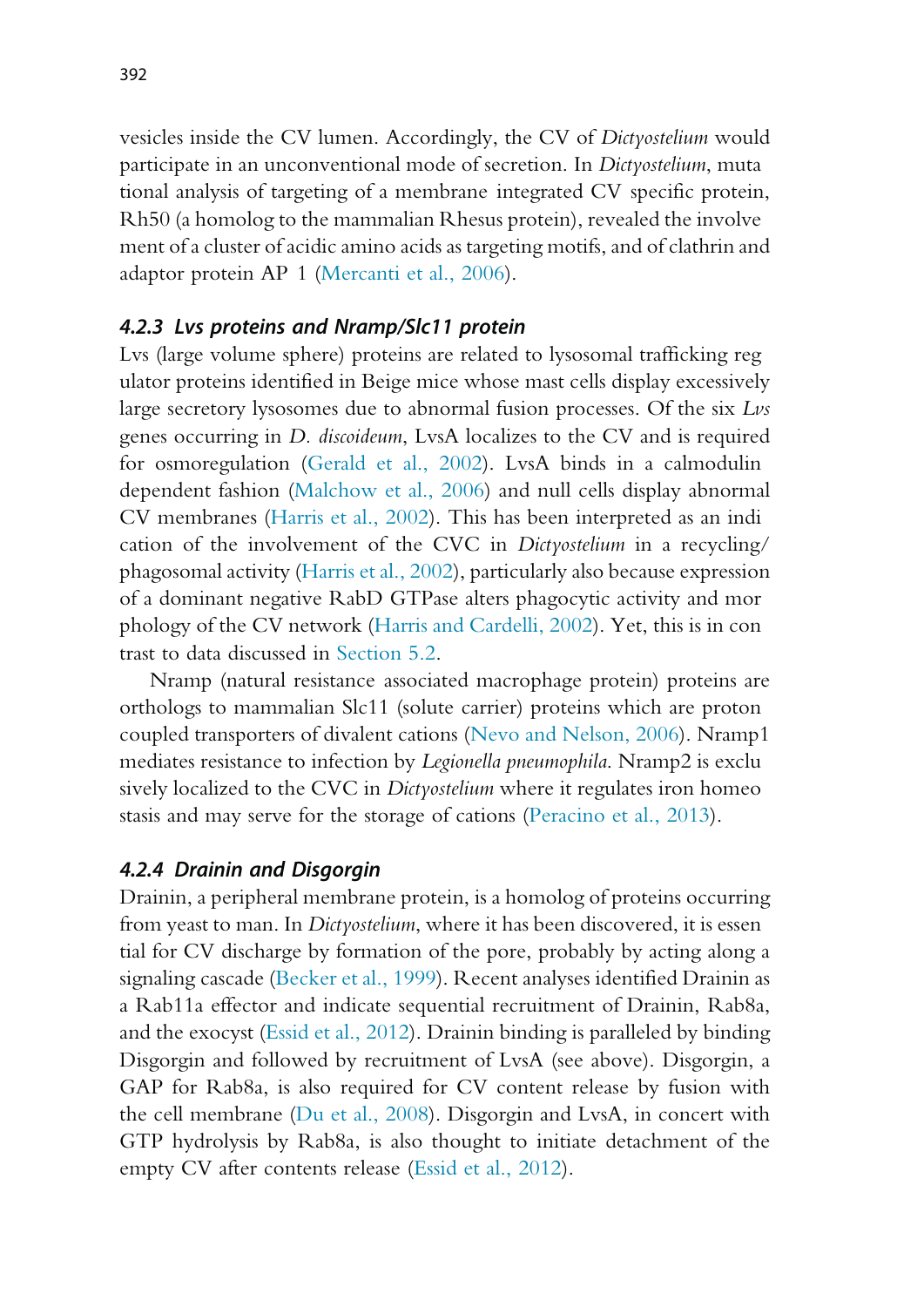vesicles inside the CV lumen. Accordingly, the CV of *Dictyostelium* would participate in an unconventional mode of secretion. In *Dictyostelium*, mutational analysis of targeting of a membrane integrated CV specific protein, Rh50 (a homolog to the mammalian Rhesus protein), revealed the involvement of a cluster of acidic amino acids as targeting motifs, and of clathrin and adaptor protein AP 1 (Mercanti et al., 2006).

#### *4.2.3 Lvs proteins and Nramp/Slc11 protein*

Lvs (large volume sphere) proteins are related to lysosomal trafficking regulator proteins identified in Beige mice whose mast cells display excessively large secretory lysosomes due to abnormal fusion processes. Of the six *Lvs* genes occurring in *D. discoideum*, LvsA localizes to the CV and is required for osmoregulation (Gerald et al., 2002). LvsA binds in a calmodulin dependent fashion (Malchow et al., 2006) and null cells display abnormal CV membranes (Harris et al., 2002). This has been interpreted as an indication of the involvement of the CVC in *Dictyostelium* in a recycling/phagosomal activity (Harris et al., 2002), particularly also because expression of a dominant negative RabD GTPase alters phagocytic activity and morphology of the CV network (Harris and Cardelli, 2002). Yet, this is in contrast to data discussed in Section 5.2.

Nramp (natural resistance associated macrophage protein) proteins are orthologs to mammalian Slc11 (solute carrier) proteins which are proton coupled transporters of divalent cations (Nevo and Nelson, 2006). Nramp1 mediates resistance to infection by *Legionella pneumophila*. Nramp2 is exclusively localized to the CVC in *Dictyostelium* where it regulates iron homeostasis and may serve for the storage of cations (Peracino et al., 2013).

#### *4.2.4 Drainin and Disgorgin*

Drainin, a peripheral membrane protein, is a homolog of proteins occurring from yeast to man. In *Dictyostelium*, where it has been discovered, it is essential for CV discharge by formation of the pore, probably by acting along a signaling cascade (Becker et al., 1999). Recent analyses identified Drainin as a Rab11a effector and indicate sequential recruitment of Drainin, Rab8a, and the exocyst (Essid et al., 2012). Drainin binding is paralleled by binding Disgorgin and followed by recruitment of LvsA (see above). Disgorgin, a GAP for Rab8a, is also required for CV content release by fusion with the cell membrane (Du et al., 2008). Disgorgin and LvsA, in concert with GTP hydrolysis by Rab8a, is also thought to initiate detachment of the empty CV after contents release (Essid et al., 2012).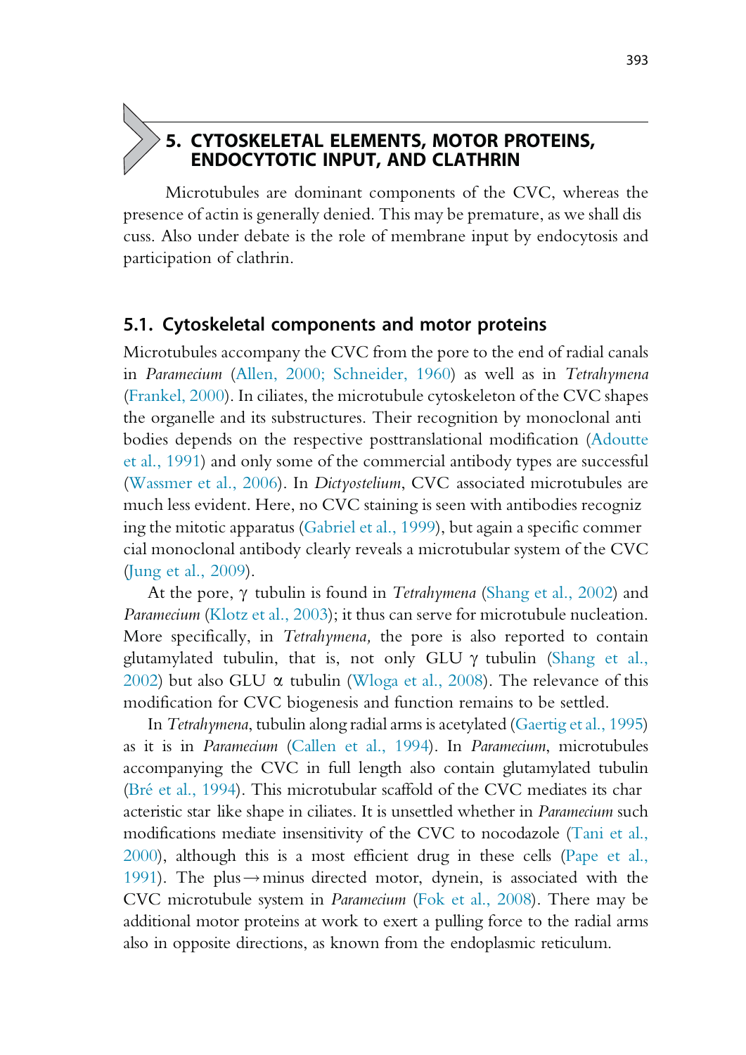## 5. CYTOSKELETAL ELEMENTS, MOTOR PROTEINS, ENDOCYTOTIC INPUT, AND CLATHRIN

Microtubules are dominant components of the CVC, whereas the presence of actin is generally denied. This may be premature, as we shall discuss. Also under debate is the role of membrane input by endocytosis and participation of clathrin.

### 5.1. Cytoskeletal components and motor proteins

Microtubules accompany the CVC from the pore to the end of radial canals in *Paramecium* (Allen, 2000; Schneider, 1960) as well as in *Tetrahymena* (Frankel, 2000). In ciliates, the microtubule cytoskeleton of the CVC shapes the organelle and its substructures. Their recognition by monoclonal antibodies depends on the respective posttranslational modification (Adoutte et al., 1991) and only some of the commercial antibody types are successful (Wassmer et al., 2006). In *Dictyostelium*, CVC associated microtubules are much less evident. Here, no CVC staining is seen with antibodies recognizing the mitotic apparatus (Gabriel et al., 1999), but again a specific commercial monoclonal antibody clearly reveals a microtubular system of the CVC (Jung et al., 2009).

At the pore, γ tubulin is found in *Tetrahymena* (Shang et al., 2002) and *Paramecium* (Klotz et al., 2003); it thus can serve for microtubule nucleation. More specifically, in *Tetrahymena,* the pore is also reported to contain glutamylated tubulin, that is, not only GLU γ tubulin (Shang et al., 2002) but also GLU α tubulin (Wloga et al., 2008). The relevance of this modification for CVC biogenesis and function remains to be settled.

In *Tetrahymena*, tubulin along radial arms is acetylated (Gaertig et al., 1995) as it is in *Paramecium* (Callen et al., 1994). In *Paramecium*, microtubules accompanying the CVC in full length also contain glutamylated tubulin (Bré et al., 1994). This microtubular scaffold of the CVC mediates its characteristic star like shape in ciliates. It is unsettled whether in *Paramecium* such modifications mediate insensitivity of the CVC to nocodazole (Tani et al., 2000), although this is a most efficient drug in these cells (Pape et al., 1991). The plus → minus directed motor, dynein, is associated with the CVC microtubule system in *Paramecium* (Fok et al., 2008). There may be additional motor proteins at work to exert a pulling force to the radial arms also in opposite directions, as known from the endoplasmic reticulum.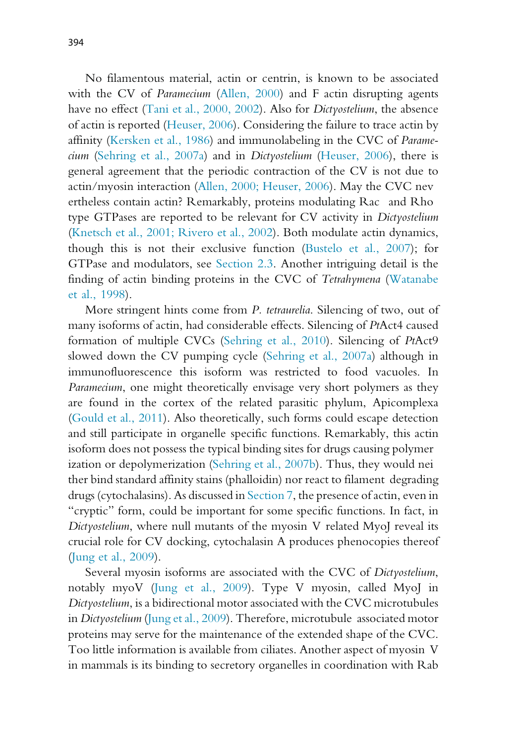No filamentous material, actin or centrin, is known to be associated with the CV of *Paramecium* (Allen, 2000) and F actin disrupting agents have no effect (Tani et al., 2000, 2002). Also for *Dictyostelium*, the absence of actin is reported (Heuser, 2006). Considering the failure to trace actin by affinity (Kersken et al., 1986) and immunolabeling in the CVC of *Paramecium* (Sehring et al., 2007a) and in *Dictyostelium* (Heuser, 2006), there is general agreement that the periodic contraction of the CV is not due to actin/myosin interaction (Allen, 2000; Heuser, 2006). May the CVC nevertheless contain actin? Remarkably, proteins modulating Rac and Rho type GTPases are reported to be relevant for CV activity in *Dictyostelium* (Knetsch et al., 2001; Rivero et al., 2002). Both modulate actin dynamics, though this is not their exclusive function (Bustelo et al., 2007); for GTPase and modulators, see Section 2.3. Another intriguing detail is the finding of actin binding proteins in the CVC of *Tetrahymena* (Watanabe et al., 1998).

More stringent hints come from *P. tetraurelia*. Silencing of two, out of many isoforms of actin, had considerable effects. Silencing of *Pt*Act4 caused formation of multiple CVCs (Sehring et al., 2010). Silencing of *Pt*Act9 slowed down the CV pumping cycle (Sehring et al., 2007a) although in immunofluorescence this isoform was restricted to food vacuoles. In *Paramecium*, one might theoretically envisage very short polymers as they are found in the cortex of the related parasitic phylum, Apicomplexa (Gould et al., 2011). Also theoretically, such forms could escape detection and still participate in organelle specific functions. Remarkably, this actin isoform does not possess the typical binding sites for drugs causing polymerization or depolymerization (Sehring et al., 2007b). Thus, they would neither bind standard affinity stains (phalloidin) nor react to filament degrading drugs (cytochalasins). As discussed in Section 7, the presence of actin, even in "cryptic" form, could be important for some specific functions. In fact, in *Dictyostelium*, where null mutants of the myosin V related MyoJ reveal its crucial role for CV docking, cytochalasin A produces phenocopies thereof (Jung et al., 2009).

Several myosin isoforms are associated with the CVC of *Dictyostelium*, notably myoV (Jung et al., 2009). Type V myosin, called MyoJ in *Dictyostelium*, is a bidirectional motor associated with the CVC microtubules in *Dictyostelium* (Jung et al., 2009). Therefore, microtubule associated motor proteins may serve for the maintenance of the extended shape of the CVC. Too little information is available from ciliates. Another aspect of myosin V in mammals is its binding to secretory organelles in coordination with Rab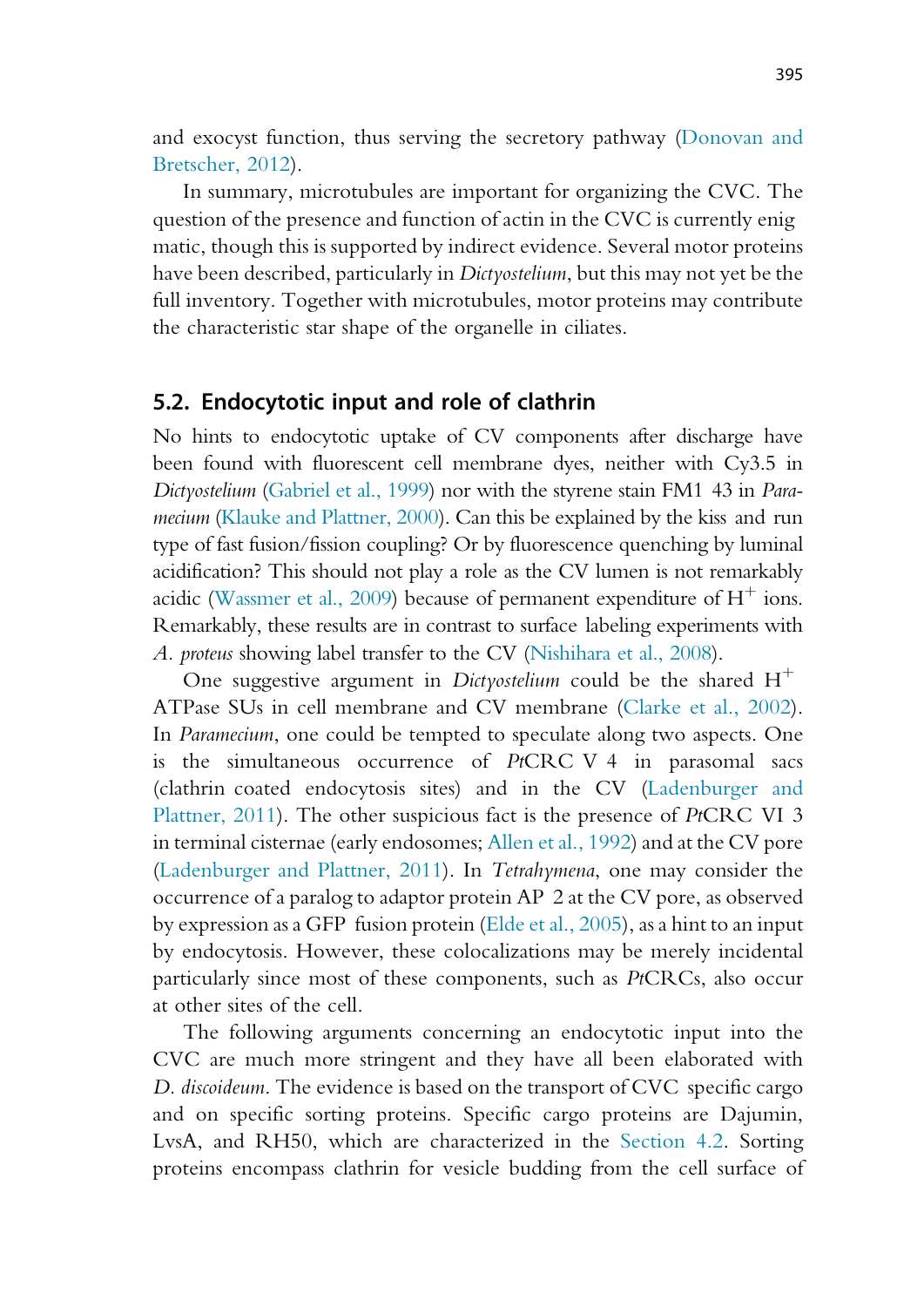and exocyst function, thus serving the secretory pathway (Donovan and Bretscher, 2012).

In summary, microtubules are important for organizing the CVC. The question of the presence and function of actin in the CVC is currently enigmatic, though this is supported by indirect evidence. Several motor proteins have been described, particularly in *Dictyostelium*, but this may not yet be the full inventory. Together with microtubules, motor proteins may contribute the characteristic star shape of the organelle in ciliates.

## 5.2. Endocytotic input and role of clathrin

No hints to endocytotic uptake of CV components after discharge have been found with fluorescent cell membrane dyes, neither with Cy3.5 in *Dictyostelium* (Gabriel et al., 1999) nor with the styrene stain FM1 43 in *Paramecium* (Klauke and Plattner, 2000). Can this be explained by the kiss and run type of fast fusion/fission coupling? Or by fluorescence quenching by luminal acidification? This should not play a role as the CV lumen is not remarkably acidic (Wassmer et al., 2009) because of permanent expenditure of $H^+$ ions. Remarkably, these results are in contrast to surface labeling experiments with *A. proteus* showing label transfer to the CV (Nishihara et al., 2008).

One suggestive argument in *Dictyostelium* could be the shared $H^+$ ATPase SUs in cell membrane and CV membrane (Clarke et al., 2002). In *Paramecium*, one could be tempted to speculate along two aspects. One is the simultaneous occurrence of *Pt*CRC V 4 in parasomal sacs (clathrin coated endocytosis sites) and in the CV (Ladenburger and Plattner, 2011). The other suspicious fact is the presence of *Pt*CRC VI 3 in terminal cisternae (early endosomes; Allen et al., 1992) and at the CV pore (Ladenburger and Plattner, 2011). In *Tetrahymena*, one may consider the occurrence of a paralog to adaptor protein AP 2 at the CV pore, as observed by expression as a GFP fusion protein (Elde et al., 2005), as a hint to an input by endocytosis. However, these colocalizations may be merely incidental particularly since most of these components, such as *Pt*CRCs, also occur at other sites of the cell.

The following arguments concerning an endocytotic input into the CVC are much more stringent and they have all been elaborated with *D. discoideum*. The evidence is based on the transport of CVC specific cargo and on specific sorting proteins. Specific cargo proteins are Dajumin, LvsA, and RH50, which are characterized in the Section 4.2. Sorting proteins encompass clathrin for vesicle budding from the cell surface of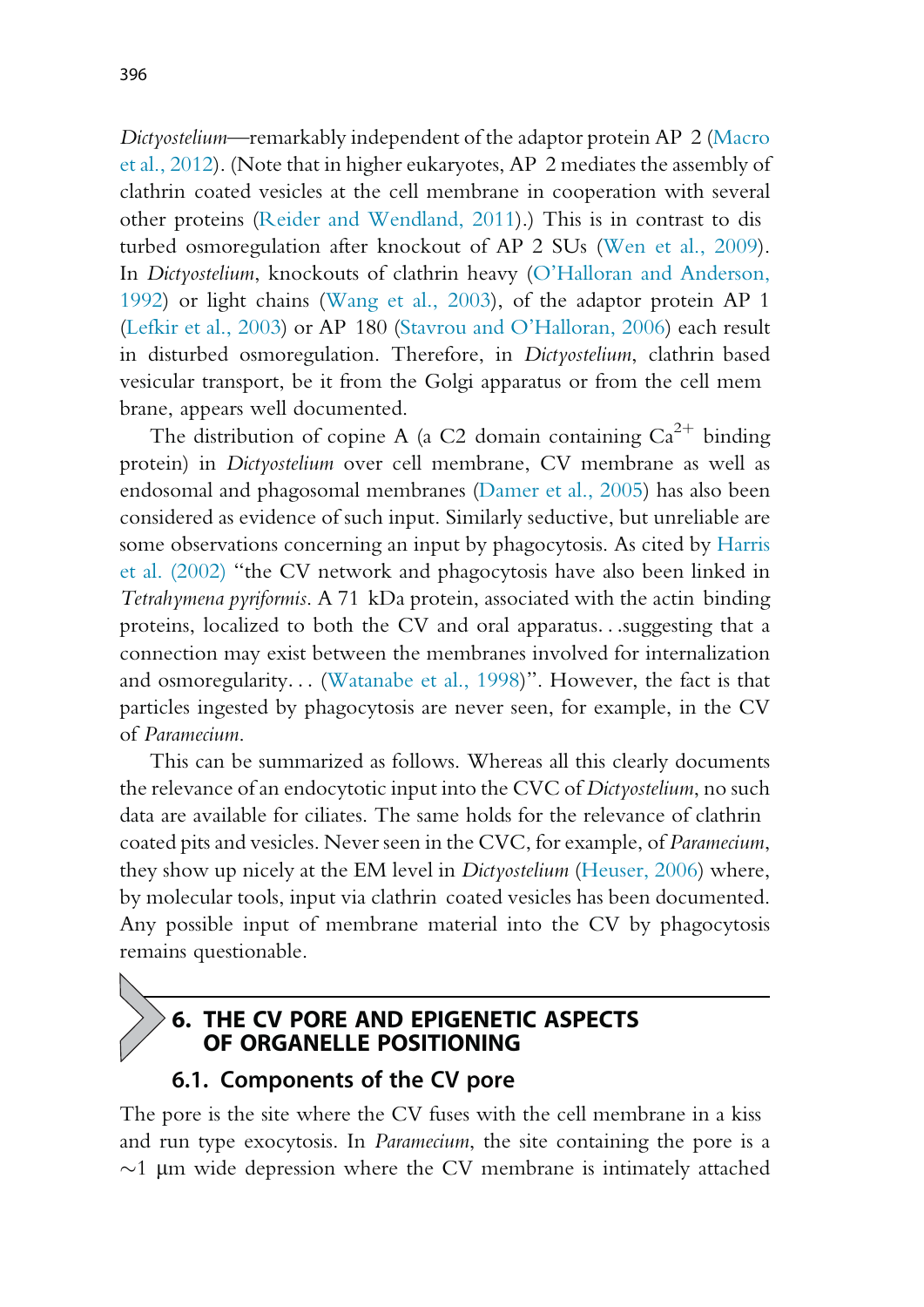*Dictyostelium*—remarkably independent of the adaptor protein AP 2 (Macro et al., 2012). (Note that in higher eukaryotes, AP 2 mediates the assembly of clathrin coated vesicles at the cell membrane in cooperation with several other proteins (Reider and Wendland, 2011).) This is in contrast to disturbed osmoregulation after knockout of AP 2 SUs (Wen et al., 2009). In *Dictyostelium*, knockouts of clathrin heavy (O'Halloran and Anderson, 1992) or light chains (Wang et al., 2003), of the adaptor protein AP 1 (Lefkir et al., 2003) or AP 180 (Stavrou and O'Halloran, 2006) each result in disturbed osmoregulation. Therefore, in *Dictyostelium*, clathrin based vesicular transport, be it from the Golgi apparatus or from the cell membrane, appears well documented.

The distribution of copine A (a C2 domain containing $Ca^{2+}$ binding protein) in *Dictyostelium* over cell membrane, CV membrane as well as endosomal and phagosomal membranes (Damer et al., 2005) has also been considered as evidence of such input. Similarly seductive, but unreliable are some observations concerning an input by phagocytosis. As cited by Harris et al. (2002) "the CV network and phagocytosis have also been linked in *Tetrahymena pyriformis*. A 71 kDa protein, associated with the actin binding proteins, localized to both the CV and oral apparatus…suggesting that a connection may exist between the membranes involved for internalization and osmoregularity… (Watanabe et al., 1998)". However, the fact is that particles ingested by phagocytosis are never seen, for example, in the CV of *Paramecium*.

This can be summarized as follows. Whereas all this clearly documents the relevance of an endocytotic input into the CVC of *Dictyostelium*, no such data are available for ciliates. The same holds for the relevance of clathrin coated pits and vesicles. Never seen in the CVC, for example, of *Paramecium*, they show up nicely at the EM level in *Dictyostelium* (Heuser, 2006) where, by molecular tools, input via clathrin coated vesicles has been documented. Any possible input of membrane material into the CV by phagocytosis remains questionable.

# 6. THE CV PORE AND EPIGENETIC ASPECTS OF ORGANELLE POSITIONING

## 6.1. Components of the CV pore

The pore is the site where the CV fuses with the cell membrane in a kiss and run type exocytosis. In *Paramecium*, the site containing the pore is a ~1 μm wide depression where the CV membrane is intimately attached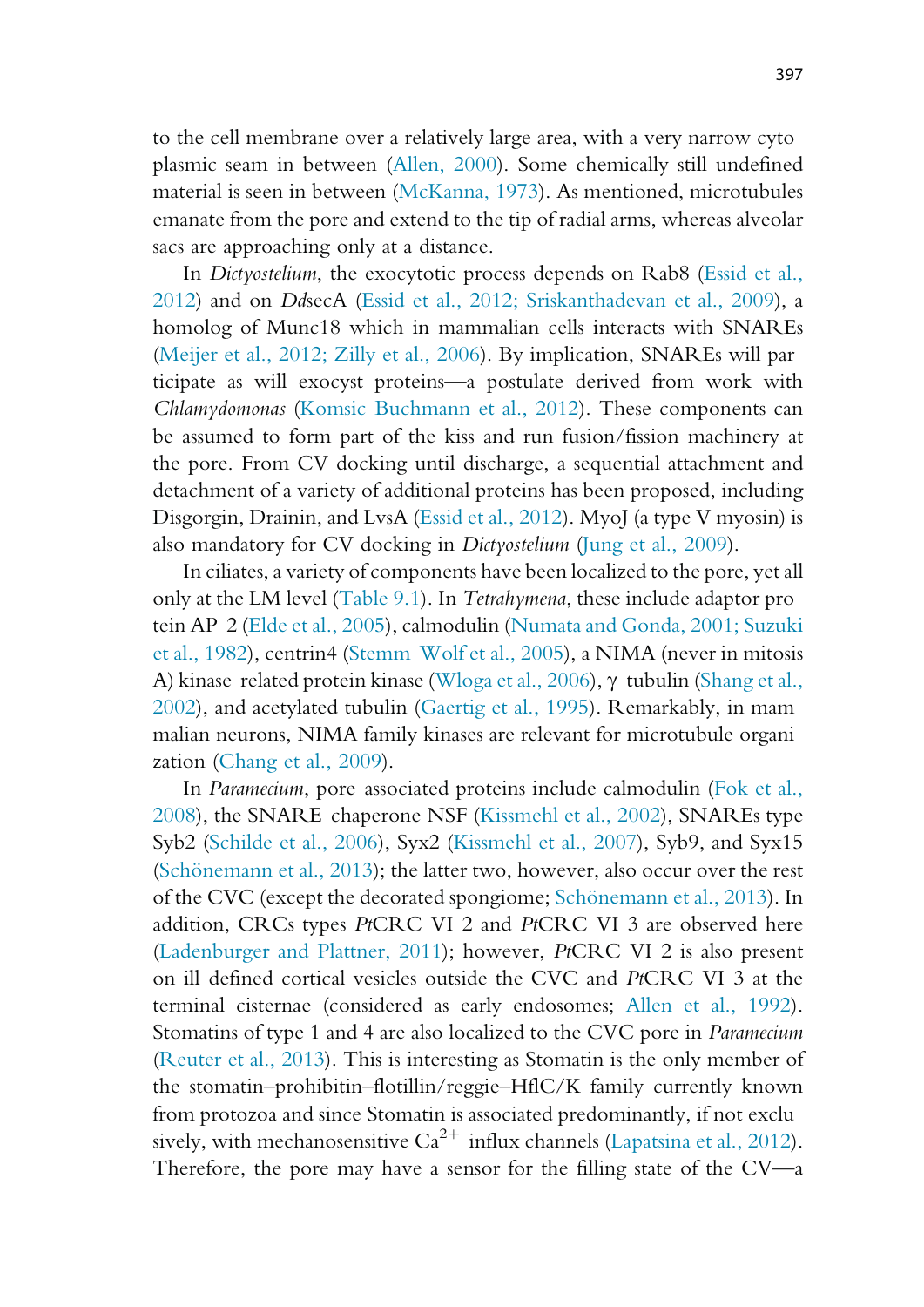to the cell membrane over a relatively large area, with a very narrow cyto plasmic seam in between (Allen, 2000). Some chemically still undefined material is seen in between (McKanna, 1973). As mentioned, microtubules emanate from the pore and extend to the tip of radial arms, whereas alveolar sacs are approaching only at a distance.

In *Dictyostelium*, the exocytotic process depends on Rab8 (Essid et al., 2012) and on *Dd*secA (Essid et al., 2012; Sriskanthadevan et al., 2009), a homolog of Munc18 which in mammalian cells interacts with SNAREs (Meijer et al., 2012; Zilly et al., 2006). By implication, SNAREs will par ticipate as will exocyst proteins—a postulate derived from work with *Chlamydomonas* (Komsic Buchmann et al., 2012). These components can be assumed to form part of the kiss and run fusion/fission machinery at the pore. From CV docking until discharge, a sequential attachment and detachment of a variety of additional proteins has been proposed, including Disgorgin, Drainin, and LvsA (Essid et al., 2012). MyoJ (a type V myosin) is also mandatory for CV docking in *Dictyostelium* (Jung et al., 2009).

In ciliates, a variety of components have been localized to the pore, yet all only at the LM level (Table 9.1). In *Tetrahymena*, these include adaptor pro tein AP 2 (Elde et al., 2005), calmodulin (Numata and Gonda, 2001; Suzuki et al., 1982), centrin4 (Stemm Wolf et al., 2005), a NIMA (never in mitosis A) kinase related protein kinase (Wloga et al., 2006), γ tubulin (Shang et al., 2002), and acetylated tubulin (Gaertig et al., 1995). Remarkably, in mam malian neurons, NIMA family kinases are relevant for microtubule organi zation (Chang et al., 2009).

In *Paramecium*, pore associated proteins include calmodulin (Fok et al., 2008), the SNARE chaperone NSF (Kissmehl et al., 2002), SNAREs type Syb2 (Schilde et al., 2006), Syx2 (Kissmehl et al., 2007), Syb9, and Syx15 (Schönemann et al., 2013); the latter two, however, also occur over the rest of the CVC (except the decorated spongiome; Schönemann et al., 2013). In addition, CRCs types *Pt*CRC VI 2 and *Pt*CRC VI 3 are observed here (Ladenburger and Plattner, 2011); however, *Pt*CRC VI 2 is also present on ill defined cortical vesicles outside the CVC and *Pt*CRC VI 3 at the terminal cisternae (considered as early endosomes; Allen et al., 1992). Stomatins of type 1 and 4 are also localized to the CVC pore in *Paramecium* (Reuter et al., 2013). This is interesting as Stomatin is the only member of the stomatin–prohibitin–flotillin/reggie–HflC/K family currently known from protozoa and since Stomatin is associated predominantly, if not exclu sively, with mechanosensitive $Ca^{2+}$ influx channels (Lapatsina et al., 2012). Therefore, the pore may have a sensor for the filling state of the CV—a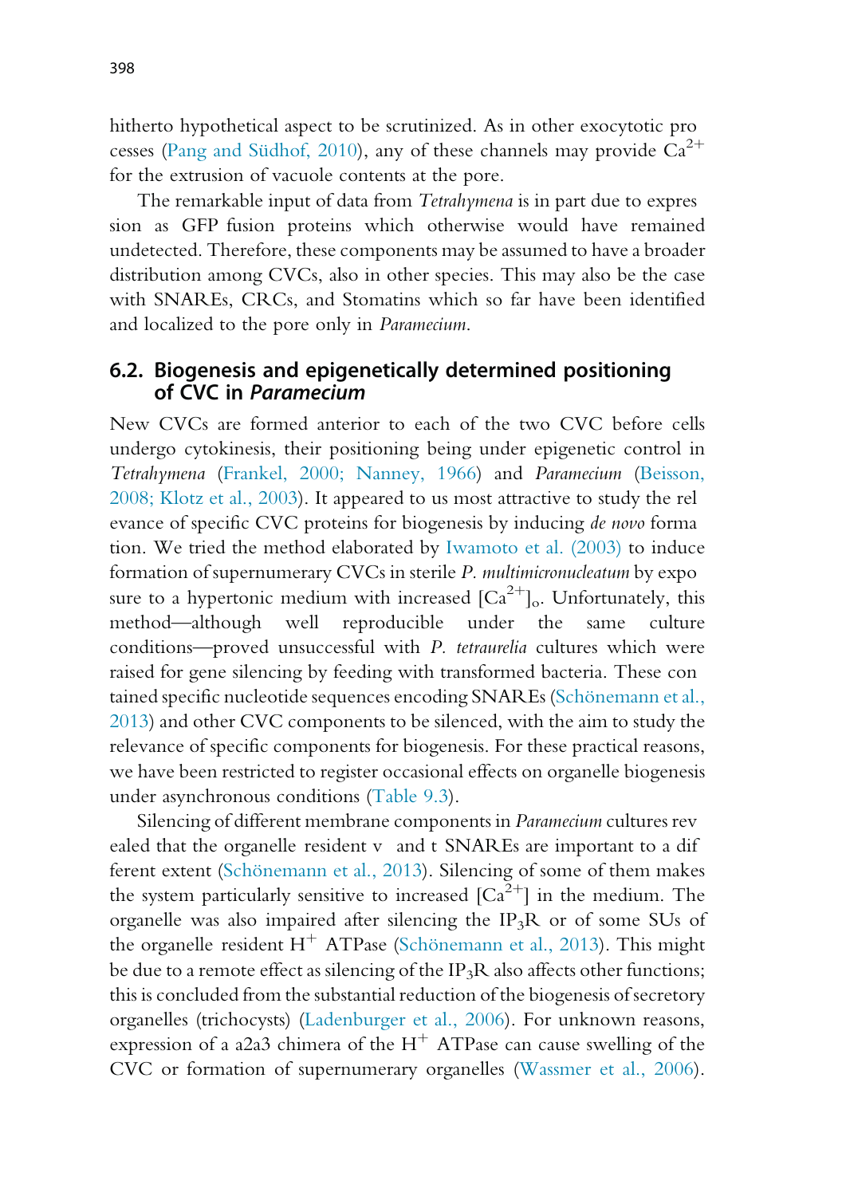hitherto hypothetical aspect to be scrutinized. As in other exocytotic processes (Pang and Südhof, 2010), any of these channels may provide $Ca^{2+}$ for the extrusion of vacuole contents at the pore.

The remarkable input of data from *Tetrahymena* is in part due to expression as GFP fusion proteins which otherwise would have remained undetected. Therefore, these components may be assumed to have a broader distribution among CVCs, also in other species. This may also be the case with SNAREs, CRCs, and Stomatins which so far have been identified and localized to the pore only in *Paramecium*.

## 6.2. Biogenesis and epigenetically determined positioning of CVC in *Paramecium*

New CVCs are formed anterior to each of the two CVC before cells undergo cytokinesis, their positioning being under epigenetic control in *Tetrahymena* (Frankel, 2000; Nanney, 1966) and *Paramecium* (Beisson, 2008; Klotz et al., 2003). It appeared to us most attractive to study the relevance of specific CVC proteins for biogenesis by inducing *de novo* formation. We tried the method elaborated by Iwamoto et al. (2003) to induce formation of supernumerary CVCs in sterile *P. multimicronucleatum* by exposure to a hypertonic medium with increased $[Ca^{2+}]_o$. Unfortunately, this method—although well reproducible under the same culture conditions—proved unsuccessful with *P. tetraurelia* cultures which were raised for gene silencing by feeding with transformed bacteria. These contained specific nucleotide sequences encoding SNAREs (Schönemann et al., 2013) and other CVC components to be silenced, with the aim to study the relevance of specific components for biogenesis. For these practical reasons, we have been restricted to register occasional effects on organelle biogenesis under asynchronous conditions (Table 9.3).

Silencing of different membrane components in *Paramecium* cultures revealed that the organelle resident v- and t-SNAREs are important to a different extent (Schönemann et al., 2013). Silencing of some of them makes the system particularly sensitive to increased $[Ca^{2+}]$ in the medium. The organelle was also impaired after silencing the $IP_3R$ or of some SUs of the organelle resident $H^+$-ATPase (Schönemann et al., 2013). This might be due to a remote effect as silencing of the $IP_3R$ also affects other functions; this is concluded from the substantial reduction of the biogenesis of secretory organelles (trichocysts) (Ladenburger et al., 2006). For unknown reasons, expression of a a2a3 chimera of the $H^+$-ATPase can cause swelling of the CVC or formation of supernumerary organelles (Wassmer et al., 2006).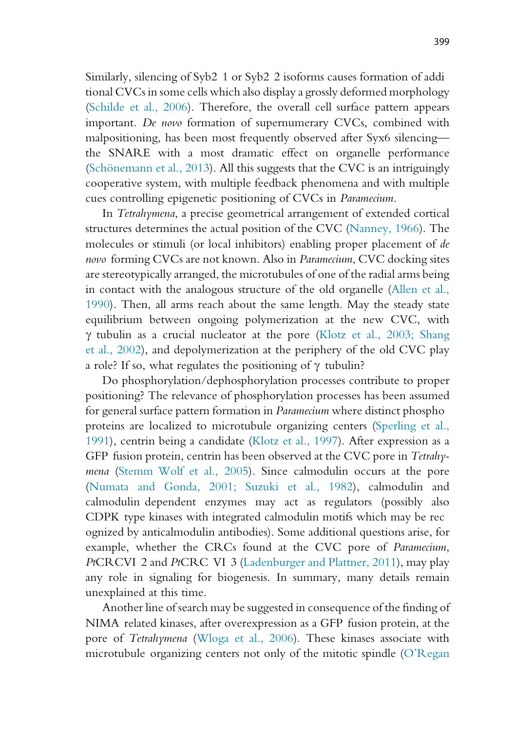Similarly, silencing of Syb2 1 or Syb2 2 isoforms causes formation of additional CVCs in some cells which also display a grossly deformed morphology (Schilde et al., 2006). Therefore, the overall cell surface pattern appears important. *De novo* formation of supernumerary CVCs, combined with malpositioning, has been most frequently observed after Syx6 silencing—the SNARE with a most dramatic effect on organelle performance (Schönemann et al., 2013). All this suggests that the CVC is an intriguingly cooperative system, with multiple feedback phenomena and with multiple cues controlling epigenetic positioning of CVCs in *Paramecium*.

In *Tetrahymena*, a precise geometrical arrangement of extended cortical structures determines the actual position of the CVC (Nanney, 1966). The molecules or stimuli (or local inhibitors) enabling proper placement of *de novo* forming CVCs are not known. Also in *Paramecium*, CVC docking sites are stereotypically arranged, the microtubules of one of the radial arms being in contact with the analogous structure of the old organelle (Allen et al., 1990). Then, all arms reach about the same length. May the steady state equilibrium between ongoing polymerization at the new CVC, with γ tubulin as a crucial nucleator at the pore (Klotz et al., 2003; Shang et al., 2002), and depolymerization at the periphery of the old CVC play a role? If so, what regulates the positioning of γ tubulin?

Do phosphorylation/dephosphorylation processes contribute to proper positioning? The relevance of phosphorylation processes has been assumed for general surface pattern formation in *Paramecium* where distinct phosphoproteins are localized to microtubule organizing centers (Sperling et al., 1991), centrin being a candidate (Klotz et al., 1997). After expression as a GFP fusion protein, centrin has been observed at the CVC pore in *Tetrahymena* (Stemm Wolf et al., 2005). Since calmodulin occurs at the pore (Numata and Gonda, 2001; Suzuki et al., 1982), calmodulin and calmodulin dependent enzymes may act as regulators (possibly also CDPK type kinases with integrated calmodulin motifs which may be recognized by anticalmodulin antibodies). Some additional questions arise, for example, whether the CRCs found at the CVC pore of *Paramecium*, *Pt*CRCVI 2 and *Pt*CRC VI 3 (Ladenburger and Plattner, 2011), may play any role in signaling for biogenesis. In summary, many details remain unexplained at this time.

Another line of search may be suggested in consequence of the finding of NIMA related kinases, after overexpression as a GFP fusion protein, at the pore of *Tetrahymena* (Wloga et al., 2006). These kinases associate with microtubule organizing centers not only of the mitotic spindle (O'Regan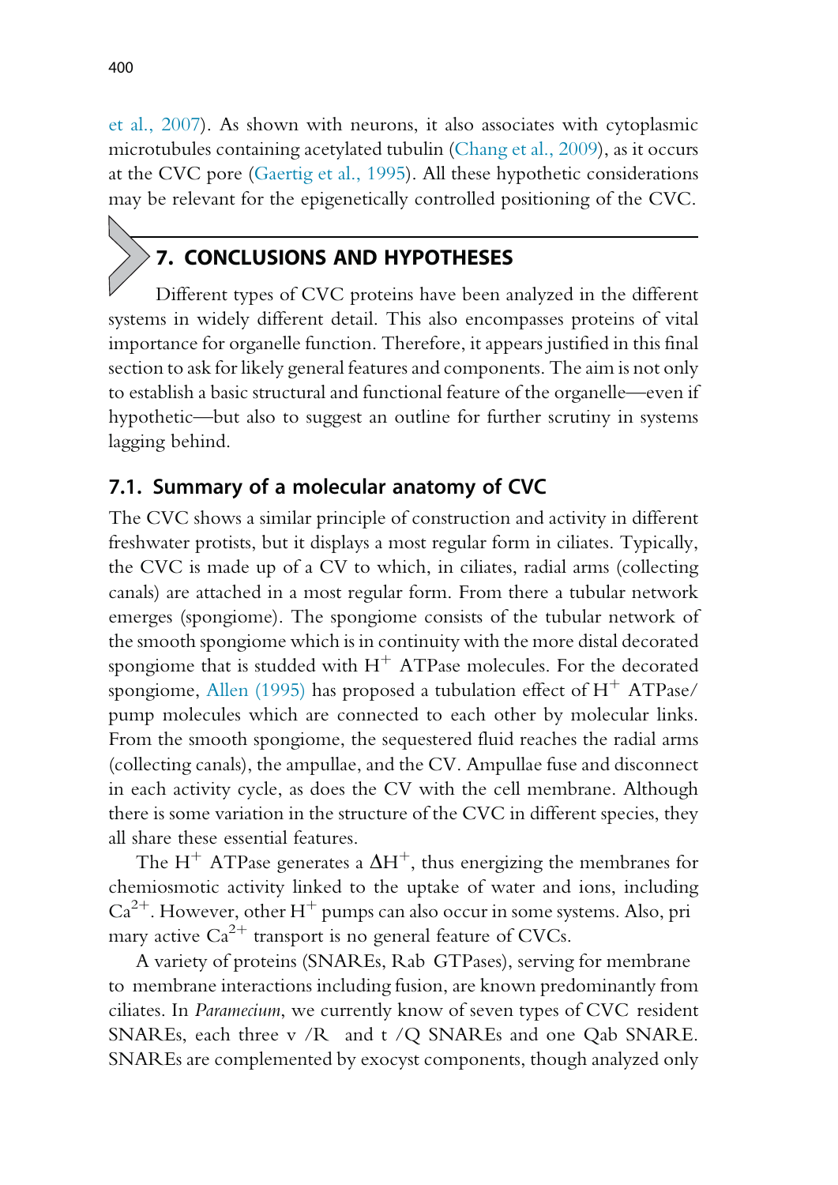et al., 2007). As shown with neurons, it also associates with cytoplasmic microtubules containing acetylated tubulin (Chang et al., 2009), as it occurs at the CVC pore (Gaertig et al., 1995). All these hypothetic considerations may be relevant for the epigenetically controlled positioning of the CVC.

# 7. CONCLUSIONS AND HYPOTHESES

Different types of CVC proteins have been analyzed in the different systems in widely different detail. This also encompasses proteins of vital importance for organelle function. Therefore, it appears justified in this final section to ask for likely general features and components. The aim is not only to establish a basic structural and functional feature of the organelle—even if hypothetic—but also to suggest an outline for further scrutiny in systems lagging behind.

## 7.1. Summary of a molecular anatomy of CVC

The CVC shows a similar principle of construction and activity in different freshwater protists, but it displays a most regular form in ciliates. Typically, the CVC is made up of a CV to which, in ciliates, radial arms (collecting canals) are attached in a most regular form. From there a tubular network emerges (spongiome). The spongiome consists of the tubular network of the smooth spongiome which is in continuity with the more distal decorated spongiome that is studded with $H^+$ ATPase molecules. For the decorated spongiome, Allen (1995) has proposed a tubulation effect of $H^+$ ATPase/pump molecules which are connected to each other by molecular links. From the smooth spongiome, the sequestered fluid reaches the radial arms (collecting canals), the ampullae, and the CV. Ampullae fuse and disconnect in each activity cycle, as does the CV with the cell membrane. Although there is some variation in the structure of the CVC in different species, they all share these essential features.

The $H^+$ ATPase generates a $\Delta H^+$, thus energizing the membranes for chemiosmotic activity linked to the uptake of water and ions, including $Ca^{2+}$. However, other $H^+$ pumps can also occur in some systems. Also, primary active $Ca^{2+}$ transport is no general feature of CVCs.

A variety of proteins (SNAREs, Rab GTPases), serving for membrane to membrane interactions including fusion, are known predominantly from ciliates. In *Paramecium*, we currently know of seven types of CVC resident SNAREs, each three v /R and t /Q SNAREs and one Qab SNARE. SNAREs are complemented by exocyst components, though analyzed only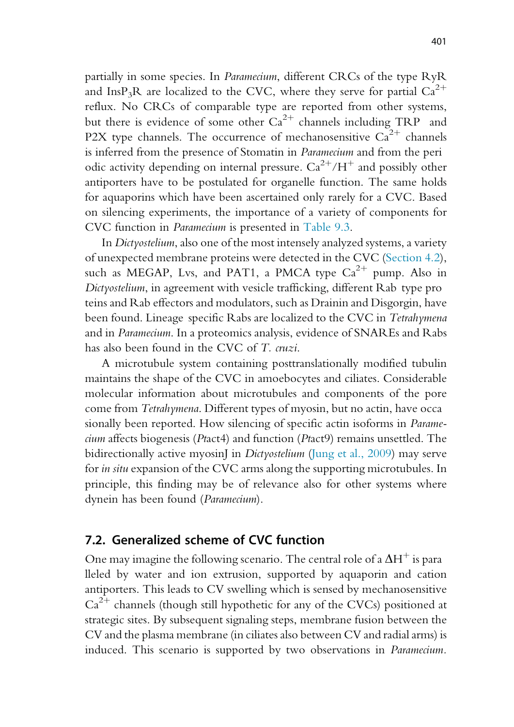partially in some species. In *Paramecium*, different CRCs of the type RyR and $InsP_3R$ are localized to the CVC, where they serve for partial $Ca^{2+}$ reflux. No CRCs of comparable type are reported from other systems, but there is evidence of some other $Ca^{2+}$ channels including TRP and P2X type channels. The occurrence of mechanosensitive $Ca^{2+}$ channels is inferred from the presence of Stomatin in *Paramecium* and from the periodic activity depending on internal pressure. $Ca^{2+}/H^+$ and possibly other antiporters have to be postulated for organelle function. The same holds for aquaporins which have been ascertained only rarely for a CVC. Based on silencing experiments, the importance of a variety of components for CVC function in *Paramecium* is presented in Table 9.3.

In *Dictyostelium*, also one of the most intensely analyzed systems, a variety of unexpected membrane proteins were detected in the CVC (Section 4.2), such as MEGAP, Lvs, and PAT1, a PMCA type $Ca^{2+}$ pump. Also in *Dictyostelium*, in agreement with vesicle trafficking, different Rab type proteins and Rab effectors and modulators, such as Drainin and Disgorgin, have been found. Lineage specific Rabs are localized to the CVC in *Tetrahymena* and in *Paramecium*. In a proteomics analysis, evidence of SNAREs and Rabs has also been found in the CVC of *T. cruzi*.

A microtubule system containing posttranslationally modified tubulin maintains the shape of the CVC in amoebocytes and ciliates. Considerable molecular information about microtubules and components of the pore come from *Tetrahymena*. Different types of myosin, but no actin, have occasionally been reported. How silencing of specific actin isoforms in *Paramecium* affects biogenesis (*Pt*act4) and function (*Pt*act9) remains unsettled. The bidirectionally active myosinJ in *Dictyostelium* (Jung et al., 2009) may serve for *in situ* expansion of the CVC arms along the supporting microtubules. In principle, this finding may be of relevance also for other systems where dynein has been found (*Paramecium*).

## 7.2. Generalized scheme of CVC function

One may imagine the following scenario. The central role of a $\Delta H^+$ is paralleled by water and ion extrusion, supported by aquaporin and cation antiporters. This leads to CV swelling which is sensed by mechanosensitive $Ca^{2+}$ channels (though still hypothetic for any of the CVCs) positioned at strategic sites. By subsequent signaling steps, membrane fusion between the CV and the plasma membrane (in ciliates also between CV and radial arms) is induced. This scenario is supported by two observations in *Paramecium*.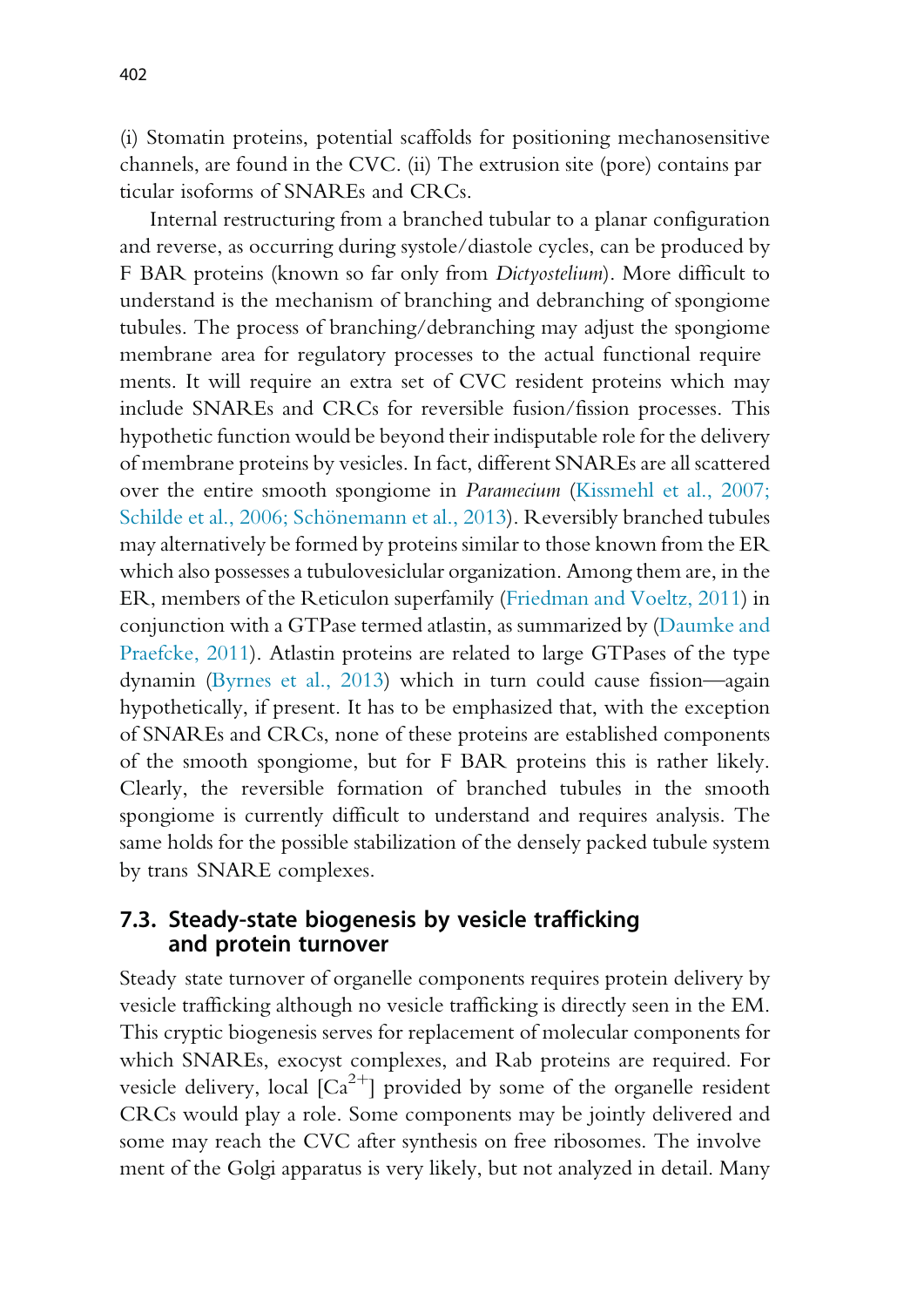(i) Stomatin proteins, potential scaffolds for positioning mechanosensitive channels, are found in the CVC. (ii) The extrusion site (pore) contains particular isoforms of SNAREs and CRCs.

Internal restructuring from a branched tubular to a planar configuration and reverse, as occurring during systole/diastole cycles, can be produced by F BAR proteins (known so far only from *Dictyostelium*). More difficult to understand is the mechanism of branching and debranching of spongiome tubules. The process of branching/debranching may adjust the spongiome membrane area for regulatory processes to the actual functional requirements. It will require an extra set of CVC resident proteins which may include SNAREs and CRCs for reversible fusion/fission processes. This hypothetic function would be beyond their indisputable role for the delivery of membrane proteins by vesicles. In fact, different SNAREs are all scattered over the entire smooth spongiome in *Paramecium* (Kissmehl et al., 2007; Schilde et al., 2006; Schönemann et al., 2013). Reversibly branched tubules may alternatively be formed by proteins similar to those known from the ER which also possesses a tubulovesiclular organization. Among them are, in the ER, members of the Reticulon superfamily (Friedman and Voeltz, 2011) in conjunction with a GTPase termed atlastin, as summarized by (Daumke and Praefcke, 2011). Atlastin proteins are related to large GTPases of the type dynamin (Byrnes et al., 2013) which in turn could cause fission—again hypothetically, if present. It has to be emphasized that, with the exception of SNAREs and CRCs, none of these proteins are established components of the smooth spongiome, but for F BAR proteins this is rather likely. Clearly, the reversible formation of branched tubules in the smooth spongiome is currently difficult to understand and requires analysis. The same holds for the possible stabilization of the densely packed tubule system by trans SNARE complexes.

## 7.3. Steady-state biogenesis by vesicle trafficking and protein turnover

Steady state turnover of organelle components requires protein delivery by vesicle trafficking although no vesicle trafficking is directly seen in the EM. This cryptic biogenesis serves for replacement of molecular components for which SNAREs, exocyst complexes, and Rab proteins are required. For vesicle delivery, local $[Ca^{2+}]$ provided by some of the organelle resident CRCs would play a role. Some components may be jointly delivered and some may reach the CVC after synthesis on free ribosomes. The involvement of the Golgi apparatus is very likely, but not analyzed in detail. Many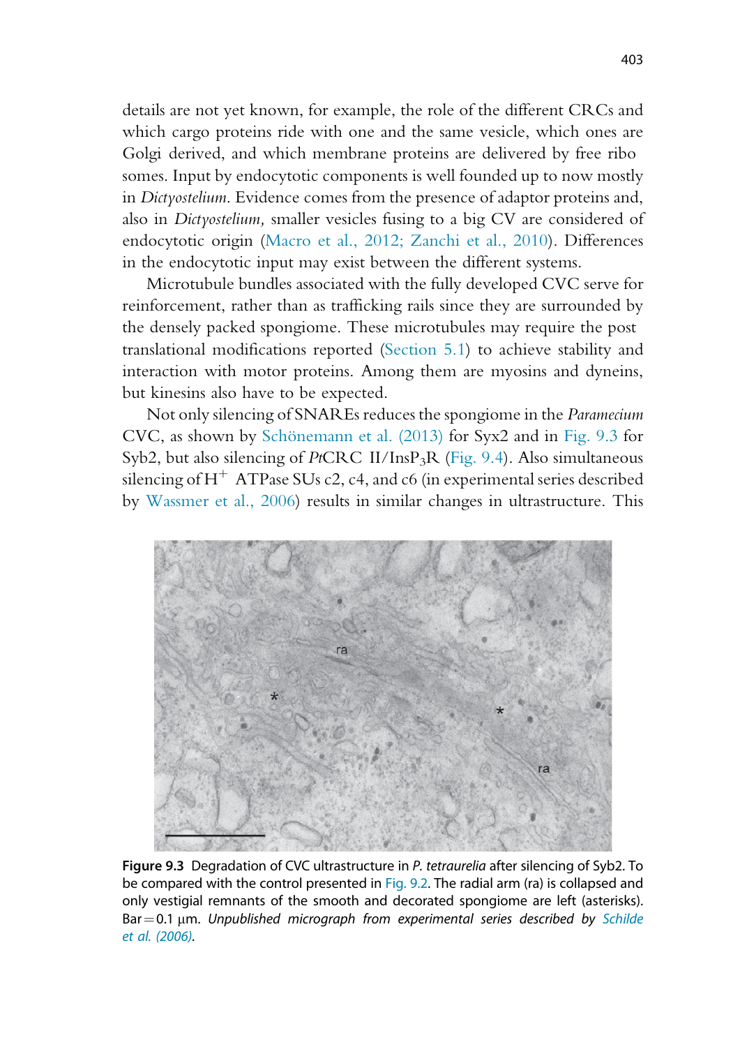details are not yet known, for example, the role of the different CRCs and which cargo proteins ride with one and the same vesicle, which ones are Golgi derived, and which membrane proteins are delivered by free ribosomes. Input by endocytotic components is well founded up to now mostly in *Dictyostelium*. Evidence comes from the presence of adaptor proteins and, also in *Dictyostelium,* smaller vesicles fusing to a big CV are considered of endocytotic origin (Macro et al., 2012; Zanchi et al., 2010). Differences in the endocytotic input may exist between the different systems.

Microtubule bundles associated with the fully developed CVC serve for reinforcement, rather than as trafficking rails since they are surrounded by the densely packed spongiome. These microtubules may require the posttranslational modifications reported (Section 5.1) to achieve stability and interaction with motor proteins. Among them are myosins and dyneins, but kinesins also have to be expected.

Not only silencing of SNAREs reduces the spongiome in the *Paramecium* CVC, as shown by Schönemann et al. (2013) for Syx2 and in Fig. 9.3 for Syb2, but also silencing of *Pt*CRC II/InsP$_3$R (Fig. 9.4). Also simultaneous silencing of $H^+$ ATPase SUs c2, c4, and c6 (in experimental series described by Wassmer et al., 2006) results in similar changes in ultrastructure. This

**Figure 9.3** Degradation of CVC ultrastructure in *P. tetraurelia* after silencing of Syb2. To be compared with the control presented in Fig. 9.2. The radial arm (ra) is collapsed and only vestigial remnants of the smooth and decorated spongiome are left (asterisks). Bar = 0.1 μm. *Unpublished micrograph from experimental series described by Schilde et al. (2006).*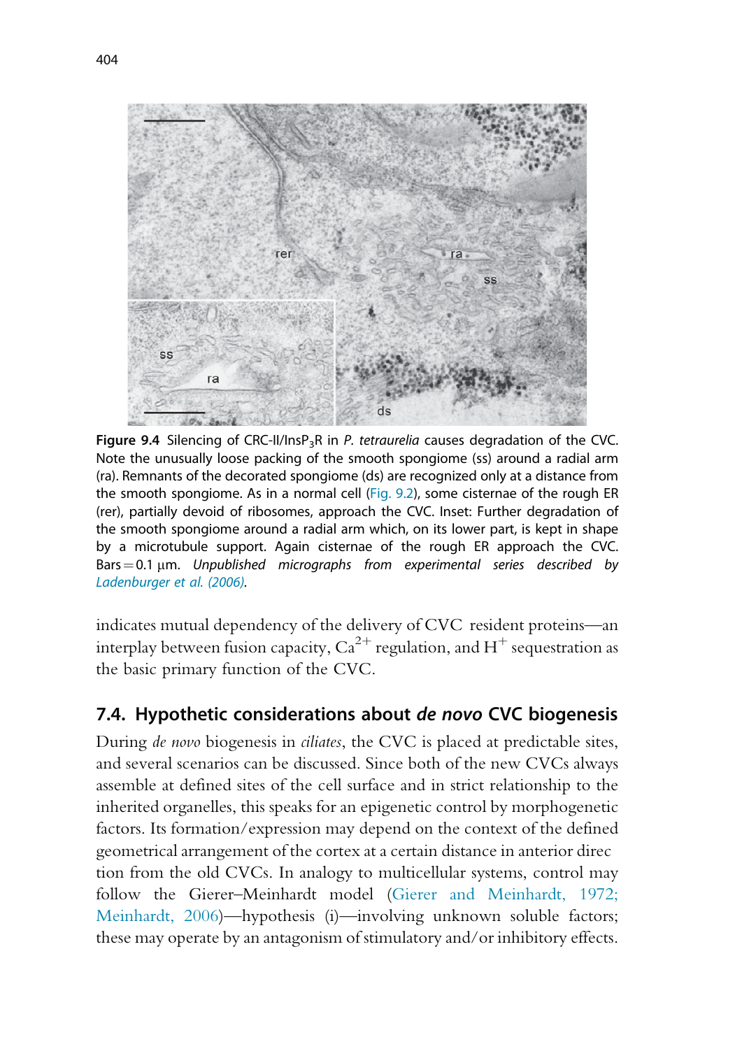Figure 9.4 Silencing of CRC-II/$InsP_3R$ in *P. tetraurelia* causes degradation of the CVC. Note the unusually loose packing of the smooth spongiome (ss) around a radial arm (ra). Remnants of the decorated spongiome (ds) are recognized only at a distance from the smooth spongiome. As in a normal cell (Fig. 9.2), some cisternae of the rough ER (rer), partially devoid of ribosomes, approach the CVC. Inset: Further degradation of the smooth spongiome around a radial arm which, on its lower part, is kept in shape by a microtubule support. Again cisternae of the rough ER approach the CVC. Bars = 0.1 μm. *Unpublished micrographs from experimental series described by Ladenburger et al. (2006).*

indicates mutual dependency of the delivery of CVC resident proteins—an interplay between fusion capacity, $Ca^{2+}$ regulation, and $H^+$ sequestration as the basic primary function of the CVC.

## 7.4. Hypothetic considerations about *de novo* CVC biogenesis

During *de novo* biogenesis in *ciliates*, the CVC is placed at predictable sites, and several scenarios can be discussed. Since both of the new CVCs always assemble at defined sites of the cell surface and in strict relationship to the inherited organelles, this speaks for an epigenetic control by morphogenetic factors. Its formation/expression may depend on the context of the defined geometrical arrangement of the cortex at a certain distance in anterior direction from the old CVCs. In analogy to multicellular systems, control may follow the Gierer–Meinhardt model (Gierer and Meinhardt, 1972; Meinhardt, 2006)—hypothesis (i)—involving unknown soluble factors; these may operate by an antagonism of stimulatory and/or inhibitory effects.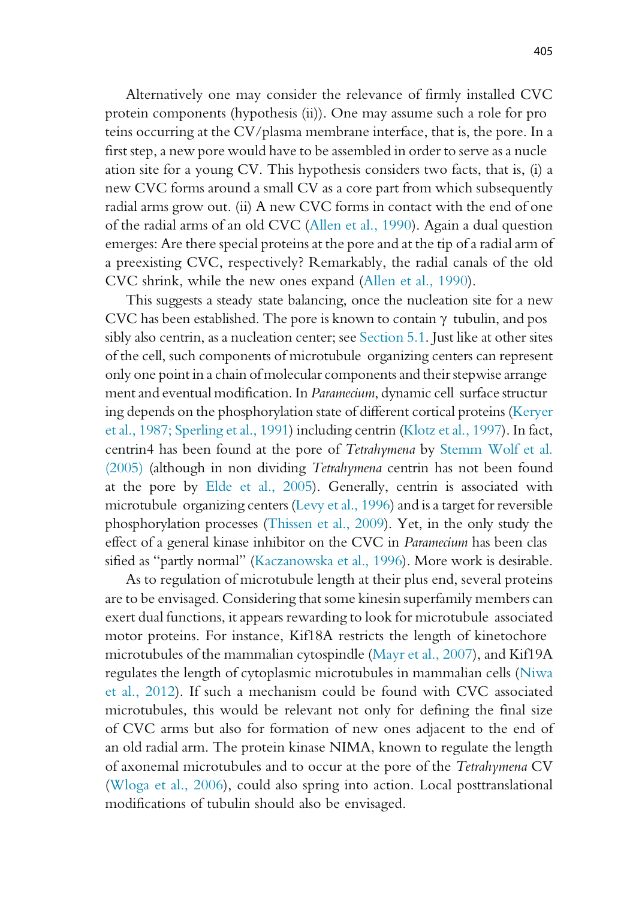Alternatively one may consider the relevance of firmly installed CVC protein components (hypothesis (ii)). One may assume such a role for proteins occurring at the CV/plasma membrane interface, that is, the pore. In a first step, a new pore would have to be assembled in order to serve as a nucleation site for a young CV. This hypothesis considers two facts, that is, (i) a new CVC forms around a small CV as a core part from which subsequently radial arms grow out. (ii) A new CVC forms in contact with the end of one of the radial arms of an old CVC (Allen et al., 1990). Again a dual question emerges: Are there special proteins at the pore and at the tip of a radial arm of a preexisting CVC, respectively? Remarkably, the radial canals of the old CVC shrink, while the new ones expand (Allen et al., 1990).

This suggests a steady state balancing, once the nucleation site for a new CVC has been established. The pore is known to contain γ tubulin, and possibly also centrin, as a nucleation center; see Section 5.1. Just like at other sites of the cell, such components of microtubule organizing centers can represent only one point in a chain of molecular components and their stepwise arrangement and eventual modification. In *Paramecium*, dynamic cell surface structuring depends on the phosphorylation state of different cortical proteins (Keryer et al., 1987; Sperling et al., 1991) including centrin (Klotz et al., 1997). In fact, centrin4 has been found at the pore of *Tetrahymena* by Stemm Wolf et al. (2005) (although in non dividing *Tetrahymena* centrin has not been found at the pore by Elde et al., 2005). Generally, centrin is associated with microtubule organizing centers (Levy et al., 1996) and is a target for reversible phosphorylation processes (Thissen et al., 2009). Yet, in the only study the effect of a general kinase inhibitor on the CVC in *Paramecium* has been classified as "partly normal" (Kaczanowska et al., 1996). More work is desirable.

As to regulation of microtubule length at their plus end, several proteins are to be envisaged. Considering that some kinesin superfamily members can exert dual functions, it appears rewarding to look for microtubule associated motor proteins. For instance, Kif18A restricts the length of kinetochore microtubules of the mammalian cytospindle (Mayr et al., 2007), and Kif19A regulates the length of cytoplasmic microtubules in mammalian cells (Niwa et al., 2012). If such a mechanism could be found with CVC associated microtubules, this would be relevant not only for defining the final size of CVC arms but also for formation of new ones adjacent to the end of an old radial arm. The protein kinase NIMA, known to regulate the length of axonemal microtubules and to occur at the pore of the *Tetrahymena* CV (Wloga et al., 2006), could also spring into action. Local posttranslational modifications of tubulin should also be envisaged.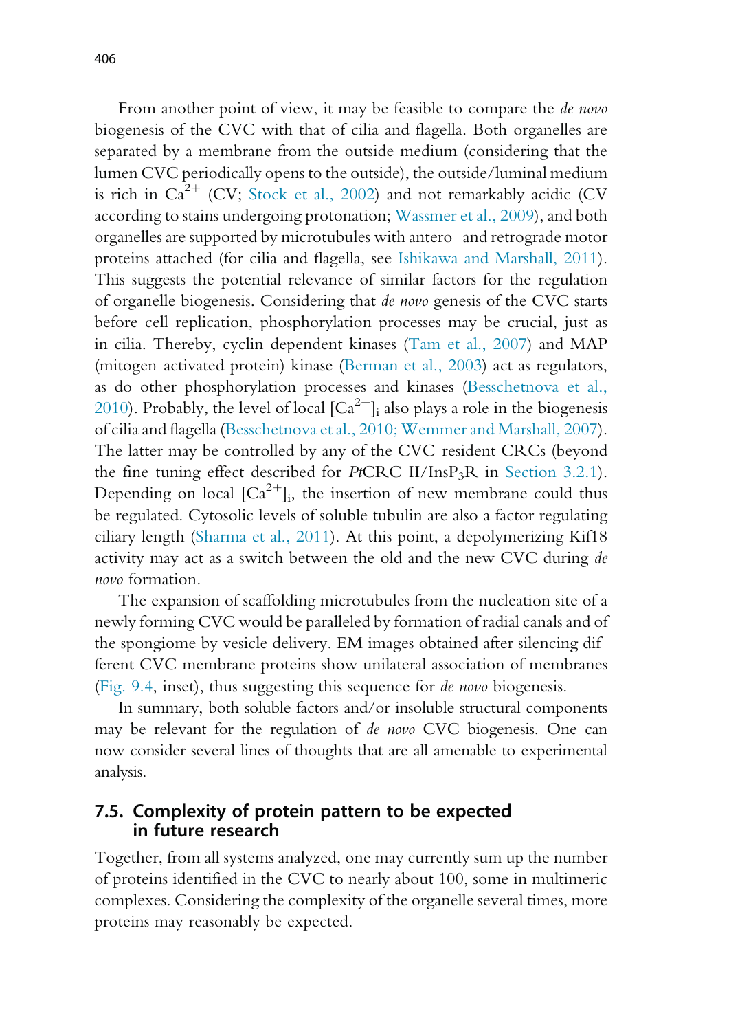From another point of view, it may be feasible to compare the *de novo* biogenesis of the CVC with that of cilia and flagella. Both organelles are separated by a membrane from the outside medium (considering that the lumen CVC periodically opens to the outside), the outside/luminal medium is rich in $Ca^{2+}$ (CV; Stock et al., 2002) and not remarkably acidic (CV according to stains undergoing protonation; Wassmer et al., 2009), and both organelles are supported by microtubules with antero and retrograde motor proteins attached (for cilia and flagella, see Ishikawa and Marshall, 2011). This suggests the potential relevance of similar factors for the regulation of organelle biogenesis. Considering that *de novo* genesis of the CVC starts before cell replication, phosphorylation processes may be crucial, just as in cilia. Thereby, cyclin dependent kinases (Tam et al., 2007) and MAP (mitogen activated protein) kinase (Berman et al., 2003) act as regulators, as do other phosphorylation processes and kinases (Besschetnova et al., 2010). Probably, the level of local $[Ca^{2+}]_i$ also plays a role in the biogenesis of cilia and flagella (Besschetnova et al., 2010; Wemmer and Marshall, 2007). The latter may be controlled by any of the CVC resident CRCs (beyond the fine tuning effect described for *Pt*CRC II/$InsP_3R$ in Section 3.2.1). Depending on local $[Ca^{2+}]_i$, the insertion of new membrane could thus be regulated. Cytosolic levels of soluble tubulin are also a factor regulating ciliary length (Sharma et al., 2011). At this point, a depolymerizing Kif18 activity may act as a switch between the old and the new CVC during *de novo* formation.

The expansion of scaffolding microtubules from the nucleation site of a newly forming CVC would be paralleled by formation of radial canals and of the spongiome by vesicle delivery. EM images obtained after silencing different CVC membrane proteins show unilateral association of membranes (Fig. 9.4, inset), thus suggesting this sequence for *de novo* biogenesis.

In summary, both soluble factors and/or insoluble structural components may be relevant for the regulation of *de novo* CVC biogenesis. One can now consider several lines of thoughts that are all amenable to experimental analysis.

## 7.5. Complexity of protein pattern to be expected in future research

Together, from all systems analyzed, one may currently sum up the number of proteins identified in the CVC to nearly about 100, some in multimeric complexes. Considering the complexity of the organelle several times, more proteins may reasonably be expected.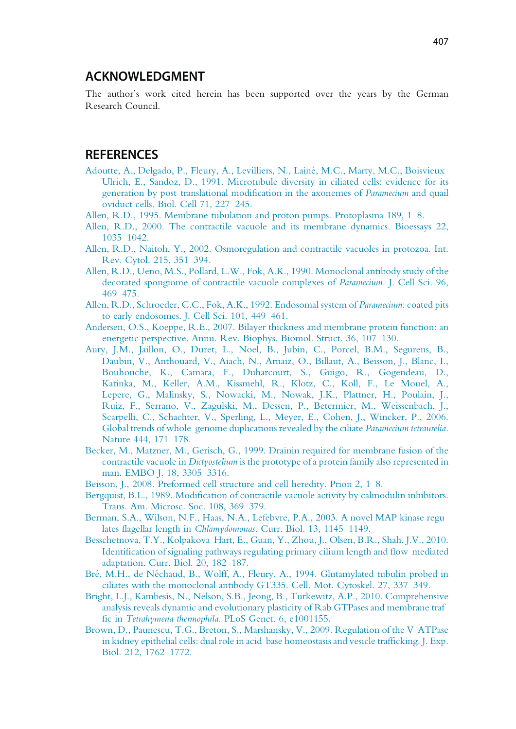## ACKNOWLEDGMENT

The author's work cited herein has been supported over the years by the German Research Council.

## REFERENCES

Adoutte, A., Delgado, P., Fleury, A., Levilliers, N., Lainé, M.C., Marty, M.C., Boisvieux Ulrich, E., Sandoz, D., 1991. Microtubule diversity in ciliated cells: evidence for its generation by post translational modification in the axonemes of *Paramecium* and quail oviduct cells. Biol. Cell 71, 227 245.

Allen, R.D., 1995. Membrane tubulation and proton pumps. Protoplasma 189, 1 8.

Allen, R.D., 2000. The contractile vacuole and its membrane dynamics. Bioessays 22, 1035 1042.

Allen, R.D., Naitoh, Y., 2002. Osmoregulation and contractile vacuoles in protozoa. Int. Rev. Cytol. 215, 351 394.

Allen, R.D., Ueno, M.S., Pollard, L.W., Fok, A.K., 1990. Monoclonal antibody study of the decorated spongiome of contractile vacuole complexes of *Paramecium*. J. Cell Sci. 96, 469 475.

Allen, R.D., Schroeder, C.C., Fok, A.K., 1992. Endosomal system of *Paramecium*: coated pits to early endosomes. J. Cell Sci. 101, 449 461.

Andersen, O.S., Koeppe, R.E., 2007. Bilayer thickness and membrane protein function: an energetic perspective. Annu. Rev. Biophys. Biomol. Struct. 36, 107 130.

Aury, J.M., Jaillon, O., Duret, L., Noel, B., Jubin, C., Porcel, B.M., Segurens, B., Daubin, V., Anthouard, V., Aiach, N., Arnaiz, O., Billaut, A., Beisson, J., Blanc, I., Bouhouche, K., Camara, F., Duharcourt, S., Guigo, R., Gogendeau, D., Katinka, M., Keller, A.M., Kissmehl, R., Klotz, C., Koll, F., Le Mouel, A., Lepere, G., Malinsky, S., Nowacki, M., Nowak, J.K., Plattner, H., Poulain, J., Ruiz, F., Serrano, V., Zagulski, M., Dessen, P., Betermier, M., Weissenbach, J., Scarpelli, C., Schachter, V., Sperling, L., Meyer, E., Cohen, J., Wincker, P., 2006. Global trends of whole genome duplications revealed by the ciliate *Paramecium tetraurelia*. Nature 444, 171 178.

Becker, M., Matzner, M., Gerisch, G., 1999. Drainin required for membrane fusion of the contractile vacuole in *Dictyostelium* is the prototype of a protein family also represented in man. EMBO J. 18, 3305 3316.

Beisson, J., 2008. Preformed cell structure and cell heredity. Prion 2, 1 8.

Bergquist, B.L., 1989. Modification of contractile vacuole activity by calmodulin inhibitors. Trans. Am. Microsc. Soc. 108, 369 379.

Berman, S.A., Wilson, N.F., Haas, N.A., Lefebvre, P.A., 2003. A novel MAP kinase regu lates flagellar length in *Chlamydomonas*. Curr. Biol. 13, 1145 1149.

Besschetnova, T.Y., Kolpakova Hart, E., Guan, Y., Zhou, J., Olsen, B.R., Shah, J.V., 2010. Identification of signaling pathways regulating primary cilium length and flow mediated adaptation. Curr. Biol. 20, 182 187.

Bré, M.H., de Néchaud, B., Wolff, A., Fleury, A., 1994. Glutamylated tubulin probed in ciliates with the monoclonal antibody GT335. Cell. Mot. Cytoskel. 27, 337 349.

Bright, L.J., Kambesis, N., Nelson, S.B., Jeong, B., Turkewitz, A.P., 2010. Comprehensive analysis reveals dynamic and evolutionary plasticity of Rab GTPases and membrane traf fic in *Tetrahymena thermophila*. PLoS Genet. 6, e1001155.

Brown, D., Paunescu, T.G., Breton, S., Marshansky, V., 2009. Regulation of the V ATPase in kidney epithelial cells: dual role in acid base homeostasis and vesicle trafficking. J. Exp. Biol. 212, 1762 1772.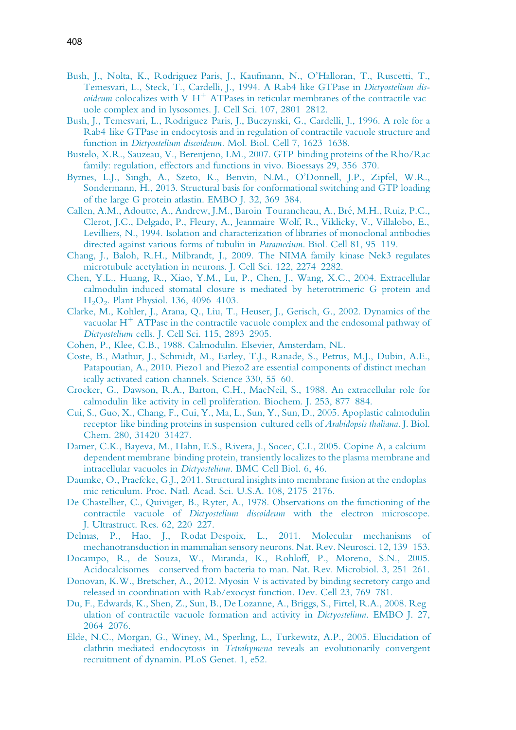Bush, J., Nolta, K., Rodriguez Paris, J., Kaufmann, N., O'Halloran, T., Ruscetti, T., Temesvari, L., Steck, T., Cardelli, J., 1994. A Rab4 like GTPase in *Dictyostelium discoideum* colocalizes with V $H^+$ ATPases in reticular membranes of the contractile vacuole complex and in lysosomes. J. Cell Sci. 107, 2801 2812.

Bush, J., Temesvari, L., Rodriguez Paris, J., Buczynski, G., Cardelli, J., 1996. A role for a Rab4 like GTPase in endocytosis and in regulation of contractile vacuole structure and function in *Dictyostelium discoideum*. Mol. Biol. Cell 7, 1623 1638.

Bustelo, X.R., Sauzeau, V., Berenjeno, I.M., 2007. GTP binding proteins of the Rho/Rac family: regulation, effectors and functions in vivo. Bioessays 29, 356 370.

Byrnes, L.J., Singh, A., Szeto, K., Benvin, N.M., O'Donnell, J.P., Zipfel, W.R., Sondermann, H., 2013. Structural basis for conformational switching and GTP loading of the large G protein atlastin. EMBO J. 32, 369 384.

Callen, A.M., Adoutte, A., Andrew, J.M., Baroin Tourancheau, A., Bré, M.H., Ruiz, P.C., Clerot, J.C., Delgado, P., Fleury, A., Jeanmaire Wolf, R., Viklicky, V., Villalobo, E., Levilliers, N., 1994. Isolation and characterization of libraries of monoclonal antibodies directed against various forms of tubulin in *Paramecium*. Biol. Cell 81, 95 119.

Chang, J., Baloh, R.H., Milbrandt, J., 2009. The NIMA family kinase Nek3 regulates microtubule acetylation in neurons. J. Cell Sci. 122, 2274 2282.

Chen, Y.L., Huang, R., Xiao, Y.M., Lu, P., Chen, J., Wang, X.C., 2004. Extracellular calmodulin induced stomatal closure is mediated by heterotrimeric G protein and $H_2O_2$. Plant Physiol. 136, 4096 4103.

Clarke, M., Kohler, J., Arana, Q., Liu, T., Heuser, J., Gerisch, G., 2002. Dynamics of the vacuolar $H^+$ ATPase in the contractile vacuole complex and the endosomal pathway of *Dictyostelium* cells. J. Cell Sci. 115, 2893 2905.

Cohen, P., Klee, C.B., 1988. Calmodulin. Elsevier, Amsterdam, NL.

Coste, B., Mathur, J., Schmidt, M., Earley, T.J., Ranade, S., Petrus, M.J., Dubin, A.E., Patapoutian, A., 2010. Piezo1 and Piezo2 are essential components of distinct mechanically activated cation channels. Science 330, 55 60.

Crocker, G., Dawson, R.A., Barton, C.H., MacNeil, S., 1988. An extracellular role for calmodulin like activity in cell proliferation. Biochem. J. 253, 877 884.

Cui, S., Guo, X., Chang, F., Cui, Y., Ma, L., Sun, Y., Sun, D., 2005. Apoplastic calmodulin receptor like binding proteins in suspension cultured cells of *Arabidopsis thaliana*. J. Biol. Chem. 280, 31420 31427.

Damer, C.K., Bayeva, M., Hahn, E.S., Rivera, J., Socec, C.I., 2005. Copine A, a calcium dependent membrane binding protein, transiently localizes to the plasma membrane and intracellular vacuoles in *Dictyostelium*. BMC Cell Biol. 6, 46.

Daumke, O., Praefcke, G.J., 2011. Structural insights into membrane fusion at the endoplasmic reticulum. Proc. Natl. Acad. Sci. U.S.A. 108, 2175 2176.

De Chastellier, C., Quiviger, B., Ryter, A., 1978. Observations on the functioning of the contractile vacuole of *Dictyostelium discoideum* with the electron microscope. J. Ultrastruct. Res. 62, 220 227.

Delmas, P., Hao, J., Rodat Despoix, L., 2011. Molecular mechanisms of mechanotransduction in mammalian sensory neurons. Nat. Rev. Neurosci. 12, 139 153.

Docampo, R., de Souza, W., Miranda, K., Rohloff, P., Moreno, S.N., 2005. Acidocalcisomes conserved from bacteria to man. Nat. Rev. Microbiol. 3, 251 261.

Donovan, K.W., Bretscher, A., 2012. Myosin V is activated by binding secretory cargo and released in coordination with Rab/exocyst function. Dev. Cell 23, 769 781.

Du, F., Edwards, K., Shen, Z., Sun, B., De Lozanne, A., Briggs, S., Firtel, R.A., 2008. Regulation of contractile vacuole formation and activity in *Dictyostelium*. EMBO J. 27, 2064 2076.

Elde, N.C., Morgan, G., Winey, M., Sperling, L., Turkewitz, A.P., 2005. Elucidation of clathrin mediated endocytosis in *Tetrahymena* reveals an evolutionarily convergent recruitment of dynamin. PLoS Genet. 1, e52.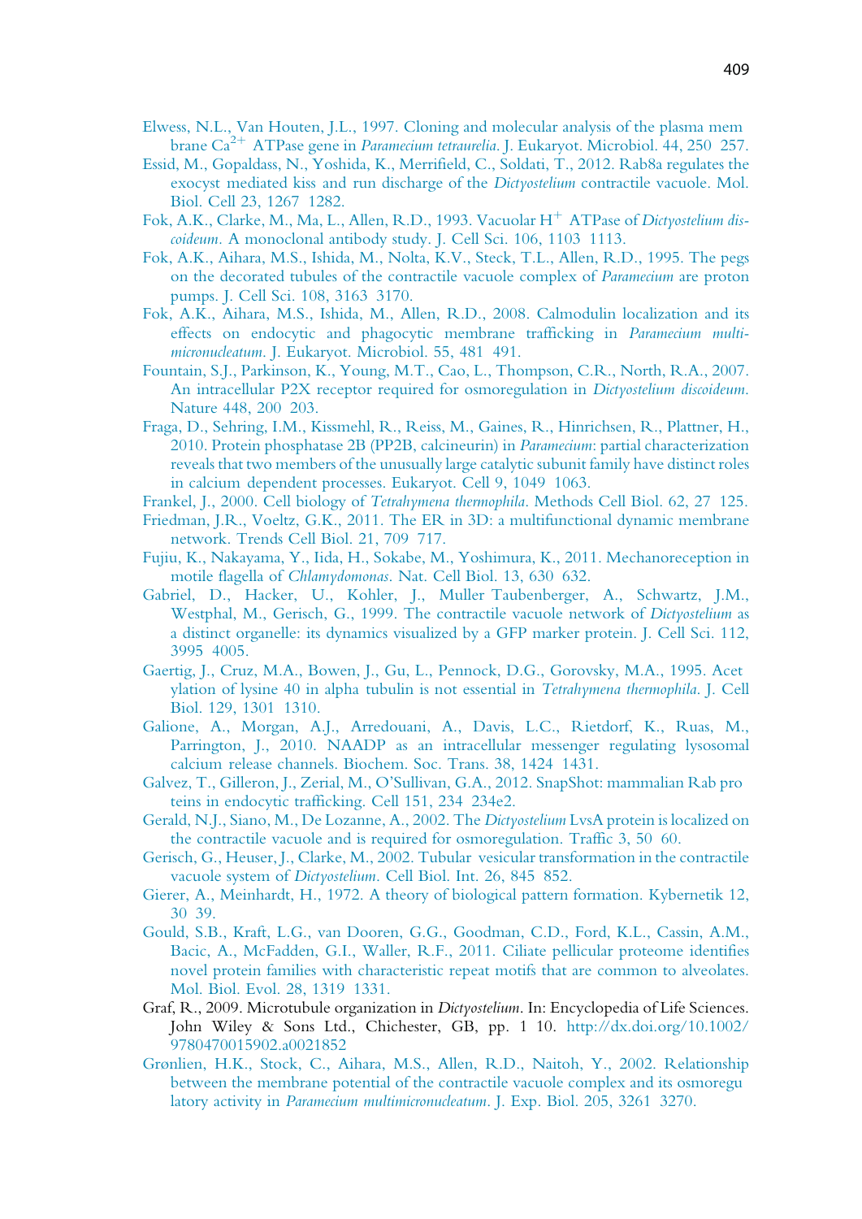Elwess, N.L., Van Houten, J.L., 1997. Cloning and molecular analysis of the plasma membrane $Ca^{2+}$ ATPase gene in *Paramecium tetraurelia*. J. Eukaryot. Microbiol. 44, 250 257.

Essid, M., Gopaldass, N., Yoshida, K., Merrifield, C., Soldati, T., 2012. Rab8a regulates the exocyst mediated kiss and run discharge of the *Dictyostelium* contractile vacuole. Mol. Biol. Cell 23, 1267 1282.

Fok, A.K., Clarke, M., Ma, L., Allen, R.D., 1993. Vacuolar $H^{+}$ ATPase of *Dictyostelium discoideum*. A monoclonal antibody study. J. Cell Sci. 106, 1103 1113.

Fok, A.K., Aihara, M.S., Ishida, M., Nolta, K.V., Steck, T.L., Allen, R.D., 1995. The pegs on the decorated tubules of the contractile vacuole complex of *Paramecium* are proton pumps. J. Cell Sci. 108, 3163 3170.

Fok, A.K., Aihara, M.S., Ishida, M., Allen, R.D., 2008. Calmodulin localization and its effects on endocytic and phagocytic membrane trafficking in *Paramecium multimicronucleatum*. J. Eukaryot. Microbiol. 55, 481 491.

Fountain, S.J., Parkinson, K., Young, M.T., Cao, L., Thompson, C.R., North, R.A., 2007. An intracellular P2X receptor required for osmoregulation in *Dictyostelium discoideum*. Nature 448, 200 203.

Fraga, D., Sehring, I.M., Kissmehl, R., Reiss, M., Gaines, R., Hinrichsen, R., Plattner, H., 2010. Protein phosphatase 2B (PP2B, calcineurin) in *Paramecium*: partial characterization reveals that two members of the unusually large catalytic subunit family have distinct roles in calcium dependent processes. Eukaryot. Cell 9, 1049 1063.

Frankel, J., 2000. Cell biology of *Tetrahymena thermophila*. Methods Cell Biol. 62, 27 125.

Friedman, J.R., Voeltz, G.K., 2011. The ER in 3D: a multifunctional dynamic membrane network. Trends Cell Biol. 21, 709 717.

Fujiu, K., Nakayama, Y., Iida, H., Sokabe, M., Yoshimura, K., 2011. Mechanoreception in motile flagella of *Chlamydomonas*. Nat. Cell Biol. 13, 630 632.

Gabriel, D., Hacker, U., Kohler, J., Muller Taubenberger, A., Schwartz, J.M., Westphal, M., Gerisch, G., 1999. The contractile vacuole network of *Dictyostelium* as a distinct organelle: its dynamics visualized by a GFP marker protein. J. Cell Sci. 112, 3995 4005.

Gaertig, J., Cruz, M.A., Bowen, J., Gu, L., Pennock, D.G., Gorovsky, M.A., 1995. Acetylation of lysine 40 in alpha tubulin is not essential in *Tetrahymena thermophila*. J. Cell Biol. 129, 1301 1310.

Galione, A., Morgan, A.J., Arredouani, A., Davis, L.C., Rietdorf, K., Ruas, M., Parrington, J., 2010. NAADP as an intracellular messenger regulating lysosomal calcium release channels. Biochem. Soc. Trans. 38, 1424 1431.

Galvez, T., Gilleron, J., Zerial, M., O'Sullivan, G.A., 2012. SnapShot: mammalian Rab proteins in endocytic trafficking. Cell 151, 234 234e2.

Gerald, N.J., Siano, M., De Lozanne, A., 2002. The *Dictyostelium* LvsA protein is localized on the contractile vacuole and is required for osmoregulation. Traffic 3, 50 60.

Gerisch, G., Heuser, J., Clarke, M., 2002. Tubular vesicular transformation in the contractile vacuole system of *Dictyostelium*. Cell Biol. Int. 26, 845 852.

Gierer, A., Meinhardt, H., 1972. A theory of biological pattern formation. Kybernetik 12, 30 39.

Gould, S.B., Kraft, L.G., van Dooren, G.G., Goodman, C.D., Ford, K.L., Cassin, A.M., Bacic, A., McFadden, G.I., Waller, R.F., 2011. Ciliate pellicular proteome identifies novel protein families with characteristic repeat motifs that are common to alveolates. Mol. Biol. Evol. 28, 1319 1331.

Graf, R., 2009. Microtubule organization in *Dictyostelium*. In: Encyclopedia of Life Sciences. John Wiley & Sons Ltd., Chichester, GB, pp. 1 10. http://dx.doi.org/10.1002/9780470015902.a0021852

Grønlien, H.K., Stock, C., Aihara, M.S., Allen, R.D., Naitoh, Y., 2002. Relationship between the membrane potential of the contractile vacuole complex and its osmoregulatory activity in *Paramecium multimicronucleatum*. J. Exp. Biol. 205, 3261 3270.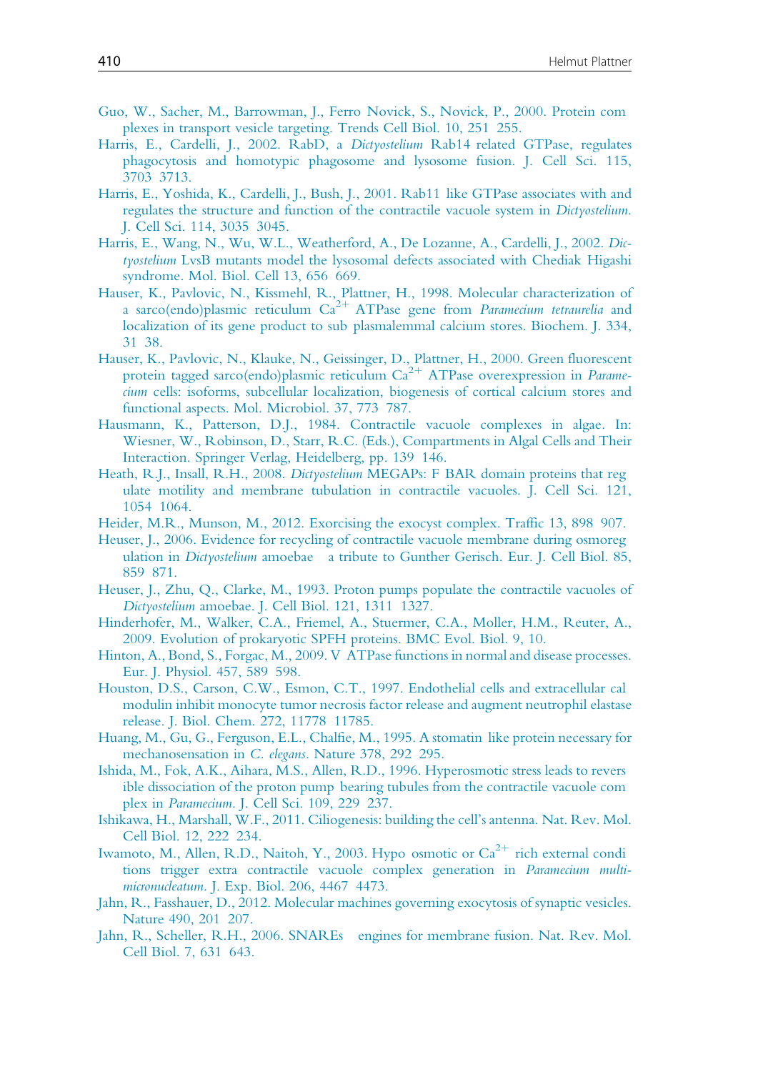Guo, W., Sacher, M., Barrowman, J., Ferro Novick, S., Novick, P., 2000. Protein complexes in transport vesicle targeting. Trends Cell Biol. 10, 251 255.

Harris, E., Cardelli, J., 2002. RabD, a *Dictyostelium* Rab14 related GTPase, regulates phagocytosis and homotypic phagosome and lysosome fusion. J. Cell Sci. 115, 3703 3713.

Harris, E., Yoshida, K., Cardelli, J., Bush, J., 2001. Rab11 like GTPase associates with and regulates the structure and function of the contractile vacuole system in *Dictyostelium*. J. Cell Sci. 114, 3035 3045.

Harris, E., Wang, N., Wu, W.L., Weatherford, A., De Lozanne, A., Cardelli, J., 2002. *Dictyostelium* LvsB mutants model the lysosomal defects associated with Chediak Higashi syndrome. Mol. Biol. Cell 13, 656 669.

Hauser, K., Pavlovic, N., Kissmehl, R., Plattner, H., 1998. Molecular characterization of a sarco(endo)plasmic reticulum $Ca^{2+}$ ATPase gene from *Paramecium tetraurelia* and localization of its gene product to sub plasmalemmal calcium stores. Biochem. J. 334, 31 38.

Hauser, K., Pavlovic, N., Klauke, N., Geissinger, D., Plattner, H., 2000. Green fluorescent protein tagged sarco(endo)plasmic reticulum $Ca^{2+}$ ATPase overexpression in *Paramecium* cells: isoforms, subcellular localization, biogenesis of cortical calcium stores and functional aspects. Mol. Microbiol. 37, 773 787.

Hausmann, K., Patterson, D.J., 1984. Contractile vacuole complexes in algae. In: Wiesner, W., Robinson, D., Starr, R.C. (Eds.), Compartments in Algal Cells and Their Interaction. Springer Verlag, Heidelberg, pp. 139 146.

Heath, R.J., Insall, R.H., 2008. *Dictyostelium* MEGAPs: F BAR domain proteins that regulate motility and membrane tubulation in contractile vacuoles. J. Cell Sci. 121, 1054 1064.

Heider, M.R., Munson, M., 2012. Exorcising the exocyst complex. Traffic 13, 898 907.

Heuser, J., 2006. Evidence for recycling of contractile vacuole membrane during osmoregulation in *Dictyostelium* amoebae a tribute to Gunther Gerisch. Eur. J. Cell Biol. 85, 859 871.

Heuser, J., Zhu, Q., Clarke, M., 1993. Proton pumps populate the contractile vacuoles of *Dictyostelium* amoebae. J. Cell Biol. 121, 1311 1327.

Hinderhofer, M., Walker, C.A., Friemel, A., Stuermer, C.A., Moller, H.M., Reuter, A., 2009. Evolution of prokaryotic SPFH proteins. BMC Evol. Biol. 9, 10.

Hinton, A., Bond, S., Forgac, M., 2009. V ATPase functions in normal and disease processes. Eur. J. Physiol. 457, 589 598.

Houston, D.S., Carson, C.W., Esmon, C.T., 1997. Endothelial cells and extracellular calmodulin inhibit monocyte tumor necrosis factor release and augment neutrophil elastase release. J. Biol. Chem. 272, 11778 11785.

Huang, M., Gu, G., Ferguson, E.L., Chalfie, M., 1995. A stomatin like protein necessary for mechanosensation in *C. elegans*. Nature 378, 292 295.

Ishida, M., Fok, A.K., Aihara, M.S., Allen, R.D., 1996. Hyperosmotic stress leads to reversible dissociation of the proton pump bearing tubules from the contractile vacuole complex in *Paramecium*. J. Cell Sci. 109, 229 237.

Ishikawa, H., Marshall, W.F., 2011. Ciliogenesis: building the cell's antenna. Nat. Rev. Mol. Cell Biol. 12, 222 234.

Iwamoto, M., Allen, R.D., Naitoh, Y., 2003. Hypo osmotic or $Ca^{2+}$ rich external conditions trigger extra contractile vacuole complex generation in *Paramecium multimicronucleatum*. J. Exp. Biol. 206, 4467 4473.

Jahn, R., Fasshauer, D., 2012. Molecular machines governing exocytosis of synaptic vesicles. Nature 490, 201 207.

Jahn, R., Scheller, R.H., 2006. SNAREs engines for membrane fusion. Nat. Rev. Mol. Cell Biol. 7, 631 643.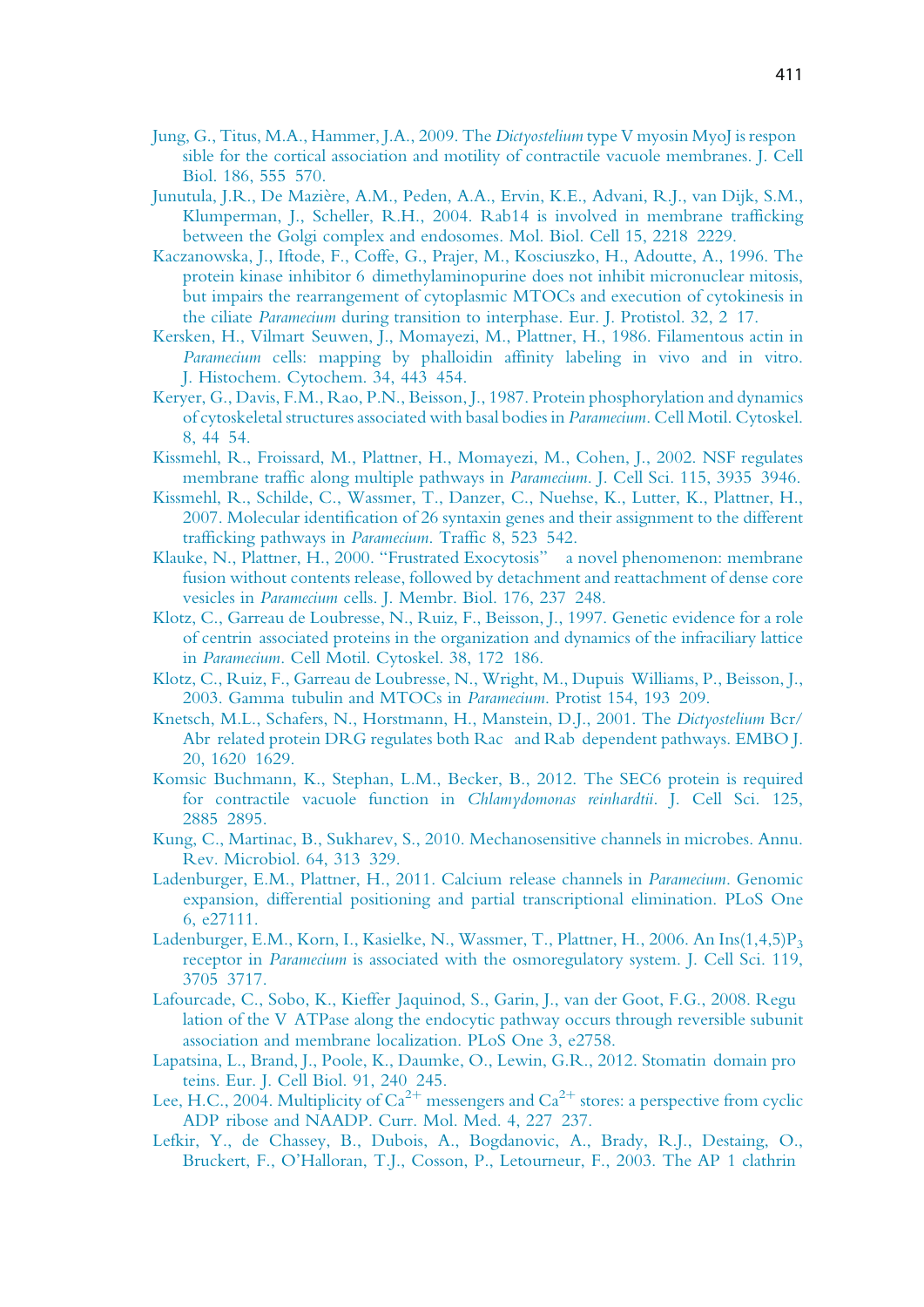Jung, G., Titus, M.A., Hammer, J.A., 2009. The *Dictyostelium* type V myosin MyoJ is respon sible for the cortical association and motility of contractile vacuole membranes. J. Cell Biol. 186, 555 570.

Junutula, J.R., De Mazière, A.M., Peden, A.A., Ervin, K.E., Advani, R.J., van Dijk, S.M., Klumperman, J., Scheller, R.H., 2004. Rab14 is involved in membrane trafficking between the Golgi complex and endosomes. Mol. Biol. Cell 15, 2218 2229.

Kaczanowska, J., Iftode, F., Coffe, G., Prajer, M., Kosciuszko, H., Adoutte, A., 1996. The protein kinase inhibitor 6 dimethylaminopurine does not inhibit micronuclear mitosis, but impairs the rearrangement of cytoplasmic MTOCs and execution of cytokinesis in the ciliate *Paramecium* during transition to interphase. Eur. J. Protistol. 32, 2 17.

Kersken, H., Vilmart Seuwen, J., Momayezi, M., Plattner, H., 1986. Filamentous actin in *Paramecium* cells: mapping by phalloidin affinity labeling in vivo and in vitro. J. Histochem. Cytochem. 34, 443 454.

Keryer, G., Davis, F.M., Rao, P.N., Beisson, J., 1987. Protein phosphorylation and dynamics of cytoskeletal structures associated with basal bodies in *Paramecium*. Cell Motil. Cytoskel. 8, 44 54.

Kissmehl, R., Froissard, M., Plattner, H., Momayezi, M., Cohen, J., 2002. NSF regulates membrane traffic along multiple pathways in *Paramecium*. J. Cell Sci. 115, 3935 3946.

Kissmehl, R., Schilde, C., Wassmer, T., Danzer, C., Nuehse, K., Lutter, K., Plattner, H., 2007. Molecular identification of 26 syntaxin genes and their assignment to the different trafficking pathways in *Paramecium*. Traffic 8, 523 542.

Klauke, N., Plattner, H., 2000. "Frustrated Exocytosis" a novel phenomenon: membrane fusion without contents release, followed by detachment and reattachment of dense core vesicles in *Paramecium* cells. J. Membr. Biol. 176, 237 248.

Klotz, C., Garreau de Loubresse, N., Ruiz, F., Beisson, J., 1997. Genetic evidence for a role of centrin associated proteins in the organization and dynamics of the infraciliary lattice in *Paramecium*. Cell Motil. Cytoskel. 38, 172 186.

Klotz, C., Ruiz, F., Garreau de Loubresse, N., Wright, M., Dupuis Williams, P., Beisson, J., 2003. Gamma tubulin and MTOCs in *Paramecium*. Protist 154, 193 209.

Knetsch, M.L., Schafers, N., Horstmann, H., Manstein, D.J., 2001. The *Dictyostelium* Bcr/Abr related protein DRG regulates both Rac and Rab dependent pathways. EMBO J. 20, 1620 1629.

Komsic Buchmann, K., Stephan, L.M., Becker, B., 2012. The SEC6 protein is required for contractile vacuole function in *Chlamydomonas reinhardtii*. J. Cell Sci. 125, 2885 2895.

Kung, C., Martinac, B., Sukharev, S., 2010. Mechanosensitive channels in microbes. Annu. Rev. Microbiol. 64, 313 329.

Ladenburger, E.M., Plattner, H., 2011. Calcium release channels in *Paramecium*. Genomic expansion, differential positioning and partial transcriptional elimination. PLoS One 6, e27111.

Ladenburger, E.M., Korn, I., Kasielke, N., Wassmer, T., Plattner, H., 2006. An Ins(1,4,5)$P_3$ receptor in *Paramecium* is associated with the osmoregulatory system. J. Cell Sci. 119, 3705 3717.

Lafourcade, C., Sobo, K., Kieffer Jaquinod, S., Garin, J., van der Goot, F.G., 2008. Regu lation of the V ATPase along the endocytic pathway occurs through reversible subunit association and membrane localization. PLoS One 3, e2758.

Lapatsina, L., Brand, J., Poole, K., Daumke, O., Lewin, G.R., 2012. Stomatin domain pro teins. Eur. J. Cell Biol. 91, 240 245.

Lee, H.C., 2004. Multiplicity of $Ca^{2+}$ messengers and $Ca^{2+}$ stores: a perspective from cyclic ADP ribose and NAADP. Curr. Mol. Med. 4, 227 237.

Lefkir, Y., de Chassey, B., Dubois, A., Bogdanovic, A., Brady, R.J., Destaing, O., Bruckert, F., O'Halloran, T.J., Cosson, P., Letourneur, F., 2003. The AP 1 clathrin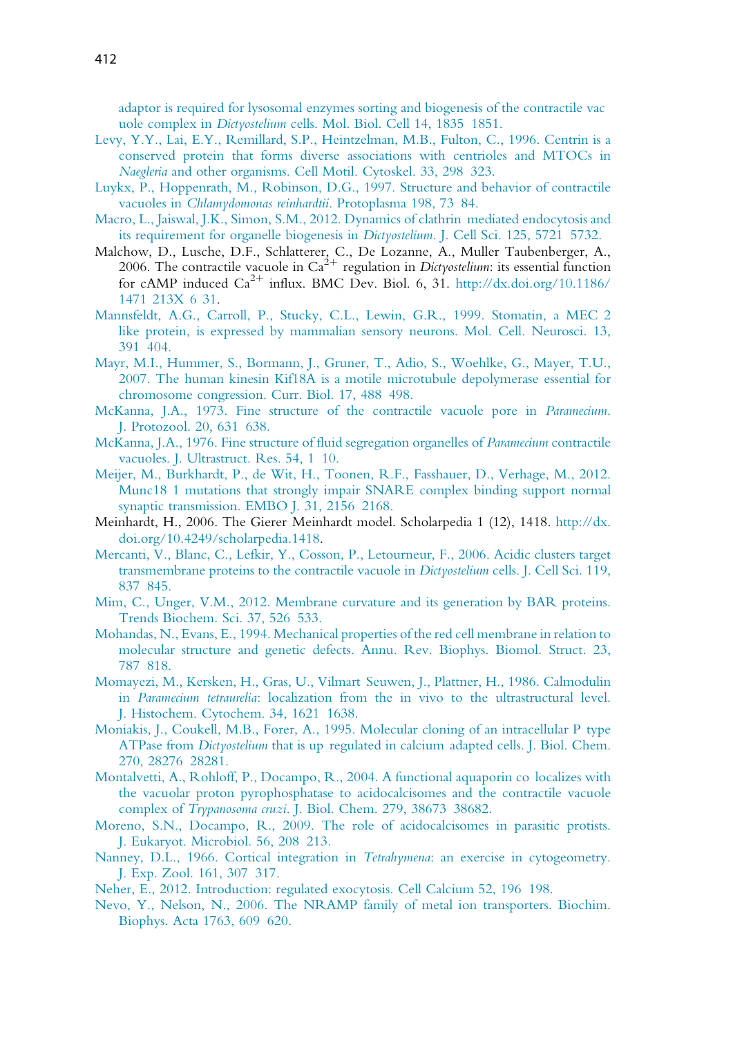adaptor is required for lysosomal enzymes sorting and biogenesis of the contractile vacuole complex in *Dictyostelium* cells. Mol. Biol. Cell 14, 1835 1851.

Levy, Y.Y., Lai, E.Y., Remillard, S.P., Heintzelman, M.B., Fulton, C., 1996. Centrin is a conserved protein that forms diverse associations with centrioles and MTOCs in *Naegleria* and other organisms. Cell Motil. Cytoskel. 33, 298 323.

Luykx, P., Hoppenrath, M., Robinson, D.G., 1997. Structure and behavior of contractile vacuoles in *Chlamydomonas reinhardtii*. Protoplasma 198, 73 84.

Macro, L., Jaiswal, J.K., Simon, S.M., 2012. Dynamics of clathrin mediated endocytosis and its requirement for organelle biogenesis in *Dictyostelium*. J. Cell Sci. 125, 5721 5732.

Malchow, D., Lusche, D.F., Schlatterer, C., De Lozanne, A., Muller Taubenberger, A., 2006. The contractile vacuole in $Ca^{2+}$ regulation in *Dictyostelium*: its essential function for cAMP induced $Ca^{2+}$ influx. BMC Dev. Biol. 6, 31. http://dx.doi.org/10.1186/1471 213X 6 31.

Mannsfeldt, A.G., Carroll, P., Stucky, C.L., Lewin, G.R., 1999. Stomatin, a MEC 2 like protein, is expressed by mammalian sensory neurons. Mol. Cell. Neurosci. 13, 391 404.

Mayr, M.I., Hummer, S., Bormann, J., Gruner, T., Adio, S., Woehlke, G., Mayer, T.U., 2007. The human kinesin Kif18A is a motile microtubule depolymerase essential for chromosome congression. Curr. Biol. 17, 488 498.

McKanna, J.A., 1973. Fine structure of the contractile vacuole pore in *Paramecium*. J. Protozool. 20, 631 638.

McKanna, J.A., 1976. Fine structure of fluid segregation organelles of *Paramecium* contractile vacuoles. J. Ultrastruct. Res. 54, 1 10.

Meijer, M., Burkhardt, P., de Wit, H., Toonen, R.F., Fasshauer, D., Verhage, M., 2012. Munc18 1 mutations that strongly impair SNARE complex binding support normal synaptic transmission. EMBO J. 31, 2156 2168.

Meinhardt, H., 2006. The Gierer Meinhardt model. Scholarpedia 1 (12), 1418. http://dx.doi.org/10.4249/scholarpedia.1418.

Mercanti, V., Blanc, C., Lefkir, Y., Cosson, P., Letourneur, F., 2006. Acidic clusters target transmembrane proteins to the contractile vacuole in *Dictyostelium* cells. J. Cell Sci. 119, 837 845.

Mim, C., Unger, V.M., 2012. Membrane curvature and its generation by BAR proteins. Trends Biochem. Sci. 37, 526 533.

Mohandas, N., Evans, E., 1994. Mechanical properties of the red cell membrane in relation to molecular structure and genetic defects. Annu. Rev. Biophys. Biomol. Struct. 23, 787 818.

Momayezi, M., Kersken, H., Gras, U., Vilmart Seuwen, J., Plattner, H., 1986. Calmodulin in *Paramecium tetraurelia*: localization from the in vivo to the ultrastructural level. J. Histochem. Cytochem. 34, 1621 1638.

Moniakis, J., Coukell, M.B., Forer, A., 1995. Molecular cloning of an intracellular P type ATPase from *Dictyostelium* that is up regulated in calcium adapted cells. J. Biol. Chem. 270, 28276 28281.

Montalvetti, A., Rohloff, P., Docampo, R., 2004. A functional aquaporin co localizes with the vacuolar proton pyrophosphatase to acidocalcisomes and the contractile vacuole complex of *Trypanosoma cruzi*. J. Biol. Chem. 279, 38673 38682.

Moreno, S.N., Docampo, R., 2009. The role of acidocalcisomes in parasitic protists. J. Eukaryot. Microbiol. 56, 208 213.

Nanney, D.L., 1966. Cortical integration in *Tetrahymena*: an exercise in cytogeometry. J. Exp. Zool. 161, 307 317.

Neher, E., 2012. Introduction: regulated exocytosis. Cell Calcium 52, 196 198.

Nevo, Y., Nelson, N., 2006. The NRAMP family of metal ion transporters. Biochim. Biophys. Acta 1763, 609 620.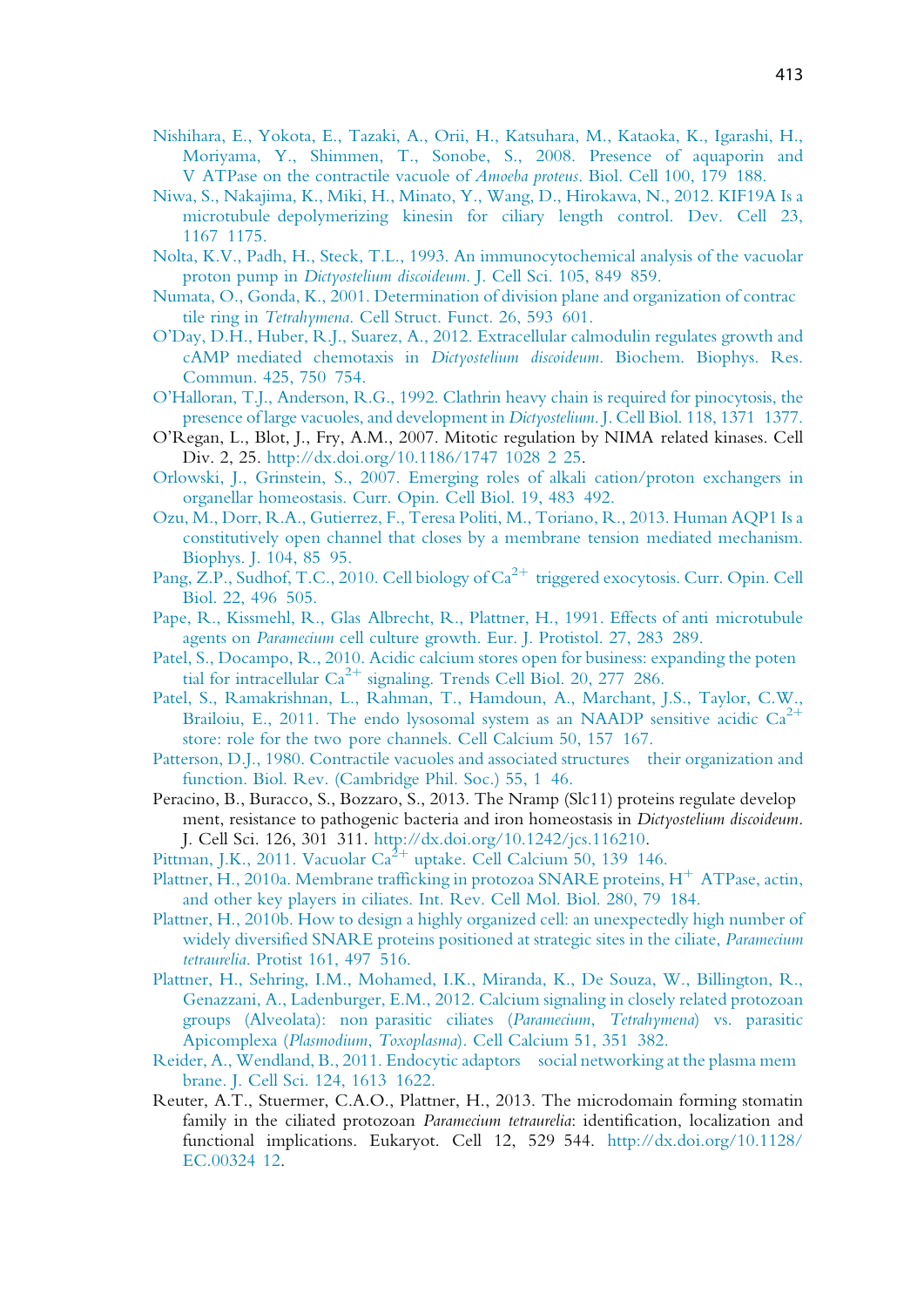Nishihara, E., Yokota, E., Tazaki, A., Orii, H., Katsuhara, M., Kataoka, K., Igarashi, H., Moriyama, Y., Shimmen, T., Sonobe, S., 2008. Presence of aquaporin and V ATPase on the contractile vacuole of *Amoeba proteus*. Biol. Cell 100, 179 188.

Niwa, S., Nakajima, K., Miki, H., Minato, Y., Wang, D., Hirokawa, N., 2012. KIF19A Is a microtubule depolymerizing kinesin for ciliary length control. Dev. Cell 23, 1167 1175.

Nolta, K.V., Padh, H., Steck, T.L., 1993. An immunocytochemical analysis of the vacuolar proton pump in *Dictyostelium discoideum*. J. Cell Sci. 105, 849 859.

Numata, O., Gonda, K., 2001. Determination of division plane and organization of contrac tile ring in *Tetrahymena*. Cell Struct. Funct. 26, 593 601.

O'Day, D.H., Huber, R.J., Suarez, A., 2012. Extracellular calmodulin regulates growth and cAMP mediated chemotaxis in *Dictyostelium discoideum*. Biochem. Biophys. Res. Commun. 425, 750 754.

O'Halloran, T.J., Anderson, R.G., 1992. Clathrin heavy chain is required for pinocytosis, the presence of large vacuoles, and development in *Dictyostelium*. J. Cell Biol. 118, 1371 1377.

O'Regan, L., Blot, J., Fry, A.M., 2007. Mitotic regulation by NIMA related kinases. Cell Div. 2, 25. http://dx.doi.org/10.1186/1747 1028 2 25.

Orlowski, J., Grinstein, S., 2007. Emerging roles of alkali cation/proton exchangers in organellar homeostasis. Curr. Opin. Cell Biol. 19, 483 492.

Ozu, M., Dorr, R.A., Gutierrez, F., Teresa Politi, M., Toriano, R., 2013. Human AQP1 Is a constitutively open channel that closes by a membrane tension mediated mechanism. Biophys. J. 104, 85 95.

Pang, Z.P., Sudhof, T.C., 2010. Cell biology of $Ca^{2+}$ triggered exocytosis. Curr. Opin. Cell Biol. 22, 496 505.

Pape, R., Kissmehl, R., Glas Albrecht, R., Plattner, H., 1991. Effects of anti microtubule agents on *Paramecium* cell culture growth. Eur. J. Protistol. 27, 283 289.

Patel, S., Docampo, R., 2010. Acidic calcium stores open for business: expanding the poten tial for intracellular $Ca^{2+}$ signaling. Trends Cell Biol. 20, 277 286.

Patel, S., Ramakrishnan, L., Rahman, T., Hamdoun, A., Marchant, J.S., Taylor, C.W., Brailoiu, E., 2011. The endo lysosomal system as an NAADP sensitive acidic $Ca^{2+}$ store: role for the two pore channels. Cell Calcium 50, 157 167.

Patterson, D.J., 1980. Contractile vacuoles and associated structures their organization and function. Biol. Rev. (Cambridge Phil. Soc.) 55, 1 46.

Peracino, B., Buracco, S., Bozzaro, S., 2013. The Nramp (Slc11) proteins regulate develop ment, resistance to pathogenic bacteria and iron homeostasis in *Dictyostelium discoideum*. J. Cell Sci. 126, 301 311. http://dx.doi.org/10.1242/jcs.116210.

Pittman, J.K., 2011. Vacuolar $Ca^{2+}$ uptake. Cell Calcium 50, 139 146.

Plattner, H., 2010a. Membrane trafficking in protozoa SNARE proteins, $H^{+}$ ATPase, actin, and other key players in ciliates. Int. Rev. Cell Mol. Biol. 280, 79 184.

Plattner, H., 2010b. How to design a highly organized cell: an unexpectedly high number of widely diversified SNARE proteins positioned at strategic sites in the ciliate, *Paramecium tetraurelia*. Protist 161, 497 516.

Plattner, H., Sehring, I.M., Mohamed, I.K., Miranda, K., De Souza, W., Billington, R., Genazzani, A., Ladenburger, E.M., 2012. Calcium signaling in closely related protozoan groups (Alveolata): non parasitic ciliates (*Paramecium*, *Tetrahymena*) vs. parasitic Apicomplexa (*Plasmodium*, *Toxoplasma*). Cell Calcium 51, 351 382.

Reider, A., Wendland, B., 2011. Endocytic adaptors social networking at the plasma mem brane. J. Cell Sci. 124, 1613 1622.

Reuter, A.T., Stuermer, C.A.O., Plattner, H., 2013. The microdomain forming stomatin family in the ciliated protozoan *Paramecium tetraurelia*: identification, localization and functional implications. Eukaryot. Cell 12, 529 544. http://dx.doi.org/10.1128/EC.00324 12.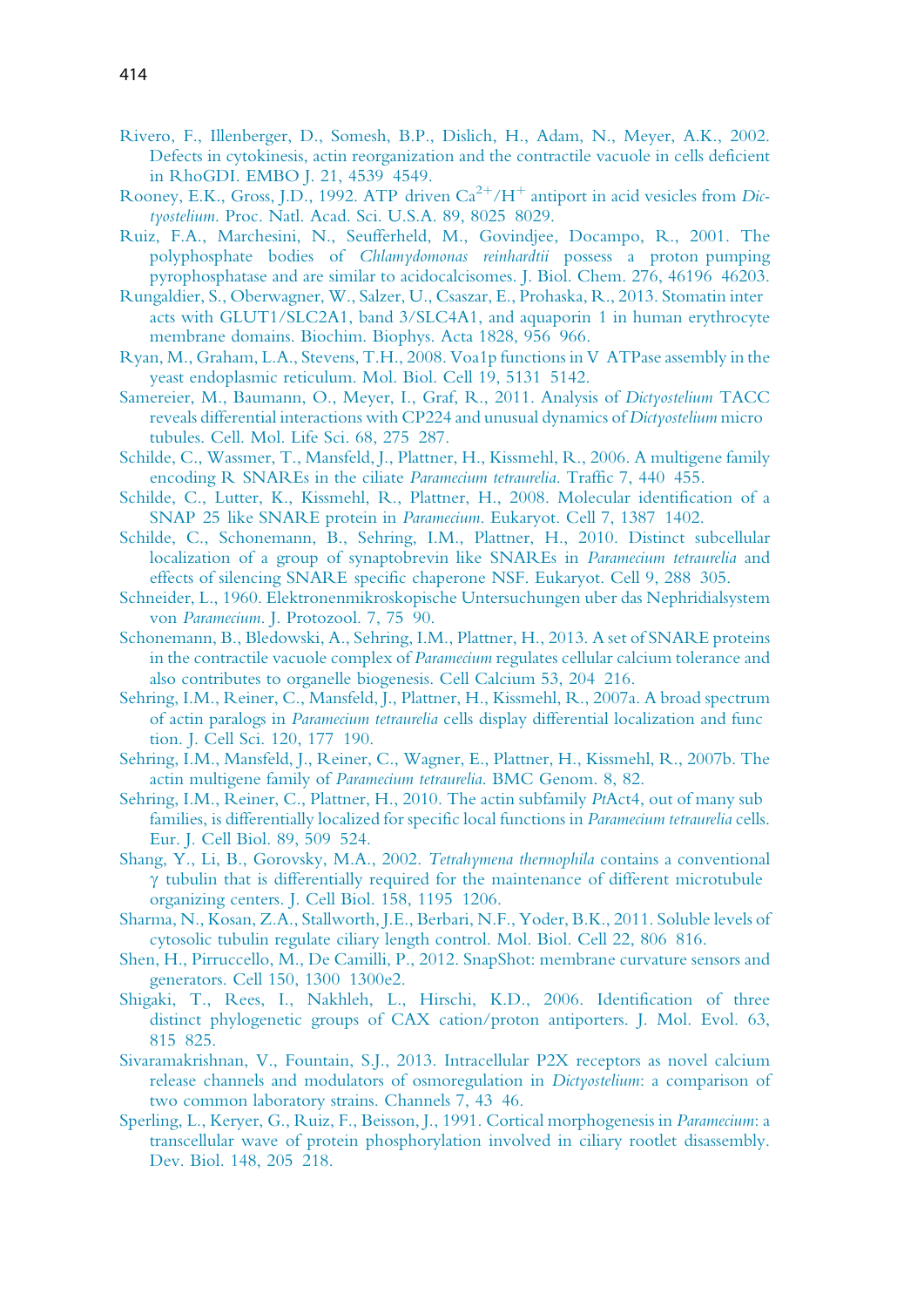Rivero, F., Illenberger, D., Somesh, B.P., Dislich, H., Adam, N., Meyer, A.K., 2002. Defects in cytokinesis, actin reorganization and the contractile vacuole in cells deficient in RhoGDI. EMBO J. 21, 4539 4549.

Rooney, E.K., Gross, J.D., 1992. ATP driven $Ca^{2+}/H^{+}$ antiport in acid vesicles from *Dictyostelium*. Proc. Natl. Acad. Sci. U.S.A. 89, 8025 8029.

Ruiz, F.A., Marchesini, N., Seufferheld, M., Govindjee, Docampo, R., 2001. The polyphosphate bodies of *Chlamydomonas reinhardtii* possess a proton pumping pyrophosphatase and are similar to acidocalcisomes. J. Biol. Chem. 276, 46196 46203.

Rungaldier, S., Oberwagner, W., Salzer, U., Csaszar, E., Prohaska, R., 2013. Stomatin interacts with GLUT1/SLC2A1, band 3/SLC4A1, and aquaporin 1 in human erythrocyte membrane domains. Biochim. Biophys. Acta 1828, 956 966.

Ryan, M., Graham, L.A., Stevens, T.H., 2008. Voa1p functions in V ATPase assembly in the yeast endoplasmic reticulum. Mol. Biol. Cell 19, 5131 5142.

Samereier, M., Baumann, O., Meyer, I., Graf, R., 2011. Analysis of *Dictyostelium* TACC reveals differential interactions with CP224 and unusual dynamics of *Dictyostelium* microtubules. Cell. Mol. Life Sci. 68, 275 287.

Schilde, C., Wassmer, T., Mansfeld, J., Plattner, H., Kissmehl, R., 2006. A multigene family encoding R SNAREs in the ciliate *Paramecium tetraurelia*. Traffic 7, 440 455.

Schilde, C., Lutter, K., Kissmehl, R., Plattner, H., 2008. Molecular identification of a SNAP 25 like SNARE protein in *Paramecium*. Eukaryot. Cell 7, 1387 1402.

Schilde, C., Schonemann, B., Sehring, I.M., Plattner, H., 2010. Distinct subcellular localization of a group of synaptobrevin like SNAREs in *Paramecium tetraurelia* and effects of silencing SNARE specific chaperone NSF. Eukaryot. Cell 9, 288 305.

Schneider, L., 1960. Elektronenmikroskopische Untersuchungen uber das Nephridialsystem von *Paramecium*. J. Protozool. 7, 75 90.

Schonemann, B., Bledowski, A., Sehring, I.M., Plattner, H., 2013. A set of SNARE proteins in the contractile vacuole complex of *Paramecium* regulates cellular calcium tolerance and also contributes to organelle biogenesis. Cell Calcium 53, 204 216.

Sehring, I.M., Reiner, C., Mansfeld, J., Plattner, H., Kissmehl, R., 2007a. A broad spectrum of actin paralogs in *Paramecium tetraurelia* cells display differential localization and function. J. Cell Sci. 120, 177 190.

Sehring, I.M., Mansfeld, J., Reiner, C., Wagner, E., Plattner, H., Kissmehl, R., 2007b. The actin multigene family of *Paramecium tetraurelia*. BMC Genom. 8, 82.

Sehring, I.M., Reiner, C., Plattner, H., 2010. The actin subfamily *Pt*Act4, out of many subfamilies, is differentially localized for specific local functions in *Paramecium tetraurelia* cells. Eur. J. Cell Biol. 89, 509 524.

Shang, Y., Li, B., Gorovsky, M.A., 2002. *Tetrahymena thermophila* contains a conventional γ tubulin that is differentially required for the maintenance of different microtubule organizing centers. J. Cell Biol. 158, 1195 1206.

Sharma, N., Kosan, Z.A., Stallworth, J.E., Berbari, N.F., Yoder, B.K., 2011. Soluble levels of cytosolic tubulin regulate ciliary length control. Mol. Biol. Cell 22, 806 816.

Shen, H., Pirruccello, M., De Camilli, P., 2012. SnapShot: membrane curvature sensors and generators. Cell 150, 1300 1300e2.

Shigaki, T., Rees, I., Nakhleh, L., Hirschi, K.D., 2006. Identification of three distinct phylogenetic groups of CAX cation/proton antiporters. J. Mol. Evol. 63, 815 825.

Sivaramakrishnan, V., Fountain, S.J., 2013. Intracellular P2X receptors as novel calcium release channels and modulators of osmoregulation in *Dictyostelium*: a comparison of two common laboratory strains. Channels 7, 43 46.

Sperling, L., Keryer, G., Ruiz, F., Beisson, J., 1991. Cortical morphogenesis in *Paramecium*: a transcellular wave of protein phosphorylation involved in ciliary rootlet disassembly. Dev. Biol. 148, 205 218.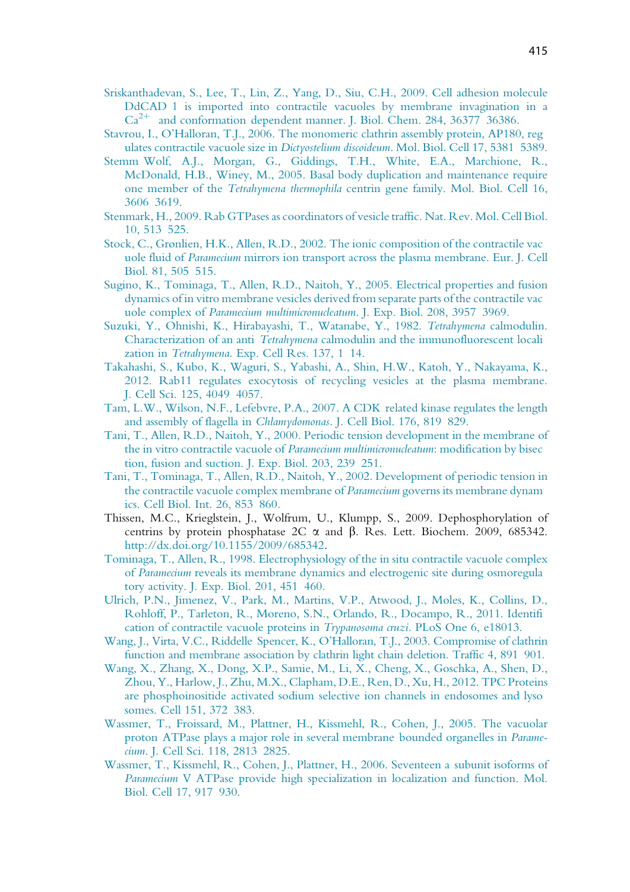Sriskanthadevan, S., Lee, T., Lin, Z., Yang, D., Siu, C.H., 2009. Cell adhesion molecule DdCAD 1 is imported into contractile vacuoles by membrane invagination in a $Ca^{2+}$ and conformation dependent manner. J. Biol. Chem. 284, 36377 36386.

Stavrou, I., O'Halloran, T.J., 2006. The monomeric clathrin assembly protein, AP180, regulates contractile vacuole size in *Dictyostelium discoideum*. Mol. Biol. Cell 17, 5381 5389.

Stemm Wolf, A.J., Morgan, G., Giddings, T.H., White, E.A., Marchione, R., McDonald, H.B., Winey, M., 2005. Basal body duplication and maintenance require one member of the *Tetrahymena thermophila* centrin gene family. Mol. Biol. Cell 16, 3606 3619.

Stenmark, H., 2009. Rab GTPases as coordinators of vesicle traffic. Nat. Rev. Mol. Cell Biol. 10, 513 525.

Stock, C., Grønlien, H.K., Allen, R.D., 2002. The ionic composition of the contractile vacuole fluid of *Paramecium* mirrors ion transport across the plasma membrane. Eur. J. Cell Biol. 81, 505 515.

Sugino, K., Tominaga, T., Allen, R.D., Naitoh, Y., 2005. Electrical properties and fusion dynamics of in vitro membrane vesicles derived from separate parts of the contractile vacuole complex of *Paramecium multimicronucleatum*. J. Exp. Biol. 208, 3957 3969.

Suzuki, Y., Ohnishi, K., Hirabayashi, T., Watanabe, Y., 1982. *Tetrahymena* calmodulin. Characterization of an anti *Tetrahymena* calmodulin and the immunofluorescent localization in *Tetrahymena*. Exp. Cell Res. 137, 1 14.

Takahashi, S., Kubo, K., Waguri, S., Yabashi, A., Shin, H.W., Katoh, Y., Nakayama, K., 2012. Rab11 regulates exocytosis of recycling vesicles at the plasma membrane. J. Cell Sci. 125, 4049 4057.

Tam, L.W., Wilson, N.F., Lefebvre, P.A., 2007. A CDK related kinase regulates the length and assembly of flagella in *Chlamydomonas*. J. Cell Biol. 176, 819 829.

Tani, T., Allen, R.D., Naitoh, Y., 2000. Periodic tension development in the membrane of the in vitro contractile vacuole of *Paramecium multimicronucleatum*: modification by bisection, fusion and suction. J. Exp. Biol. 203, 239 251.

Tani, T., Tominaga, T., Allen, R.D., Naitoh, Y., 2002. Development of periodic tension in the contractile vacuole complex membrane of *Paramecium* governs its membrane dynamics. Cell Biol. Int. 26, 853 860.

Thissen, M.C., Krieglstein, J., Wolfrum, U., Klumpp, S., 2009. Dephosphorylation of centrins by protein phosphatase 2C $\alpha$ and $\beta$. Res. Lett. Biochem. 2009, 685342. http://dx.doi.org/10.1155/2009/685342.

Tominaga, T., Allen, R., 1998. Electrophysiology of the in situ contractile vacuole complex of *Paramecium* reveals its membrane dynamics and electrogenic site during osmoregulatory activity. J. Exp. Biol. 201, 451 460.

Ulrich, P.N., Jimenez, V., Park, M., Martins, V.P., Atwood, J., Moles, K., Collins, D., Rohloff, P., Tarleton, R., Moreno, S.N., Orlando, R., Docampo, R., 2011. Identification of contractile vacuole proteins in *Trypanosoma cruzi*. PLoS One 6, e18013.

Wang, J., Virta, V.C., Riddelle Spencer, K., O'Halloran, T.J., 2003. Compromise of clathrin function and membrane association by clathrin light chain deletion. Traffic 4, 891 901.

Wang, X., Zhang, X., Dong, X.P., Samie, M., Li, X., Cheng, X., Goschka, A., Shen, D., Zhou, Y., Harlow, J., Zhu, M.X., Clapham, D.E., Ren, D., Xu, H., 2012. TPC Proteins are phosphoinositide activated sodium selective ion channels in endosomes and lysosomes. Cell 151, 372 383.

Wassmer, T., Froissard, M., Plattner, H., Kissmehl, R., Cohen, J., 2005. The vacuolar proton ATPase plays a major role in several membrane bounded organelles in *Paramecium*. J. Cell Sci. 118, 2813 2825.

Wassmer, T., Kissmehl, R., Cohen, J., Plattner, H., 2006. Seventeen a subunit isoforms of *Paramecium* V ATPase provide high specialization in localization and function. Mol. Biol. Cell 17, 917 930.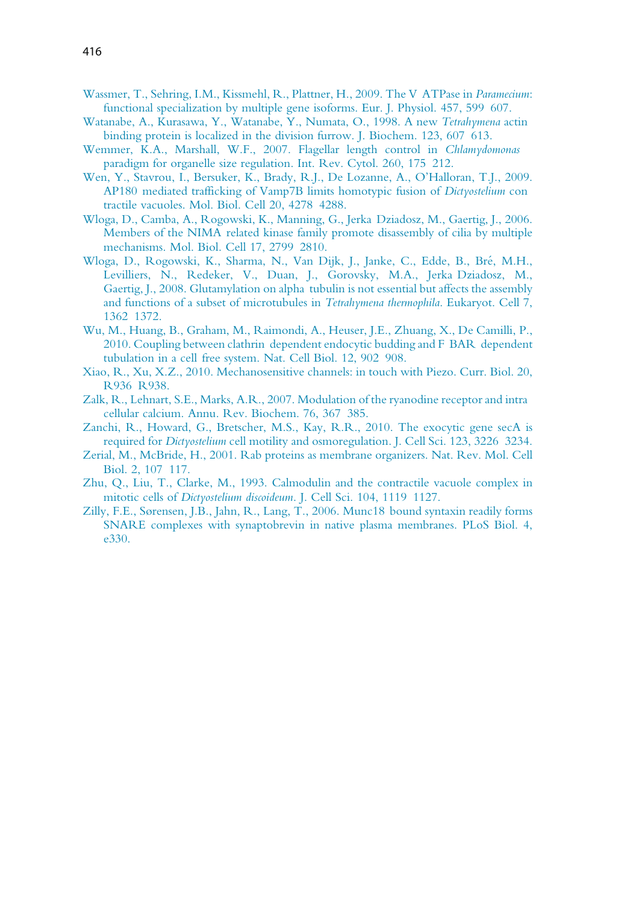Wassmer, T., Sehring, I.M., Kissmehl, R., Plattner, H., 2009. The V ATPase in *Paramecium*: functional specialization by multiple gene isoforms. Eur. J. Physiol. 457, 599 607.

Watanabe, A., Kurasawa, Y., Watanabe, Y., Numata, O., 1998. A new *Tetrahymena* actin binding protein is localized in the division furrow. J. Biochem. 123, 607 613.

Wemmer, K.A., Marshall, W.F., 2007. Flagellar length control in *Chlamydomonas* paradigm for organelle size regulation. Int. Rev. Cytol. 260, 175 212.

Wen, Y., Stavrou, I., Bersuker, K., Brady, R.J., De Lozanne, A., O'Halloran, T.J., 2009. AP180 mediated trafficking of Vamp7B limits homotypic fusion of *Dictyostelium* con tractile vacuoles. Mol. Biol. Cell 20, 4278 4288.

Wloga, D., Camba, A., Rogowski, K., Manning, G., Jerka Dziadosz, M., Gaertig, J., 2006. Members of the NIMA related kinase family promote disassembly of cilia by multiple mechanisms. Mol. Biol. Cell 17, 2799 2810.

Wloga, D., Rogowski, K., Sharma, N., Van Dijk, J., Janke, C., Edde, B., Bré, M.H., Levilliers, N., Redeker, V., Duan, J., Gorovsky, M.A., Jerka Dziadosz, M., Gaertig, J., 2008. Glutamylation on alpha tubulin is not essential but affects the assembly and functions of a subset of microtubules in *Tetrahymena thermophila*. Eukaryot. Cell 7, 1362 1372.

Wu, M., Huang, B., Graham, M., Raimondi, A., Heuser, J.E., Zhuang, X., De Camilli, P., 2010. Coupling between clathrin dependent endocytic budding and F BAR dependent tubulation in a cell free system. Nat. Cell Biol. 12, 902 908.

Xiao, R., Xu, X.Z., 2010. Mechanosensitive channels: in touch with Piezo. Curr. Biol. 20, R936 R938.

Zalk, R., Lehnart, S.E., Marks, A.R., 2007. Modulation of the ryanodine receptor and intra cellular calcium. Annu. Rev. Biochem. 76, 367 385.

Zanchi, R., Howard, G., Bretscher, M.S., Kay, R.R., 2010. The exocytic gene secA is required for *Dictyostelium* cell motility and osmoregulation. J. Cell Sci. 123, 3226 3234.

Zerial, M., McBride, H., 2001. Rab proteins as membrane organizers. Nat. Rev. Mol. Cell Biol. 2, 107 117.

Zhu, Q., Liu, T., Clarke, M., 1993. Calmodulin and the contractile vacuole complex in mitotic cells of *Dictyostelium discoideum*. J. Cell Sci. 104, 1119 1127.

Zilly, F.E., Sørensen, J.B., Jahn, R., Lang, T., 2006. Munc18 bound syntaxin readily forms SNARE complexes with synaptobrevin in native plasma membranes. PLoS Biol. 4, e330.